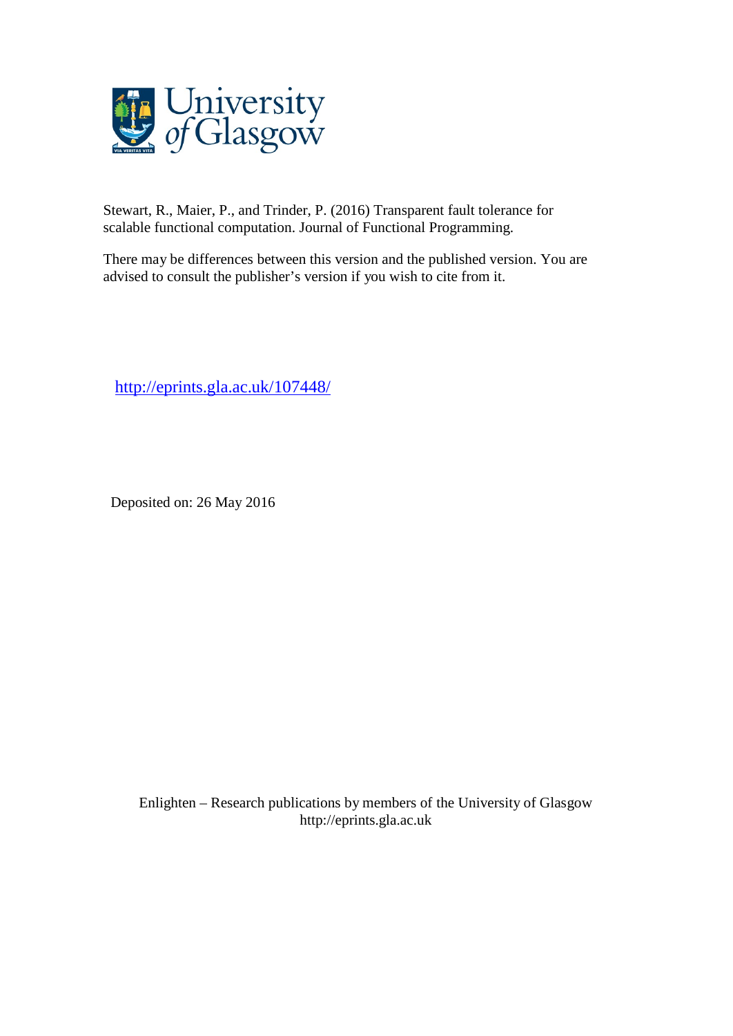University of Glasgow

Stewart, R., Maier, P., and Trinder, P. (2016) Transparent fault tolerance for scalable functional computation. Journal of Functional Programming.

There may be differences between this version and the published version. You are advised to consult the publisher's version if you wish to cite from it.

http://eprints.gla.ac.uk/107448/

Deposited on: 26 May 2016

Enlighten – Research publications by members of the University of Glasgow
http://eprints.gla.ac.uk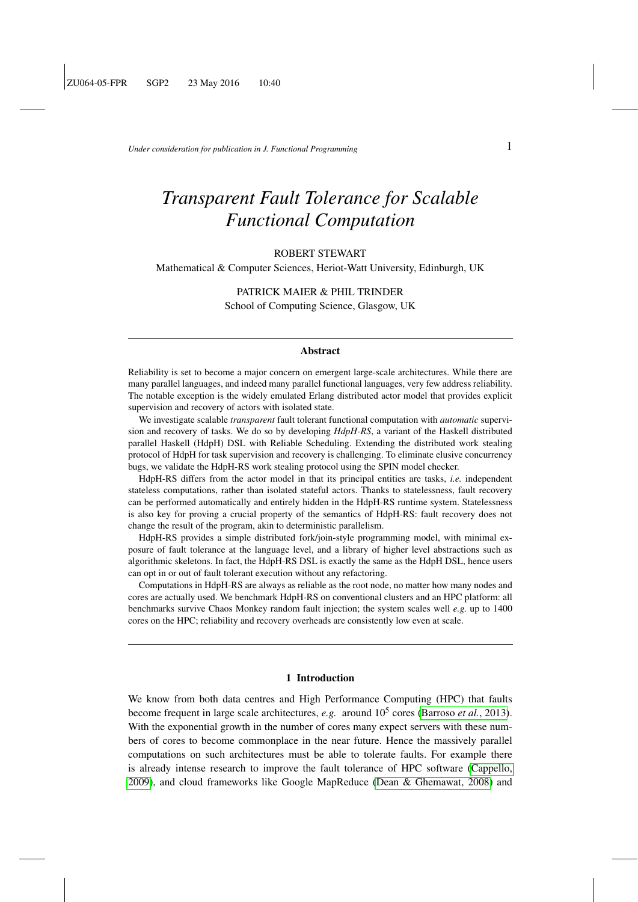# Transparent Fault Tolerance for Scalable Functional Computation

ROBERT STEWART

Mathematical & Computer Sciences, Heriot-Watt University, Edinburgh, UK

PATRICK MAIER & PHIL TRINDER

School of Computing Science, Glasgow, UK

## Abstract

Reliability is set to become a major concern on emergent large-scale architectures. While there are many parallel languages, and indeed many parallel functional languages, very few address reliability. The notable exception is the widely emulated Erlang distributed actor model that provides explicit supervision and recovery of actors with isolated state.

We investigate scalable *transparent* fault tolerant functional computation with *automatic* supervision and recovery of tasks. We do so by developing *HdpH-RS*, a variant of the Haskell distributed parallel Haskell (HdpH) DSL with Reliable Scheduling. Extending the distributed work stealing protocol of HdpH for task supervision and recovery is challenging. To eliminate elusive concurrency bugs, we validate the HdpH-RS work stealing protocol using the SPIN model checker.

HdpH-RS differs from the actor model in that its principal entities are tasks, *i.e.* independent stateless computations, rather than isolated stateful actors. Thanks to statelessness, fault recovery can be performed automatically and entirely hidden in the HdpH-RS runtime system. Statelessness is also key for proving a crucial property of the semantics of HdpH-RS: fault recovery does not change the result of the program, akin to deterministic parallelism.

HdpH-RS provides a simple distributed fork/join-style programming model, with minimal exposure of fault tolerance at the language level, and a library of higher level abstractions such as algorithmic skeletons. In fact, the HdpH-RS DSL is exactly the same as the HdpH DSL, hence users can opt in or out of fault tolerant execution without any refactoring.

Computations in HdpH-RS are always as reliable as the root node, no matter how many nodes and cores are actually used. We benchmark HdpH-RS on conventional clusters and an HPC platform: all benchmarks survive Chaos Monkey random fault injection; the system scales well *e.g.* up to 1400 cores on the HPC; reliability and recovery overheads are consistently low even at scale.

## 1 Introduction

We know from both data centres and High Performance Computing (HPC) that faults become frequent in large scale architectures, *e.g.* around $10^5$ cores (Barroso *et al.*, 2013). With the exponential growth in the number of cores many expect servers with these numbers of cores to become commonplace in the near future. Hence the massively parallel computations on such architectures must be able to tolerate faults. For example there is already intense research to improve the fault tolerance of HPC software (Cappello, 2009), and cloud frameworks like Google MapReduce (Dean & Ghemawat, 2008) and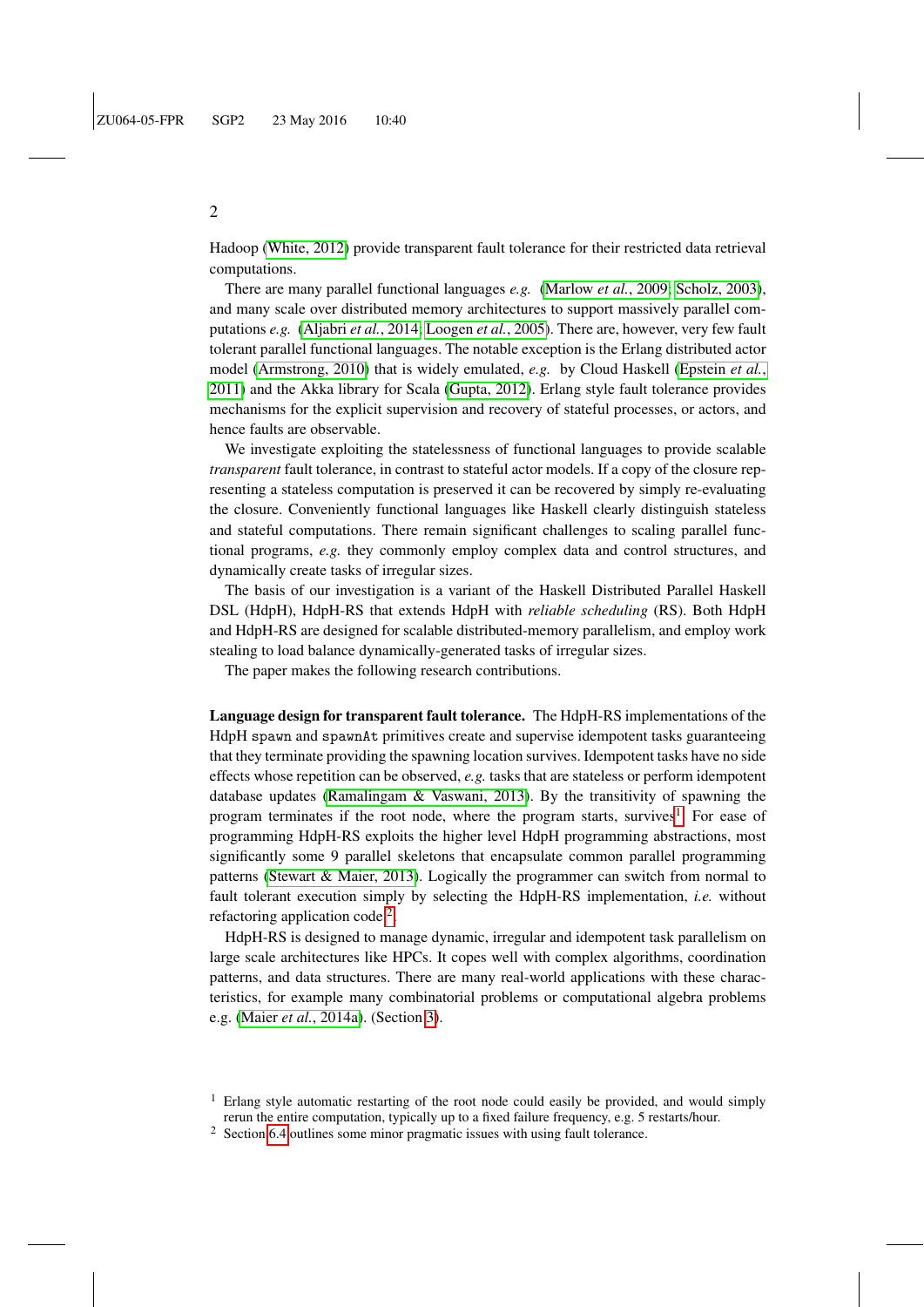Hadoop (White, 2012) provide transparent fault tolerance for their restricted data retrieval computations.

There are many parallel functional languages *e.g.* (Marlow *et al.*, 2009; Scholz, 2003), and many scale over distributed memory architectures to support massively parallel computations *e.g.* (Aljabri *et al.*, 2014; Loogen *et al.*, 2005). There are, however, very few fault tolerant parallel functional languages. The notable exception is the Erlang distributed actor model (Armstrong, 2010) that is widely emulated, *e.g.* by Cloud Haskell (Epstein *et al.*, 2011) and the Akka library for Scala (Gupta, 2012). Erlang style fault tolerance provides mechanisms for the explicit supervision and recovery of stateful processes, or actors, and hence faults are observable.

We investigate exploiting the statelessness of functional languages to provide scalable *transparent* fault tolerance, in contrast to stateful actor models. If a copy of the closure representing a stateless computation is preserved it can be recovered by simply re-evaluating the closure. Conveniently functional languages like Haskell clearly distinguish stateless and stateful computations. There remain significant challenges to scaling parallel functional programs, *e.g.* they commonly employ complex data and control structures, and dynamically create tasks of irregular sizes.

The basis of our investigation is a variant of the Haskell Distributed Parallel Haskell DSL (HdpH), HdpH-RS that extends HdpH with *reliable scheduling* (RS). Both HdpH and HdpH-RS are designed for scalable distributed-memory parallelism, and employ work stealing to load balance dynamically-generated tasks of irregular sizes.

The paper makes the following research contributions.

**Language design for transparent fault tolerance.** The HdpH-RS implementations of the HdpH `spawn` and `spawnAt` primitives create and supervise idempotent tasks guaranteeing that they terminate providing the spawning location survives. Idempotent tasks have no side effects whose repetition can be observed, *e.g.* tasks that are stateless or perform idempotent database updates (Ramalingam & Vaswani, 2013). By the transitivity of spawning the program terminates if the root node, where the program starts, survives[1]. For ease of programming HdpH-RS exploits the higher level HdpH programming abstractions, most significantly some 9 parallel skeletons that encapsulate common parallel programming patterns (Stewart & Maier, 2013). Logically the programmer can switch from normal to fault tolerant execution simply by selecting the HdpH-RS implementation, *i.e.* without refactoring application code[2].

HdpH-RS is designed to manage dynamic, irregular and idempotent task parallelism on large scale architectures like HPCs. It copes well with complex algorithms, coordination patterns, and data structures. There are many real-world applications with these characteristics, for example many combinatorial problems or computational algebra problems e.g. (Maier *et al.*, 2014a). (Section 3).

[1] Erlang style automatic restarting of the root node could easily be provided, and would simply rerun the entire computation, typically up to a fixed failure frequency, e.g. 5 restarts/hour.

[2] Section 6.4 outlines some minor pragmatic issues with using fault tolerance.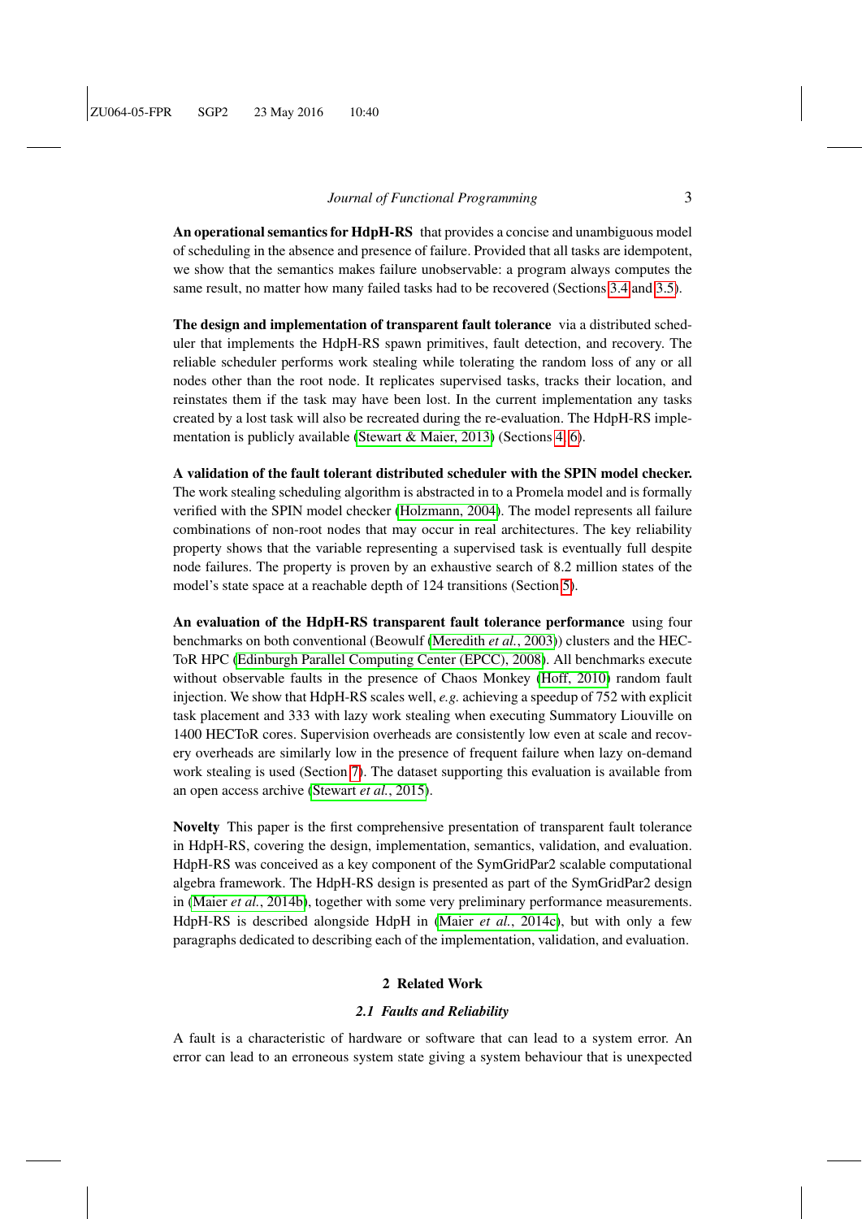**An operational semantics for HdpH-RS** that provides a concise and unambiguous model of scheduling in the absence and presence of failure. Provided that all tasks are idempotent, we show that the semantics makes failure unobservable: a program always computes the same result, no matter how many failed tasks had to be recovered (Sections 3.4 and 3.5).

**The design and implementation of transparent fault tolerance** via a distributed scheduler that implements the HdpH-RS spawn primitives, fault detection, and recovery. The reliable scheduler performs work stealing while tolerating the random loss of any or all nodes other than the root node. It replicates supervised tasks, tracks their location, and reinstates them if the task may have been lost. In the current implementation any tasks created by a lost task will also be recreated during the re-evaluation. The HdpH-RS implementation is publicly available (Stewart & Maier, 2013) (Sections 4–6).

**A validation of the fault tolerant distributed scheduler with the SPIN model checker.** The work stealing scheduling algorithm is abstracted in to a Promela model and is formally verified with the SPIN model checker (Holzmann, 2004). The model represents all failure combinations of non-root nodes that may occur in real architectures. The key reliability property shows that the variable representing a supervised task is eventually full despite node failures. The property is proven by an exhaustive search of 8.2 million states of the model's state space at a reachable depth of 124 transitions (Section 5).

**An evaluation of the HdpH-RS transparent fault tolerance performance** using four benchmarks on both conventional (Beowulf (Meredith *et al.*, 2003)) clusters and the HECToR HPC (Edinburgh Parallel Computing Center (EPCC), 2008). All benchmarks execute without observable faults in the presence of Chaos Monkey (Hoff, 2010) random fault injection. We show that HdpH-RS scales well, *e.g.* achieving a speedup of 752 with explicit task placement and 333 with lazy work stealing when executing Summatory Liouville on 1400 HECToR cores. Supervision overheads are consistently low even at scale and recovery overheads are similarly low in the presence of frequent failure when lazy on-demand work stealing is used (Section 7). The dataset supporting this evaluation is available from an open access archive (Stewart *et al.*, 2015).

**Novelty** This paper is the first comprehensive presentation of transparent fault tolerance in HdpH-RS, covering the design, implementation, semantics, validation, and evaluation. HdpH-RS was conceived as a key component of the SymGridPar2 scalable computational algebra framework. The HdpH-RS design is presented as part of the SymGridPar2 design in (Maier *et al.*, 2014b), together with some very preliminary performance measurements. HdpH-RS is described alongside HdpH in (Maier *et al.*, 2014c), but with only a few paragraphs dedicated to describing each of the implementation, validation, and evaluation.

## 2 Related Work

### *2.1 Faults and Reliability*

A fault is a characteristic of hardware or software that can lead to a system error. An error can lead to an erroneous system state giving a system behaviour that is unexpected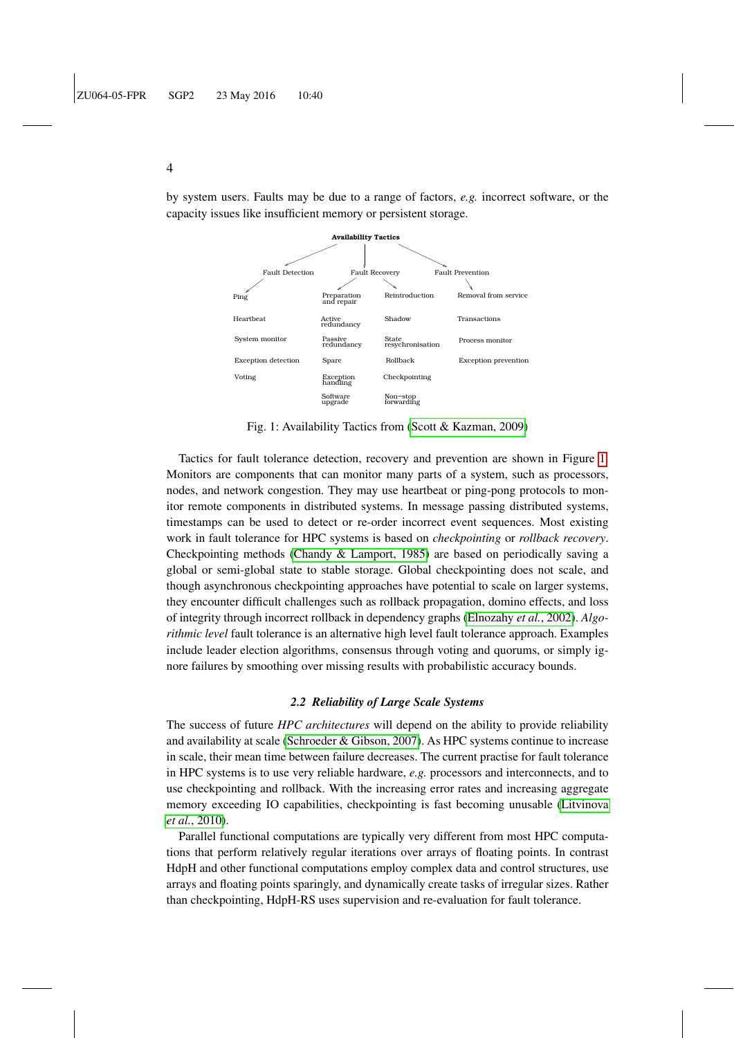by system users. Faults may be due to a range of factors, *e.g.* incorrect software, or the capacity issues like insufficient memory or persistent storage.

**Availability Tactics**

| Fault Detection | Fault Recovery | | Fault Prevention |
|---|---|---|---|
| | Preparation and repair | Reintroduction | |
| Ping | Active redundancy | Shadow | Removal from service |
| Heartbeat | Passive redundancy | State resynchronisation | Transactions |
| System monitor | Spare | Rollback | Process monitor |
| Exception detection | Exception handling | Checkpointing | Exception prevention |
| Voting | Software upgrade | Non-stop forwarding | |

Fig. 1: Availability Tactics from (Scott & Kazman, 2009)

Tactics for fault tolerance detection, recovery and prevention are shown in Figure 1. Monitors are components that can monitor many parts of a system, such as processors, nodes, and network congestion. They may use heartbeat or ping-pong protocols to monitor remote components in distributed systems. In message passing distributed systems, timestamps can be used to detect or re-order incorrect event sequences. Most existing work in fault tolerance for HPC systems is based on *checkpointing* or *rollback recovery*. Checkpointing methods (Chandy & Lamport, 1985) are based on periodically saving a global or semi-global state to stable storage. Global checkpointing does not scale, and though asynchronous checkpointing approaches have potential to scale on larger systems, they encounter difficult challenges such as rollback propagation, domino effects, and loss of integrity through incorrect rollback in dependency graphs (Elnozahy *et al.*, 2002). *Algorithmic level* fault tolerance is an alternative high level fault tolerance approach. Examples include leader election algorithms, consensus through voting and quorums, or simply ignore failures by smoothing over missing results with probabilistic accuracy bounds.

### *2.2 Reliability of Large Scale Systems*

The success of future *HPC architectures* will depend on the ability to provide reliability and availability at scale (Schroeder & Gibson, 2007). As HPC systems continue to increase in scale, their mean time between failure decreases. The current practise for fault tolerance in HPC systems is to use very reliable hardware, *e.g.* processors and interconnects, and to use checkpointing and rollback. With the increasing error rates and increasing aggregate memory exceeding IO capabilities, checkpointing is fast becoming unusable (Litvinova *et al.*, 2010).

Parallel functional computations are typically very different from most HPC computations that perform relatively regular iterations over arrays of floating points. In contrast HdpH and other functional computations employ complex data and control structures, use arrays and floating points sparingly, and dynamically create tasks of irregular sizes. Rather than checkpointing, HdpH-RS uses supervision and re-evaluation for fault tolerance.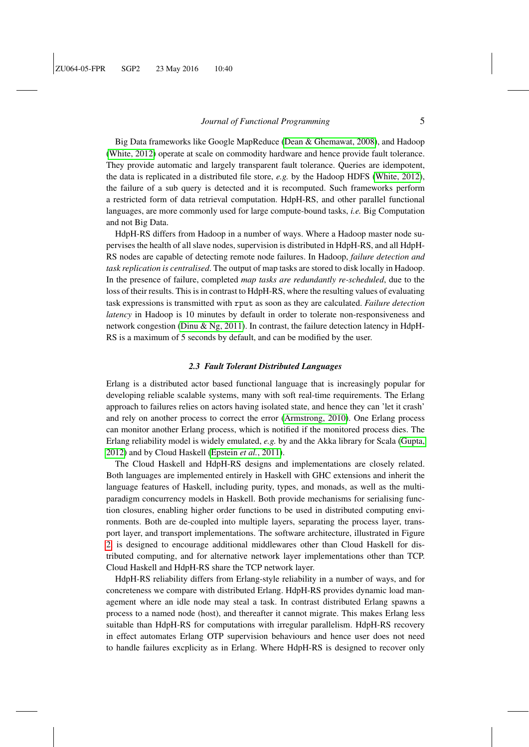Big Data frameworks like Google MapReduce (Dean & Ghemawat, 2008), and Hadoop (White, 2012) operate at scale on commodity hardware and hence provide fault tolerance. They provide automatic and largely transparent fault tolerance. Queries are idempotent, the data is replicated in a distributed file store, *e.g.* by the Hadoop HDFS (White, 2012), the failure of a sub query is detected and it is recomputed. Such frameworks perform a restricted form of data retrieval computation. HdpH-RS, and other parallel functional languages, are more commonly used for large compute-bound tasks, *i.e.* Big Computation and not Big Data.

HdpH-RS differs from Hadoop in a number of ways. Where a Hadoop master node supervises the health of all slave nodes, supervision is distributed in HdpH-RS, and all HdpH-RS nodes are capable of detecting remote node failures. In Hadoop, *failure detection and task replication is centralised*. The output of map tasks are stored to disk locally in Hadoop. In the presence of failure, completed *map tasks are redundantly re-scheduled*, due to the loss of their results. This is in contrast to HdpH-RS, where the resulting values of evaluating task expressions is transmitted with `rput` as soon as they are calculated. *Failure detection latency* in Hadoop is 10 minutes by default in order to tolerate non-responsiveness and network congestion (Dinu & Ng, 2011). In contrast, the failure detection latency in HdpH-RS is a maximum of 5 seconds by default, and can be modified by the user.

### 2.3 Fault Tolerant Distributed Languages

Erlang is a distributed actor based functional language that is increasingly popular for developing reliable scalable systems, many with soft real-time requirements. The Erlang approach to failures relies on actors having isolated state, and hence they can 'let it crash' and rely on another process to correct the error (Armstrong, 2010). One Erlang process can monitor another Erlang process, which is notified if the monitored process dies. The Erlang reliability model is widely emulated, *e.g.* by and the Akka library for Scala (Gupta, 2012) and by Cloud Haskell (Epstein *et al.*, 2011).

The Cloud Haskell and HdpH-RS designs and implementations are closely related. Both languages are implemented entirely in Haskell with GHC extensions and inherit the language features of Haskell, including purity, types, and monads, as well as the multi-paradigm concurrency models in Haskell. Both provide mechanisms for serialising function closures, enabling higher order functions to be used in distributed computing environments. Both are de-coupled into multiple layers, separating the process layer, transport layer, and transport implementations. The software architecture, illustrated in Figure 2 is designed to encourage additional middlewares other than Cloud Haskell for distributed computing, and for alternative network layer implementations other than TCP. Cloud Haskell and HdpH-RS share the TCP network layer.

HdpH-RS reliability differs from Erlang-style reliability in a number of ways, and for concreteness we compare with distributed Erlang. HdpH-RS provides dynamic load management where an idle node may steal a task. In contrast distributed Erlang spawns a process to a named node (host), and thereafter it cannot migrate. This makes Erlang less suitable than HdpH-RS for computations with irregular parallelism. HdpH-RS recovery in effect automates Erlang OTP supervision behaviours and hence user does not need to handle failures excplicity as in Erlang. Where HdpH-RS is designed to recover only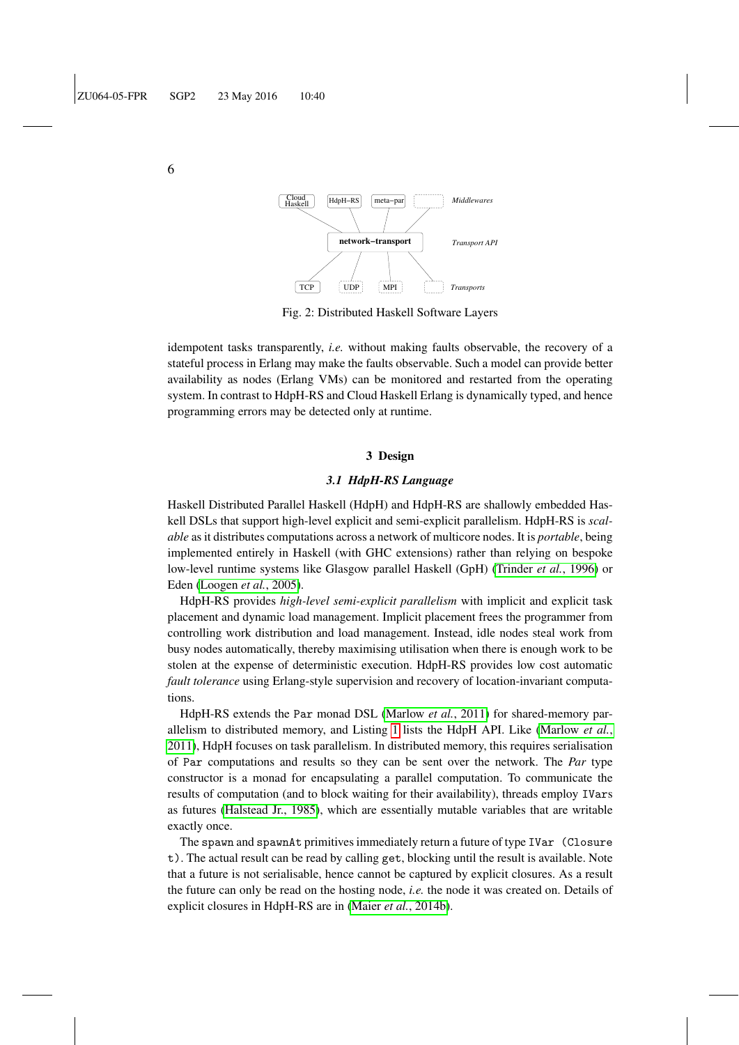Fig. 2: Distributed Haskell Software Layers

idempotent tasks transparently, *i.e.* without making faults observable, the recovery of a stateful process in Erlang may make the faults observable. Such a model can provide better availability as nodes (Erlang VMs) can be monitored and restarted from the operating system. In contrast to HdpH-RS and Cloud Haskell Erlang is dynamically typed, and hence programming errors may be detected only at runtime.

## 3 Design

### 3.1 HdpH-RS Language

Haskell Distributed Parallel Haskell (HdpH) and HdpH-RS are shallowly embedded Haskell DSLs that support high-level explicit and semi-explicit parallelism. HdpH-RS is *scalable* as it distributes computations across a network of multicore nodes. It is *portable*, being implemented entirely in Haskell (with GHC extensions) rather than relying on bespoke low-level runtime systems like Glasgow parallel Haskell (GpH) (Trinder *et al.*, 1996) or Eden (Loogen *et al.*, 2005).

HdpH-RS provides *high-level semi-explicit parallelism* with implicit and explicit task placement and dynamic load management. Implicit placement frees the programmer from controlling work distribution and load management. Instead, idle nodes steal work from busy nodes automatically, thereby maximising utilisation when there is enough work to be stolen at the expense of deterministic execution. HdpH-RS provides low cost automatic *fault tolerance* using Erlang-style supervision and recovery of location-invariant computations.

HdpH-RS extends the `Par` monad DSL (Marlow *et al.*, 2011) for shared-memory parallelism to distributed memory, and Listing 1 lists the HdpH API. Like (Marlow *et al.*, 2011), HdpH focuses on task parallelism. In distributed memory, this requires serialisation of `Par` computations and results so they can be sent over the network. The *Par* type constructor is a monad for encapsulating a parallel computation. To communicate the results of computation (and to block waiting for their availability), threads employ `IVars` as futures (Halstead Jr., 1985), which are essentially mutable variables that are writable exactly once.

The `spawn` and `spawnAt` primitives immediately return a future of type `IVar (Closure t)`. The actual result can be read by calling `get`, blocking until the result is available. Note that a future is not serialisable, hence cannot be captured by explicit closures. As a result the future can only be read on the hosting node, *i.e.* the node it was created on. Details of explicit closures in HdpH-RS are in (Maier *et al.*, 2014b).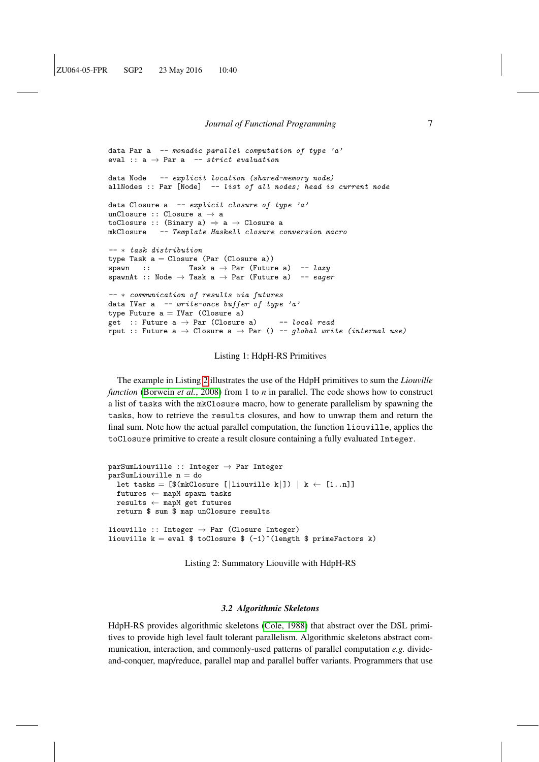```
data Par a  -- monadic parallel computation of type 'a'
eval :: a → Par a  -- strict evaluation

data Node   -- explicit location (shared-memory node)
allNodes :: Par [Node]  -- list of all nodes; head is current node

data Closure a  -- explicit closure of type 'a'
unClosure :: Closure a → a
toClosure :: (Binary a) ⇒ a → Closure a
mkClosure   -- Template Haskell closure conversion macro

-- * task distribution
type Task a = Closure (Par (Closure a))
spawn   ::         Task a → Par (Future a)  -- lazy
spawnAt :: Node → Task a → Par (Future a)  -- eager

-- * communication of results via futures
data IVar a  -- write-once buffer of type 'a'
type Future a = IVar (Closure a)
get  :: Future a → Par (Closure a)     -- local read
rput :: Future a → Closure a → Par () -- global write (internal use)
```

Listing 1: HdpH-RS Primitives

The example in Listing 2 illustrates the use of the HdpH primitives to sum the *Liouville function* (Borwein *et al.*, 2008) from 1 to *n* in parallel. The code shows how to construct a list of tasks with the mkClosure macro, how to generate parallelism by spawning the tasks, how to retrieve the results closures, and how to unwrap them and return the final sum. Note how the actual parallel computation, the function liouville, applies the toClosure primitive to create a result closure containing a fully evaluated Integer.

```
parSumLiouville :: Integer → Par Integer
parSumLiouville n = do
  let tasks = [$(mkClosure [|liouville k|]) | k ← [1..n]]
  futures ← mapM spawn tasks
  results ← mapM get futures
  return $ sum $ map unClosure results

liouville :: Integer → Par (Closure Integer)
liouville k = eval $ toClosure $ (-1)^(length $ primeFactors k)
```

Listing 2: Summatory Liouville with HdpH-RS

### *3.2 Algorithmic Skeletons*

HdpH-RS provides algorithmic skeletons (Cole, 1988) that abstract over the DSL primitives to provide high level fault tolerant parallelism. Algorithmic skeletons abstract communication, interaction, and commonly-used patterns of parallel computation *e.g.* divide-and-conquer, map/reduce, parallel map and parallel buffer variants. Programmers that use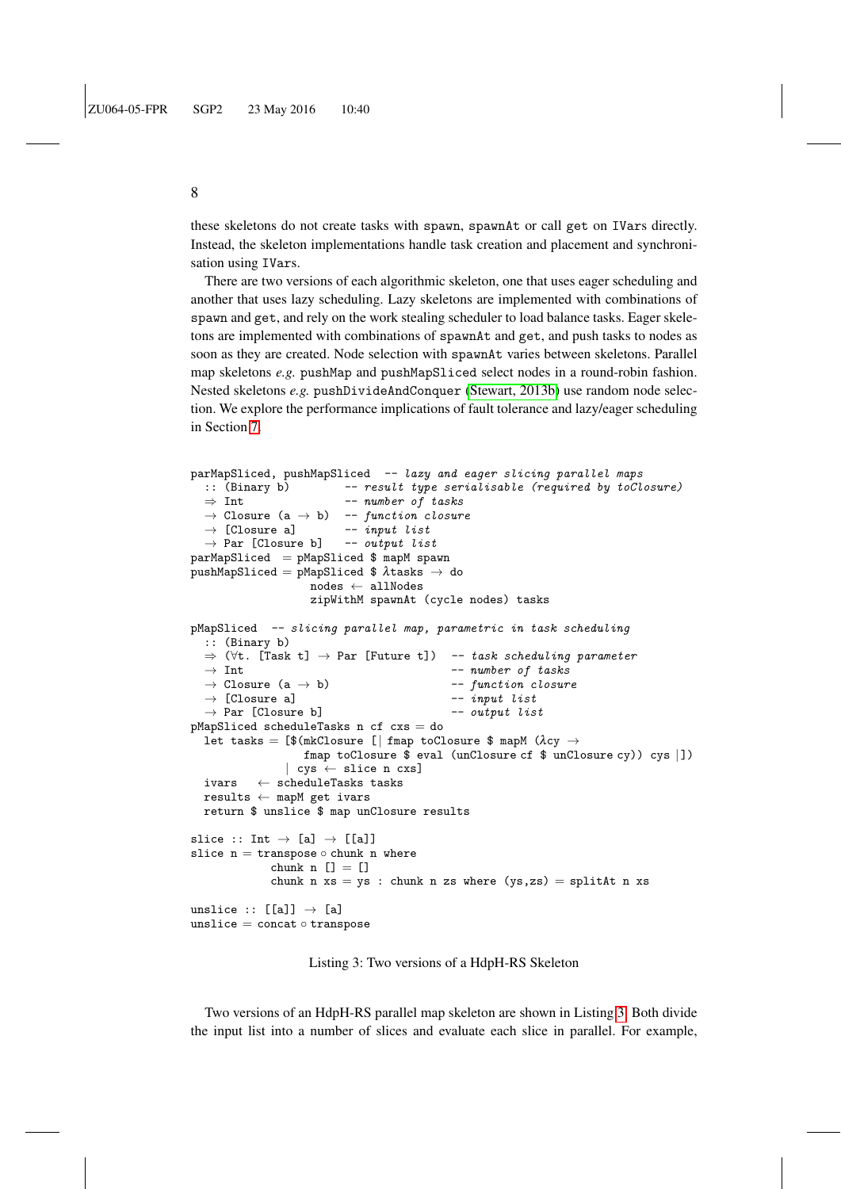these skeletons do not create tasks with spawn, spawnAt or call get on IVars directly. Instead, the skeleton implementations handle task creation and placement and synchronisation using IVars.

There are two versions of each algorithmic skeleton, one that uses eager scheduling and another that uses lazy scheduling. Lazy skeletons are implemented with combinations of spawn and get, and rely on the work stealing scheduler to load balance tasks. Eager skeletons are implemented with combinations of spawnAt and get, and push tasks to nodes as soon as they are created. Node selection with spawnAt varies between skeletons. Parallel map skeletons *e.g.* pushMap and pushMapSliced select nodes in a round-robin fashion. Nested skeletons *e.g.* pushDivideAndConquer (Stewart, 2013b) use random node selection. We explore the performance implications of fault tolerance and lazy/eager scheduling in Section 7.

```
parMapSliced, pushMapSliced  -- lazy and eager slicing parallel maps
  :: (Binary b)        -- result type serialisable (required by toClosure)
  ⇒ Int                -- number of tasks
  → Closure (a → b)    -- function closure
  → [Closure a]        -- input list
  → Par [Closure b]    -- output list
parMapSliced  = pMapSliced $ mapM spawn
pushMapSliced = pMapSliced $ λtasks → do
                  nodes ← allNodes
                  zipWithM spawnAt (cycle nodes) tasks

pMapSliced  -- slicing parallel map, parametric in task scheduling
  :: (Binary b)
  ⇒ (∀t. [Task t] → Par [Future t])  -- task scheduling parameter
  → Int                              -- number of tasks
  → Closure (a → b)                  -- function closure
  → [Closure a]                      -- input list
  → Par [Closure b]                  -- output list
pMapSliced scheduleTasks n cf cxs = do
  let tasks = [$(mkClosure [| fmap toClosure $ mapM (λcy →
                   fmap toClosure $ eval (unClosure cf $ unClosure cy)) cys |])
              | cys ← slice n cxs]
  ivars   ← scheduleTasks tasks
  results ← mapM get ivars
  return $ unslice $ map unClosure results

slice :: Int → [a] → [[a]]
slice n = transpose ∘ chunk n where
            chunk n [] = []
            chunk n xs = ys : chunk n zs where (ys,zs) = splitAt n xs

unslice :: [[a]] → [a]
unslice = concat ∘ transpose
```

Listing 3: Two versions of a HdpH-RS Skeleton

Two versions of an HdpH-RS parallel map skeleton are shown in Listing 3. Both divide the input list into a number of slices and evaluate each slice in parallel. For example,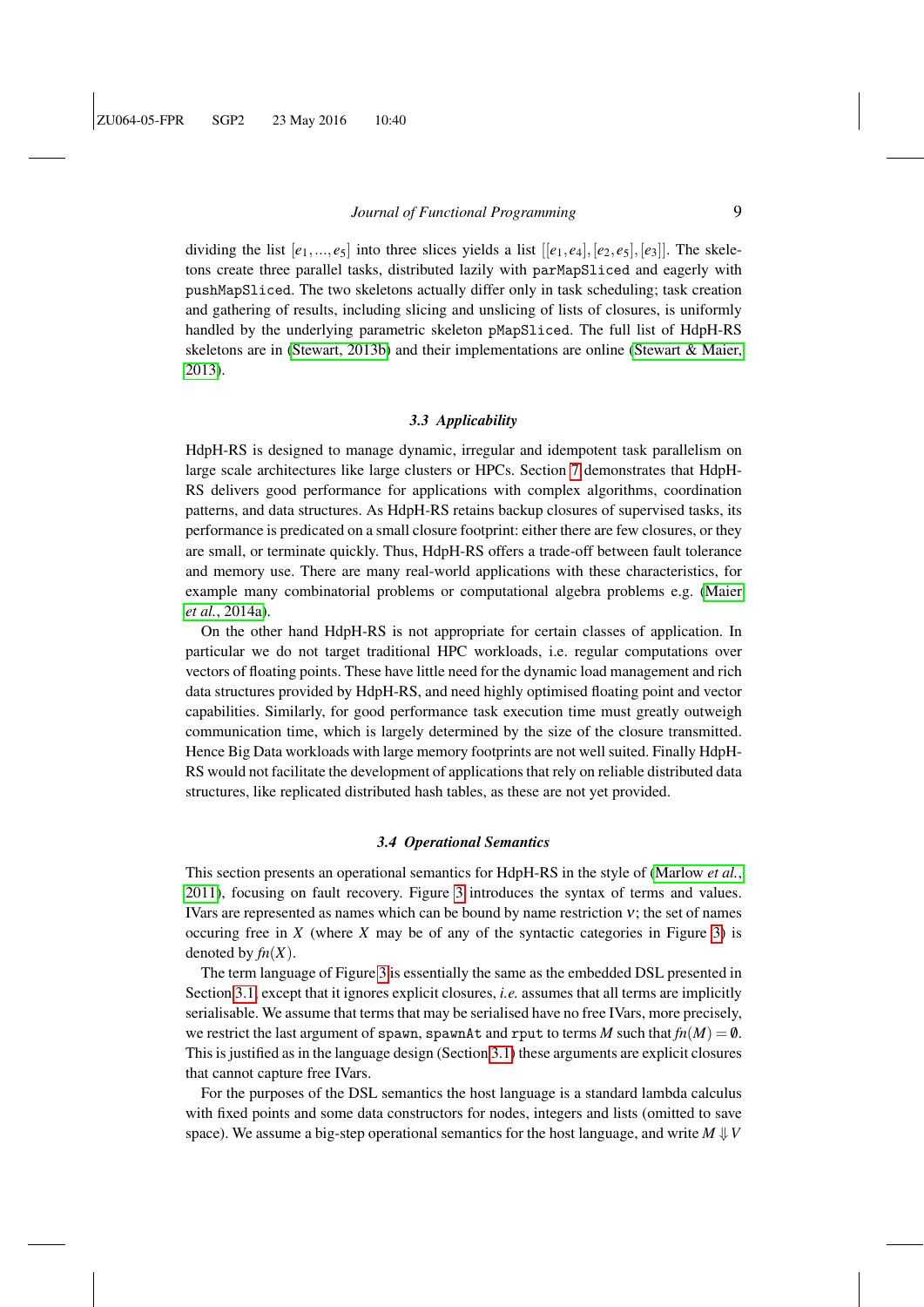dividing the list $[e_1, \ldots, e_5]$ into three slices yields a list $[[e_1, e_4], [e_2, e_5], [e_3]]$. The skeletons create three parallel tasks, distributed lazily with `parMapSliced` and eagerly with `pushMapSliced`. The two skeletons actually differ only in task scheduling; task creation and gathering of results, including slicing and unslicing of lists of closures, is uniformly handled by the underlying parametric skeleton `pMapSliced`. The full list of HdpH-RS skeletons are in (Stewart, 2013b) and their implementations are online (Stewart & Maier, 2013).

### 3.3 Applicability

HdpH-RS is designed to manage dynamic, irregular and idempotent task parallelism on large scale architectures like large clusters or HPCs. Section 7 demonstrates that HdpH-RS delivers good performance for applications with complex algorithms, coordination patterns, and data structures. As HdpH-RS retains backup closures of supervised tasks, its performance is predicated on a small closure footprint: either there are few closures, or they are small, or terminate quickly. Thus, HdpH-RS offers a trade-off between fault tolerance and memory use. There are many real-world applications with these characteristics, for example many combinatorial problems or computational algebra problems e.g. (Maier *et al.*, 2014a).

On the other hand HdpH-RS is not appropriate for certain classes of application. In particular we do not target traditional HPC workloads, i.e. regular computations over vectors of floating points. These have little need for the dynamic load management and rich data structures provided by HdpH-RS, and need highly optimised floating point and vector capabilities. Similarly, for good performance task execution time must greatly outweigh communication time, which is largely determined by the size of the closure transmitted. Hence Big Data workloads with large memory footprints are not well suited. Finally HdpH-RS would not facilitate the development of applications that rely on reliable distributed data structures, like replicated distributed hash tables, as these are not yet provided.

### 3.4 Operational Semantics

This section presents an operational semantics for HdpH-RS in the style of (Marlow *et al.*, 2011), focusing on fault recovery. Figure 3 introduces the syntax of terms and values. IVars are represented as names which can be bound by name restriction $\nu$; the set of names occuring free in $X$ (where $X$ may be of any of the syntactic categories in Figure 3) is denoted by $fn(X)$.

The term language of Figure 3 is essentially the same as the embedded DSL presented in Section 3.1, except that it ignores explicit closures, *i.e.* assumes that all terms are implicitly serialisable. We assume that terms that may be serialised have no free IVars, more precisely, we restrict the last argument of `spawn`, `spawnAt` and `rput` to terms $M$ such that $fn(M) = \emptyset$. This is justified as in the language design (Section 3.1) these arguments are explicit closures that cannot capture free IVars.

For the purposes of the DSL semantics the host language is a standard lambda calculus with fixed points and some data constructors for nodes, integers and lists (omitted to save space). We assume a big-step operational semantics for the host language, and write $M \Downarrow V$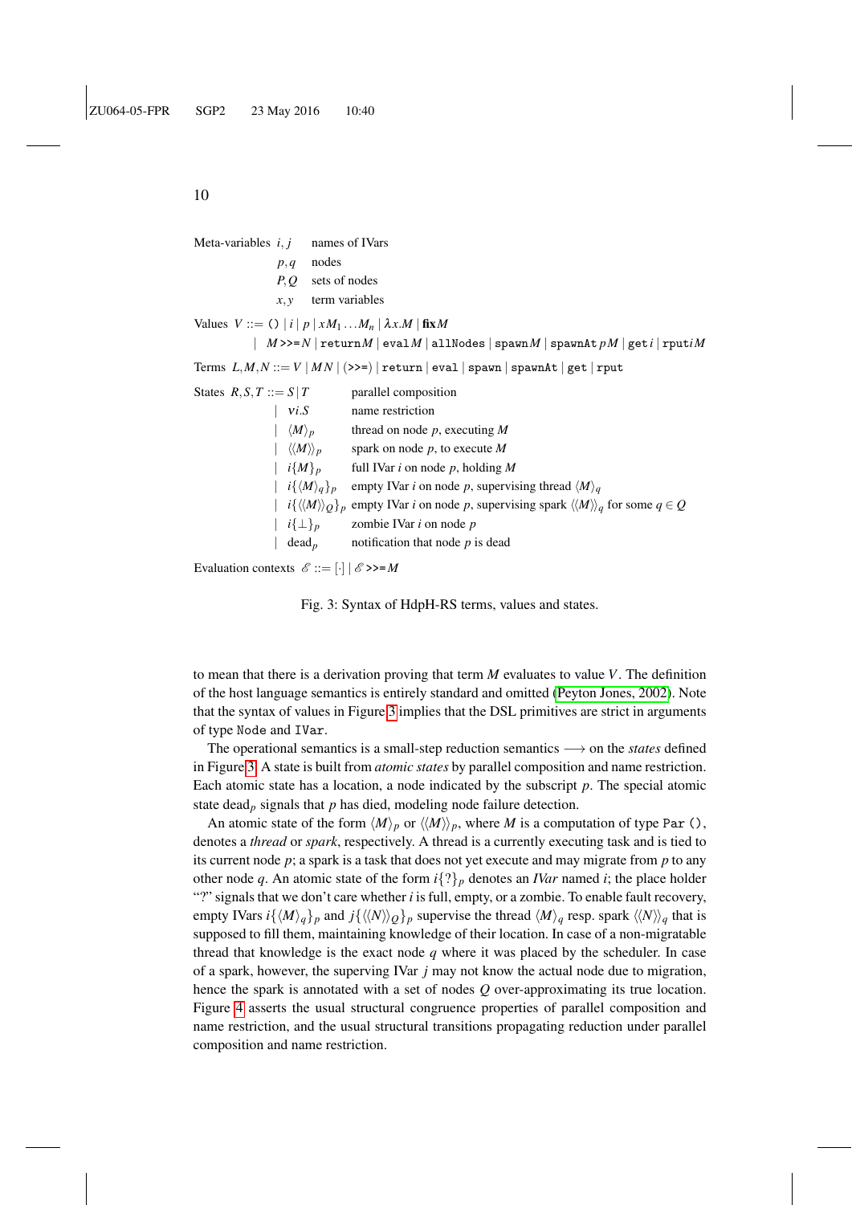Meta-variables $i, j$ names of IVars

$p, q$ nodes

$P, Q$ sets of nodes

$x, y$ term variables

Values $V ::= \texttt{()} \mid i \mid p \mid x M_1 \ldots M_n \mid \lambda x.M \mid \textbf{fix}\, M$
$\quad \mid M \texttt{ >>= } N \mid \texttt{return}\, M \mid \texttt{eval}\, M \mid \texttt{allNodes} \mid \texttt{spawn}\, M \mid \texttt{spawnAt}\, p\, M \mid \texttt{get}\, i \mid \texttt{rput}\, i\, M$

Terms $L, M, N ::= V \mid M N \mid (\texttt{>>=}) \mid \texttt{return} \mid \texttt{eval} \mid \texttt{spawn} \mid \texttt{spawnAt} \mid \texttt{get} \mid \texttt{rput}$

States $R, S, T ::= S \mid T$ parallel composition
$\mid \nu i.S$ name restriction
$\mid \langle M \rangle_p$ thread on node $p$, executing $M$
$\mid \langle\langle M \rangle\rangle_p$ spark on node $p$, to execute $M$
$\mid i\{M\}_p$ full IVar $i$ on node $p$, holding $M$
$\mid i\{\langle M \rangle_q\}_p$ empty IVar $i$ on node $p$, supervising thread $\langle M \rangle_q$
$\mid i\{\langle\langle M \rangle\rangle_Q\}_p$ empty IVar $i$ on node $p$, supervising spark $\langle\langle M \rangle\rangle_q$ for some $q \in Q$
$\mid i\{\bot\}_p$ zombie IVar $i$ on node $p$
$\mid \mathrm{dead}_p$ notification that node $p$ is dead

Evaluation contexts $\mathcal{E} ::= [\cdot] \mid \mathcal{E} \texttt{ >>= } M$

Fig. 3: Syntax of HdpH-RS terms, values and states.

to mean that there is a derivation proving that term $M$ evaluates to value $V$. The definition of the host language semantics is entirely standard and omitted (Peyton Jones, 2002). Note that the syntax of values in Figure 3 implies that the DSL primitives are strict in arguments of type `Node` and `IVar`.

The operational semantics is a small-step reduction semantics $\longrightarrow$ on the *states* defined in Figure 3. A state is built from *atomic states* by parallel composition and name restriction. Each atomic state has a location, a node indicated by the subscript $p$. The special atomic state $\mathrm{dead}_p$ signals that $p$ has died, modeling node failure detection.

An atomic state of the form $\langle M \rangle_p$ or $\langle\langle M \rangle\rangle_p$, where $M$ is a computation of type `Par ()`, denotes a *thread* or *spark*, respectively. A thread is a currently executing task and is tied to its current node $p$; a spark is a task that does not yet execute and may migrate from $p$ to any other node $q$. An atomic state of the form $i\{?\}_p$ denotes an *IVar* named $i$; the place holder "?" signals that we don't care whether $i$ is full, empty, or a zombie. To enable fault recovery, empty IVars $i\{\langle M \rangle_q\}_p$ and $j\{\langle\langle N \rangle\rangle_Q\}_p$ supervise the thread $\langle M \rangle_q$ resp. spark $\langle\langle N \rangle\rangle_q$ that is supposed to fill them, maintaining knowledge of their location. In case of a non-migratable thread that knowledge is the exact node $q$ where it was placed by the scheduler. In case of a spark, however, the superving IVar $j$ may not know the actual node due to migration, hence the spark is annotated with a set of nodes $Q$ over-approximating its true location. Figure 4 asserts the usual structural congruence properties of parallel composition and name restriction, and the usual structural transitions propagating reduction under parallel composition and name restriction.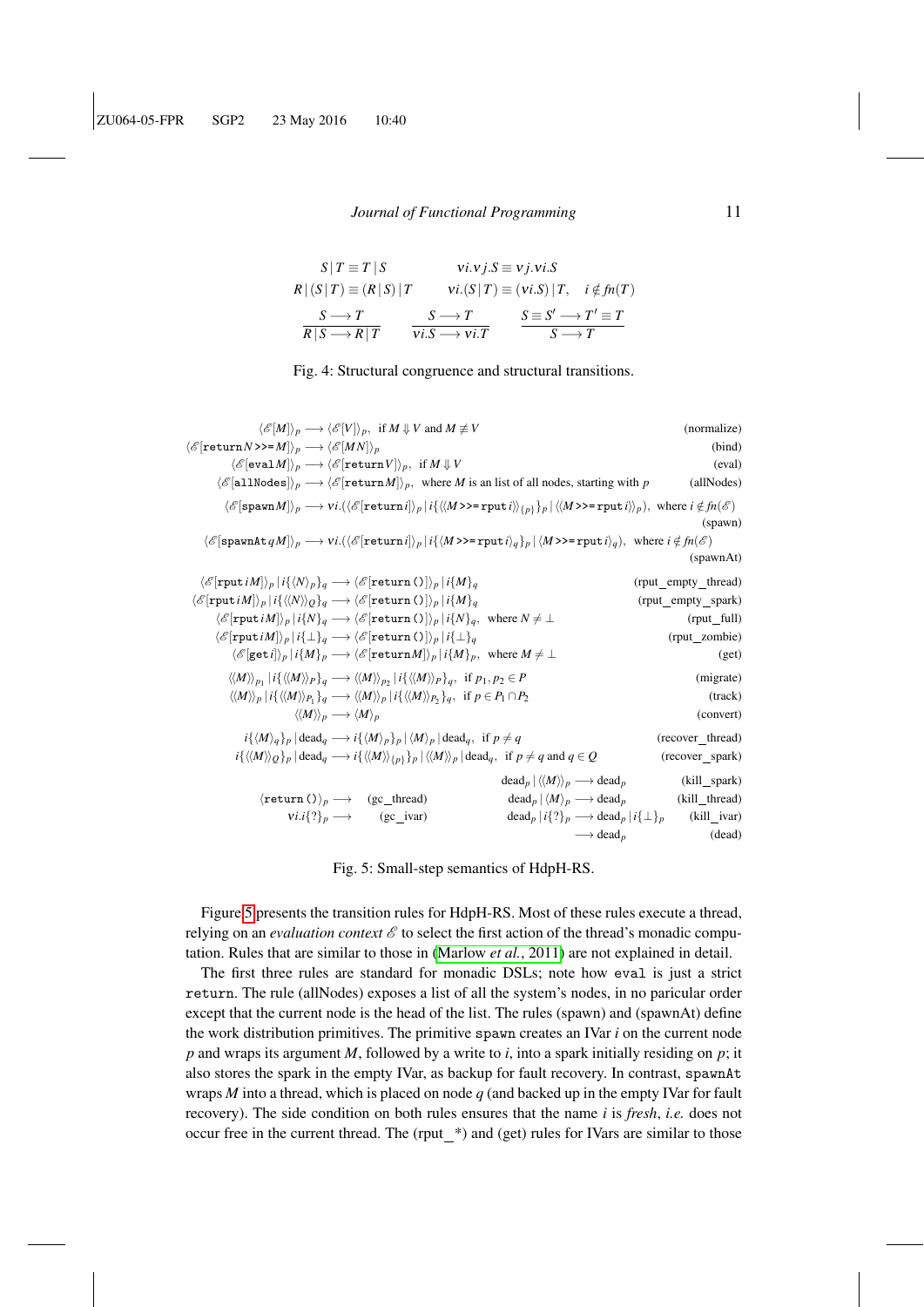$$S \mid T \equiv T \mid S \qquad \nu i.\nu j.S \equiv \nu j.\nu i.S$$

$$R \mid (S \mid T) \equiv (R \mid S) \mid T \qquad \nu i.(S \mid T) \equiv (\nu i.S) \mid T, \quad i \notin fn(T)$$

$$\frac{S \longrightarrow T}{R \mid S \longrightarrow R \mid T} \qquad \frac{S \longrightarrow T}{\nu i.S \longrightarrow \nu i.T} \qquad \frac{S \equiv S' \longrightarrow T' \equiv T}{S \longrightarrow T}$$

Fig. 4: Structural congruence and structural transitions.

$$\langle \mathcal{E}[M] \rangle_p \longrightarrow \langle \mathcal{E}[V] \rangle_p, \text{ if } M \Downarrow V \text{ and } M \not\equiv V \qquad \text{(normalize)}$$

$$\langle \mathcal{E}[\texttt{return}\, N \texttt{ >>= } M] \rangle_p \longrightarrow \langle \mathcal{E}[M N] \rangle_p \qquad \text{(bind)}$$

$$\langle \mathcal{E}[\texttt{eval}\, M] \rangle_p \longrightarrow \langle \mathcal{E}[\texttt{return}\, V] \rangle_p, \text{ if } M \Downarrow V \qquad \text{(eval)}$$

$$\langle \mathcal{E}[\texttt{allNodes}] \rangle_p \longrightarrow \langle \mathcal{E}[\texttt{return}\, M] \rangle_p, \text{ where } M \text{ is an list of all nodes, starting with } p \qquad \text{(allNodes)}$$

$$\langle \mathcal{E}[\texttt{spawn}\, M] \rangle_p \longrightarrow \nu i.(\langle \mathcal{E}[\texttt{return}\, i] \rangle_p \mid i\{\langle\langle M \texttt{ >>= rput}\, i \rangle\rangle_{\{p\}}\}_p \mid \langle\langle M \texttt{ >>= rput}\, i \rangle\rangle_p), \text{ where } i \notin fn(\mathcal{E}) \qquad \text{(spawn)}$$

$$\langle \mathcal{E}[\texttt{spawnAt}\, q\, M] \rangle_p \longrightarrow \nu i.(\langle \mathcal{E}[\texttt{return}\, i] \rangle_p \mid i\{\langle M \texttt{ >>= rput}\, i \rangle_q\}_p \mid \langle M \texttt{ >>= rput}\, i \rangle_q), \text{ where } i \notin fn(\mathcal{E}) \qquad \text{(spawnAt)}$$

$$\langle \mathcal{E}[\texttt{rput}\, i\, M] \rangle_p \mid i\{\langle N \rangle_p\}_q \longrightarrow \langle \mathcal{E}[\texttt{return ()}] \rangle_p \mid i\{M\}_q \qquad \text{(rput\_empty\_thread)}$$

$$\langle \mathcal{E}[\texttt{rput}\, i\, M] \rangle_p \mid i\{\langle\langle N \rangle\rangle_Q\}_q \longrightarrow \langle \mathcal{E}[\texttt{return ()}] \rangle_p \mid i\{M\}_q \qquad \text{(rput\_empty\_spark)}$$

$$\langle \mathcal{E}[\texttt{rput}\, i\, M] \rangle_p \mid i\{N\}_q \longrightarrow \langle \mathcal{E}[\texttt{return ()}] \rangle_p \mid i\{N\}_q, \text{ where } N \neq \bot \qquad \text{(rput\_full)}$$

$$\langle \mathcal{E}[\texttt{rput}\, i\, M] \rangle_p \mid i\{\bot\}_q \longrightarrow \langle \mathcal{E}[\texttt{return ()}] \rangle_p \mid i\{\bot\}_q \qquad \text{(rput\_zombie)}$$

$$\langle \mathcal{E}[\texttt{get}\, i] \rangle_p \mid i\{M\}_p \longrightarrow \langle \mathcal{E}[\texttt{return}\, M] \rangle_p \mid i\{M\}_p, \text{ where } M \neq \bot \qquad \text{(get)}$$

$$\langle\langle M \rangle\rangle_{p_1} \mid i\{\langle\langle M \rangle\rangle_P\}_q \longrightarrow \langle\langle M \rangle\rangle_{p_2} \mid i\{\langle\langle M \rangle\rangle_P\}_q, \text{ if } p_1, p_2 \in P \qquad \text{(migrate)}$$

$$\langle\langle M \rangle\rangle_p \mid i\{\langle\langle M \rangle\rangle_{P_1}\}_q \longrightarrow \langle\langle M \rangle\rangle_p \mid i\{\langle\langle M \rangle\rangle_{P_2}\}_q, \text{ if } p \in P_1 \cap P_2 \qquad \text{(track)}$$

$$\langle\langle M \rangle\rangle_p \longrightarrow \langle M \rangle_p \qquad \text{(convert)}$$

$$i\{\langle M \rangle_q\}_p \mid \text{dead}_q \longrightarrow i\{\langle M \rangle_p\}_p \mid \langle M \rangle_p \mid \text{dead}_q, \text{ if } p \neq q \qquad \text{(recover\_thread)}$$

$$i\{\langle\langle M \rangle\rangle_Q\}_p \mid \text{dead}_q \longrightarrow i\{\langle\langle M \rangle\rangle_{\{p\}}\}_p \mid \langle\langle M \rangle\rangle_p \mid \text{dead}_q, \text{ if } p \neq q \text{ and } q \in Q \qquad \text{(recover\_spark)}$$

$$\text{dead}_p \mid \langle\langle M \rangle\rangle_p \longrightarrow \text{dead}_p \qquad \text{(kill\_spark)}$$

$$\langle \texttt{return ()} \rangle_p \longrightarrow \qquad \text{(gc\_thread)} \qquad\qquad \text{dead}_p \mid \langle M \rangle_p \longrightarrow \text{dead}_p \qquad \text{(kill\_thread)}$$

$$\nu i.i\{?\}_p \longrightarrow \qquad \text{(gc\_ivar)} \qquad\qquad \text{dead}_p \mid i\{?\}_p \longrightarrow \text{dead}_p \mid i\{\bot\}_p \qquad \text{(kill\_ivar)}$$

$$\longrightarrow \text{dead}_p \qquad \text{(dead)}$$

Fig. 5: Small-step semantics of HdpH-RS.

Figure 5 presents the transition rules for HdpH-RS. Most of these rules execute a thread, relying on an *evaluation context* $\mathcal{E}$ to select the first action of the thread's monadic computation. Rules that are similar to those in (Marlow *et al.*, 2011) are not explained in detail.

The first three rules are standard for monadic DSLs; note how `eval` is just a strict `return`. The rule (allNodes) exposes a list of all the system's nodes, in no particular order except that the current node is the head of the list. The rules (spawn) and (spawnAt) define the work distribution primitives. The primitive `spawn` creates an IVar $i$ on the current node $p$ and wraps its argument $M$, followed by a write to $i$, into a spark initially residing on $p$; it also stores the spark in the empty IVar, as backup for fault recovery. In contrast, `spawnAt` wraps $M$ into a thread, which is placed on node $q$ (and backed up in the empty IVar for fault recovery). The side condition on both rules ensures that the name $i$ is *fresh*, *i.e.* does not occur free in the current thread. The (rput_*) and (get) rules for IVars are similar to those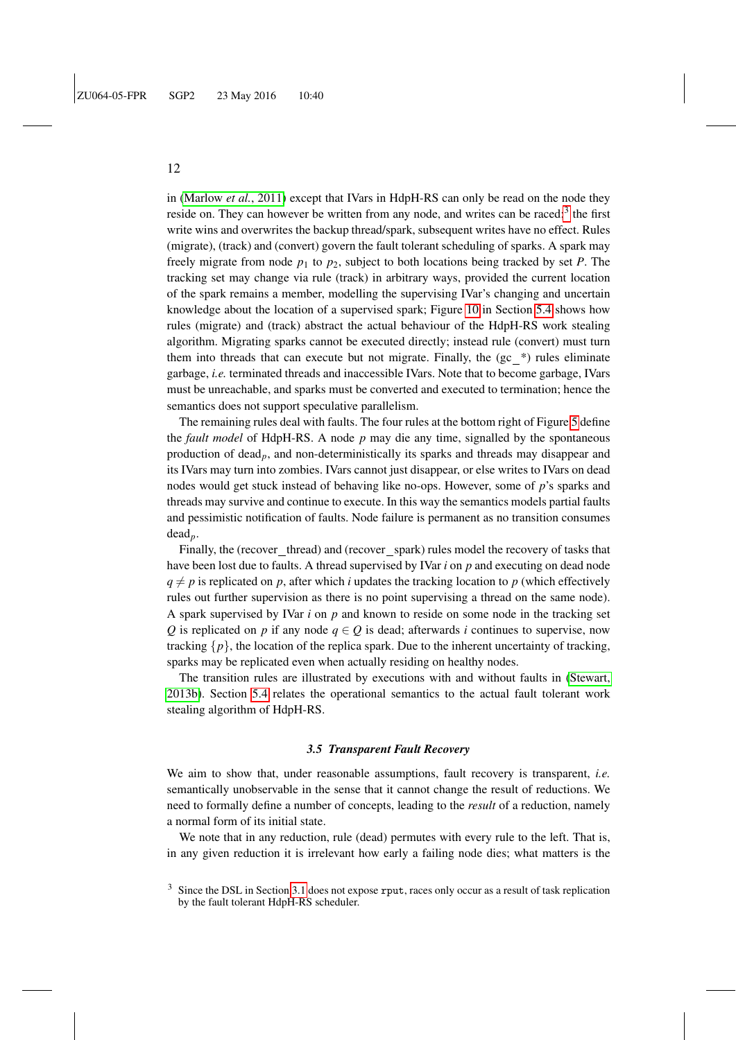in (Marlow *et al.*, 2011) except that IVars in HdpH-RS can only be read on the node they reside on. They can however be written from any node, and writes can be raced;[3] the first write wins and overwrites the backup thread/spark, subsequent writes have no effect. Rules (migrate), (track) and (convert) govern the fault tolerant scheduling of sparks. A spark may freely migrate from node $p_1$ to $p_2$, subject to both locations being tracked by set $P$. The tracking set may change via rule (track) in arbitrary ways, provided the current location of the spark remains a member, modelling the supervising IVar's changing and uncertain knowledge about the location of a supervised spark; Figure 10 in Section 5.4 shows how rules (migrate) and (track) abstract the actual behaviour of the HdpH-RS work stealing algorithm. Migrating sparks cannot be executed directly; instead rule (convert) must turn them into threads that can execute but not migrate. Finally, the (gc_*) rules eliminate garbage, *i.e.* terminated threads and inaccessible IVars. Note that to become garbage, IVars must be unreachable, and sparks must be converted and executed to termination; hence the semantics does not support speculative parallelism.

The remaining rules deal with faults. The four rules at the bottom right of Figure 5 define the *fault model* of HdpH-RS. A node $p$ may die any time, signalled by the spontaneous production of $\text{dead}_p$, and non-deterministically its sparks and threads may disappear and its IVars may turn into zombies. IVars cannot just disappear, or else writes to IVars on dead nodes would get stuck instead of behaving like no-ops. However, some of $p$'s sparks and threads may survive and continue to execute. In this way the semantics models partial faults and pessimistic notification of faults. Node failure is permanent as no transition consumes $\text{dead}_p$.

Finally, the (recover_thread) and (recover_spark) rules model the recovery of tasks that have been lost due to faults. A thread supervised by IVar $i$ on $p$ and executing on dead node $q \neq p$ is replicated on $p$, after which $i$ updates the tracking location to $p$ (which effectively rules out further supervision as there is no point supervising a thread on the same node). A spark supervised by IVar $i$ on $p$ and known to reside on some node in the tracking set $Q$ is replicated on $p$ if any node $q \in Q$ is dead; afterwards $i$ continues to supervise, now tracking $\{p\}$, the location of the replica spark. Due to the inherent uncertainty of tracking, sparks may be replicated even when actually residing on healthy nodes.

The transition rules are illustrated by executions with and without faults in (Stewart, 2013b). Section 5.4 relates the operational semantics to the actual fault tolerant work stealing algorithm of HdpH-RS.

### *3.5 Transparent Fault Recovery*

We aim to show that, under reasonable assumptions, fault recovery is transparent, *i.e.* semantically unobservable in the sense that it cannot change the result of reductions. We need to formally define a number of concepts, leading to the *result* of a reduction, namely a normal form of its initial state.

We note that in any reduction, rule (dead) permutes with every rule to the left. That is, in any given reduction it is irrelevant how early a failing node dies; what matters is the

[3] Since the DSL in Section 3.1 does not expose `rput`, races only occur as a result of task replication by the fault tolerant HdpH-RS scheduler.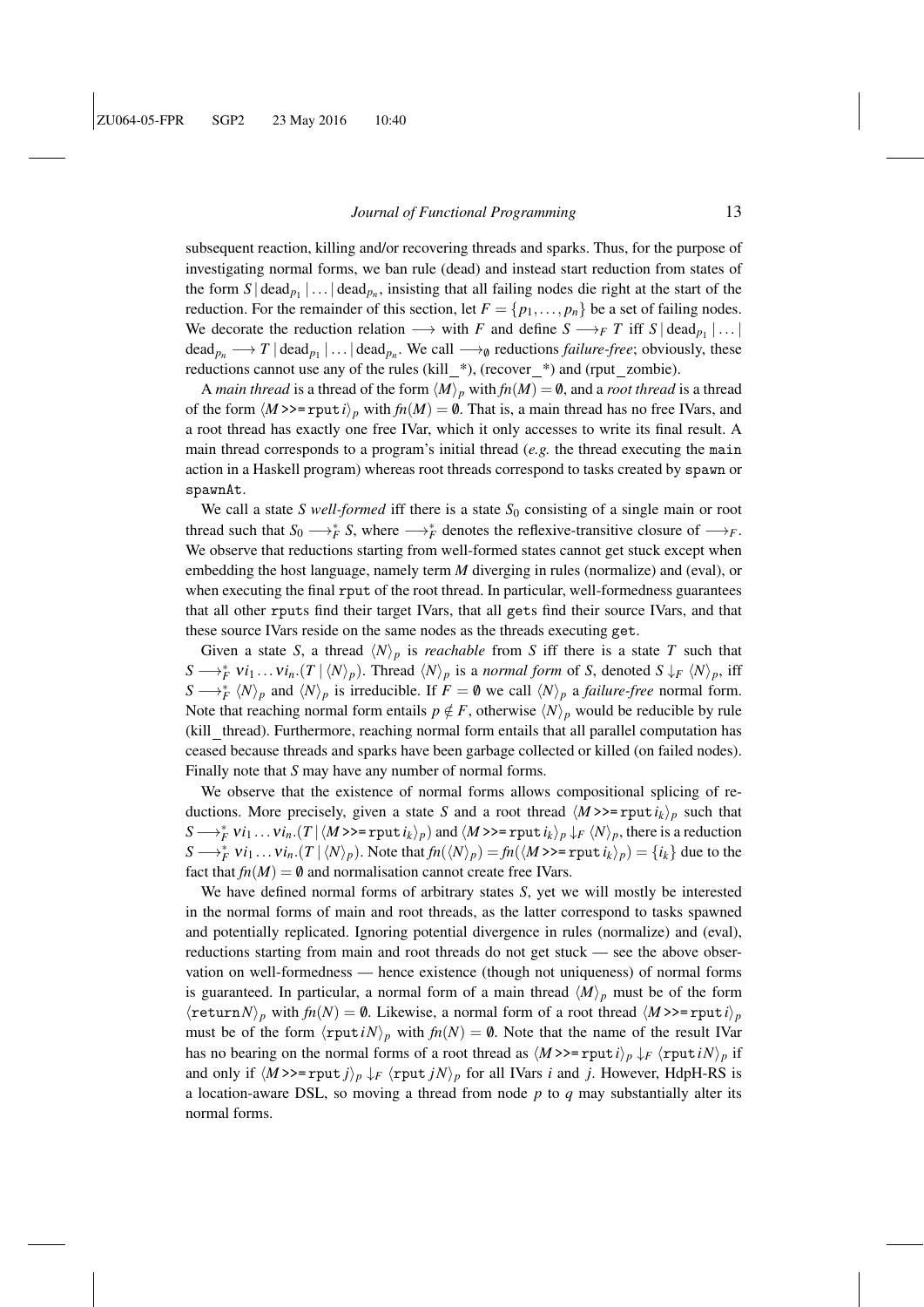subsequent reaction, killing and/or recovering threads and sparks. Thus, for the purpose of investigating normal forms, we ban rule (dead) and instead start reduction from states of the form $S \,|\, \mathrm{dead}_{p_1} \,|\, \ldots \,|\, \mathrm{dead}_{p_n}$, insisting that all failing nodes die right at the start of the reduction. For the remainder of this section, let $F = \{p_1, \ldots, p_n\}$ be a set of failing nodes. We decorate the reduction relation $\longrightarrow$ with $F$ and define $S \longrightarrow_F T$ iff $S \,|\, \mathrm{dead}_{p_1} \,|\, \ldots \,|\, \mathrm{dead}_{p_n} \longrightarrow T \,|\, \mathrm{dead}_{p_1} \,|\, \ldots \,|\, \mathrm{dead}_{p_n}$. We call $\longrightarrow_\emptyset$ reductions *failure-free*; obviously, these reductions cannot use any of the rules (kill_*), (recover_*) and (rput_zombie).

A *main thread* is a thread of the form $\langle M \rangle_p$ with $fn(M) = \emptyset$, and a *root thread* is a thread of the form $\langle M \texttt{ >>= rput } i \rangle_p$ with $fn(M) = \emptyset$. That is, a main thread has no free IVars, and a root thread has exactly one free IVar, which it only accesses to write its final result. A main thread corresponds to a program's initial thread (*e.g.* the thread executing the `main` action in a Haskell program) whereas root threads correspond to tasks created by `spawn` or `spawnAt`.

We call a state $S$ *well-formed* iff there is a state $S_0$ consisting of a single main or root thread such that $S_0 \longrightarrow_F^* S$, where $\longrightarrow_F^*$ denotes the reflexive-transitive closure of $\longrightarrow_F$. We observe that reductions starting from well-formed states cannot get stuck except when embedding the host language, namely term $M$ diverging in rules (normalize) and (eval), or when executing the final `rput` of the root thread. In particular, well-formedness guarantees that all other `rput`s find their target IVars, that all `get`s find their source IVars, and that these source IVars reside on the same nodes as the threads executing `get`.

Given a state $S$, a thread $\langle N \rangle_p$ is *reachable* from $S$ iff there is a state $T$ such that $S \longrightarrow_F^* \nu i_1 \ldots \nu i_n.(T \,|\, \langle N \rangle_p)$. Thread $\langle N \rangle_p$ is a *normal form* of $S$, denoted $S \downarrow_F \langle N \rangle_p$, iff $S \longrightarrow_F^* \langle N \rangle_p$ and $\langle N \rangle_p$ is irreducible. If $F = \emptyset$ we call $\langle N \rangle_p$ a *failure-free* normal form. Note that reaching normal form entails $p \notin F$, otherwise $\langle N \rangle_p$ would be reducible by rule (kill_thread). Furthermore, reaching normal form entails that all parallel computation has ceased because threads and sparks have been garbage collected or killed (on failed nodes). Finally note that $S$ may have any number of normal forms.

We observe that the existence of normal forms allows compositional splicing of reductions. More precisely, given a state $S$ and a root thread $\langle M \texttt{ >>= rput } i_k \rangle_p$ such that $S \longrightarrow_F^* \nu i_1 \ldots \nu i_n.(T \,|\, \langle M \texttt{ >>= rput } i_k \rangle_p)$ and $\langle M \texttt{ >>= rput } i_k \rangle_p \downarrow_F \langle N \rangle_p$, there is a reduction $S \longrightarrow_F^* \nu i_1 \ldots \nu i_n.(T \,|\, \langle N \rangle_p)$. Note that $fn(\langle N \rangle_p) = fn(\langle M \texttt{ >>= rput } i_k \rangle_p) = \{i_k\}$ due to the fact that $fn(M) = \emptyset$ and normalisation cannot create free IVars.

We have defined normal forms of arbitrary states $S$, yet we will mostly be interested in the normal forms of main and root threads, as the latter correspond to tasks spawned and potentially replicated. Ignoring potential divergence in rules (normalize) and (eval), reductions starting from main and root threads do not get stuck — see the above observation on well-formedness — hence existence (though not uniqueness) of normal forms is guaranteed. In particular, a normal form of a main thread $\langle M \rangle_p$ must be of the form $\langle \texttt{return} N \rangle_p$ with $fn(N) = \emptyset$. Likewise, a normal form of a root thread $\langle M \texttt{ >>= rput } i \rangle_p$ must be of the form $\langle \texttt{rput } i N \rangle_p$ with $fn(N) = \emptyset$. Note that the name of the result IVar has no bearing on the normal forms of a root thread as $\langle M \texttt{ >>= rput } i \rangle_p \downarrow_F \langle \texttt{rput } i N \rangle_p$ if and only if $\langle M \texttt{ >>= rput } j \rangle_p \downarrow_F \langle \texttt{rput } j N \rangle_p$ for all IVars $i$ and $j$. However, HdpH-RS is a location-aware DSL, so moving a thread from node $p$ to $q$ may substantially alter its normal forms.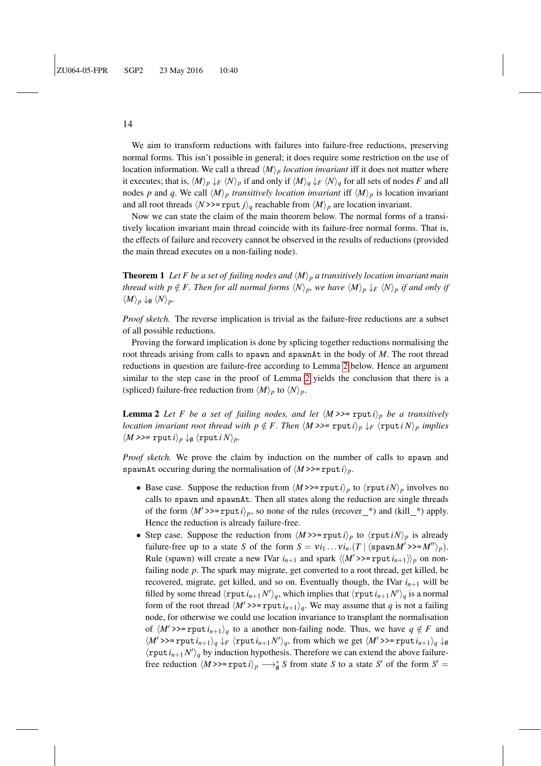We aim to transform reductions with failures into failure-free reductions, preserving normal forms. This isn't possible in general; it does require some restriction on the use of location information. We call a thread $\langle M \rangle_p$ *location invariant* iff it does not matter where it executes; that is, $\langle M \rangle_p \downarrow_F \langle N \rangle_p$ if and only if $\langle M \rangle_q \downarrow_F \langle N \rangle_q$ for all sets of nodes $F$ and all nodes $p$ and $q$. We call $\langle M \rangle_p$ *transitively location invariant* iff $\langle M \rangle_p$ is location invariant and all root threads $\langle N \texttt{>>=} \texttt{rput}\, j \rangle_q$ reachable from $\langle M \rangle_p$ are location invariant.

Now we can state the claim of the main theorem below. The normal forms of a transitively location invariant main thread coincide with its failure-free normal forms. That is, the effects of failure and recovery cannot be observed in the results of reductions (provided the main thread executes on a non-failing node).

**Theorem 1** *Let $F$ be a set of failing nodes and $\langle M \rangle_p$ a transitively location invariant main thread with $p \notin F$. Then for all normal forms $\langle N \rangle_p$, we have $\langle M \rangle_p \downarrow_F \langle N \rangle_p$ if and only if $\langle M \rangle_p \downarrow_\emptyset \langle N \rangle_p$.*

*Proof sketch.* The reverse implication is trivial as the failure-free reductions are a subset of all possible reductions.

Proving the forward implication is done by splicing together reductions normalising the root threads arising from calls to `spawn` and `spawnAt` in the body of $M$. The root thread reductions in question are failure-free according to Lemma 2 below. Hence an argument similar to the step case in the proof of Lemma 2 yields the conclusion that there is a (spliced) failure-free reduction from $\langle M \rangle_p$ to $\langle N \rangle_p$.

**Lemma 2** *Let $F$ be a set of failing nodes, and let $\langle M \texttt{>>=} \texttt{rput}\, i \rangle_p$ be a transitively location invariant root thread with $p \notin F$. Then $\langle M \texttt{>>=} \texttt{rput}\, i \rangle_p \downarrow_F \langle \texttt{rput}\, i\, N \rangle_p$ implies $\langle M \texttt{>>=} \texttt{rput}\, i \rangle_p \downarrow_\emptyset \langle \texttt{rput}\, i\, N \rangle_p$.*

*Proof sketch.* We prove the claim by induction on the number of calls to `spawn` and `spawnAt` occuring during the normalisation of $\langle M \texttt{>>=} \texttt{rput}\, i \rangle_p$.

- Base case. Suppose the reduction from $\langle M \texttt{>>=} \texttt{rput}\, i \rangle_p$ to $\langle \texttt{rput}\, i N \rangle_p$ involves no calls to `spawn` and `spawnAt`. Then all states along the reduction are single threads of the form $\langle M' \texttt{>>=} \texttt{rput}\, i \rangle_p$, so none of the rules (recover_*) and (kill_*) apply. Hence the reduction is already failure-free.
- Step case. Suppose the reduction from $\langle M \texttt{>>=} \texttt{rput}\, i \rangle_p$ to $\langle \texttt{rput}\, i N \rangle_p$ is already failure-free up to a state $S$ of the form $S = \nu i_1 \ldots \nu i_n.(T \mid \langle \texttt{spawn} M' \texttt{>>=} M'' \rangle_p)$. Rule (spawn) will create a new IVar $i_{n+1}$ and spark $\langle\langle M' \texttt{>>=} \texttt{rput}\, i_{n+1} \rangle\rangle_p$ on non-failing node $p$. The spark may migrate, get converted to a root thread, get killed, be recovered, migrate, get killed, and so on. Eventually though, the IVar $i_{n+1}$ will be filled by some thread $\langle \texttt{rput}\, i_{n+1} N' \rangle_q$, which implies that $\langle \texttt{rput}\, i_{n+1} N' \rangle_q$ is a normal form of the root thread $\langle M' \texttt{>>=} \texttt{rput}\, i_{n+1} \rangle_q$. We may assume that $q$ is not a failing node, for otherwise we could use location invariance to transplant the normalisation of $\langle M' \texttt{>>=} \texttt{rput}\, i_{n+1} \rangle_q$ to a another non-failing node. Thus, we have $q \notin F$ and $\langle M' \texttt{>>=} \texttt{rput}\, i_{n+1} \rangle_q \downarrow_F \langle \texttt{rput}\, i_{n+1} N' \rangle_q$, from which we get $\langle M' \texttt{>>=} \texttt{rput}\, i_{n+1} \rangle_q \downarrow_\emptyset \langle \texttt{rput}\, i_{n+1} N' \rangle_q$ by induction hypothesis. Therefore we can extend the above failure-free reduction $\langle M \texttt{>>=} \texttt{rput}\, i \rangle_p \longrightarrow_\emptyset^* S$ from state $S$ to a state $S'$ of the form $S' =$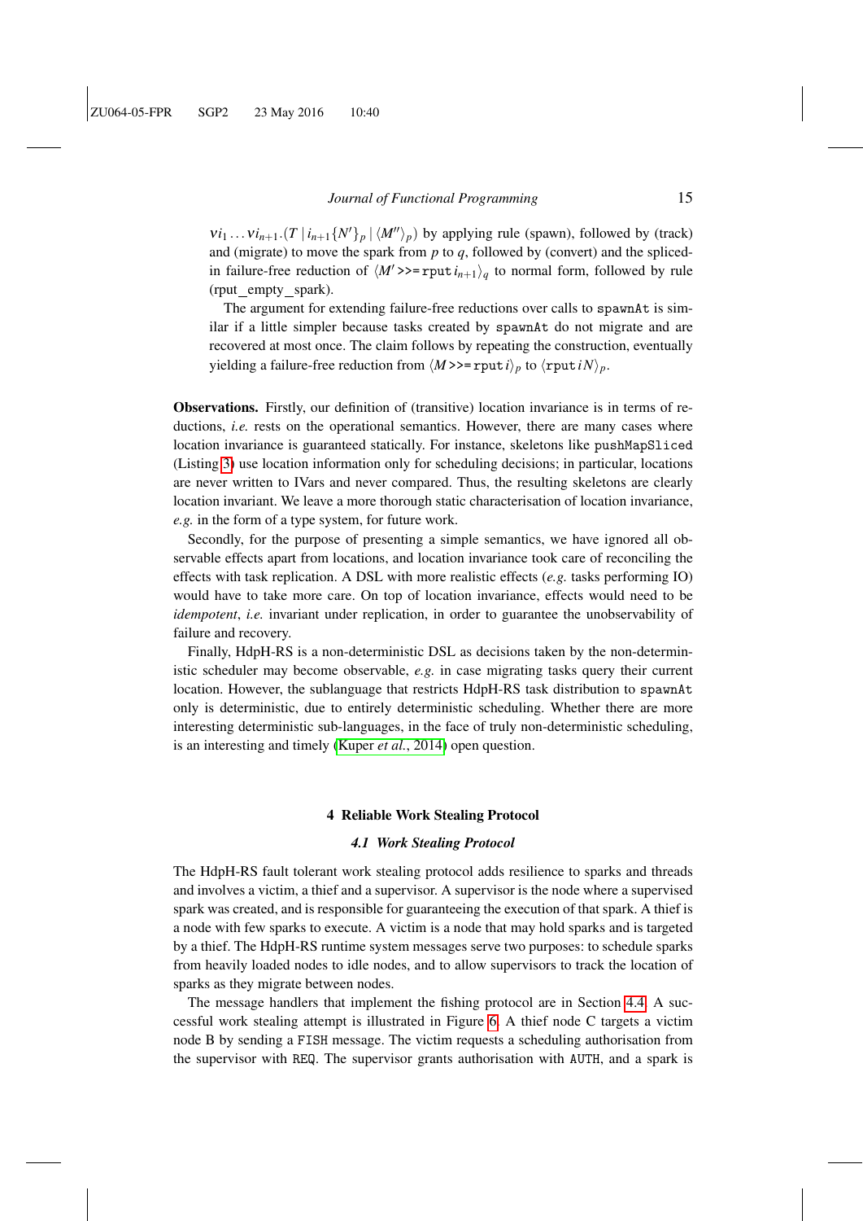$\nu i_1 \ldots \nu i_{n+1}.(T \mid i_{n+1}\{N'\}_p \mid \langle M'' \rangle_p)$ by applying rule (spawn), followed by (track) and (migrate) to move the spark from $p$ to $q$, followed by (convert) and the spliced-in failure-free reduction of $\langle M' \texttt{>>=} \texttt{rput}\, i_{n+1} \rangle_q$ to normal form, followed by rule (rput_empty_spark).

The argument for extending failure-free reductions over calls to `spawnAt` is similar if a little simpler because tasks created by `spawnAt` do not migrate and are recovered at most once. The claim follows by repeating the construction, eventually yielding a failure-free reduction from $\langle M \texttt{>>=} \texttt{rput}\, i \rangle_p$ to $\langle \texttt{rput}\, i\, N \rangle_p$.

**Observations.** Firstly, our definition of (transitive) location invariance is in terms of reductions, *i.e.* rests on the operational semantics. However, there are many cases where location invariance is guaranteed statically. For instance, skeletons like `pushMapSliced` (Listing 3) use location information only for scheduling decisions; in particular, locations are never written to IVars and never compared. Thus, the resulting skeletons are clearly location invariant. We leave a more thorough static characterisation of location invariance, *e.g.* in the form of a type system, for future work.

Secondly, for the purpose of presenting a simple semantics, we have ignored all observable effects apart from locations, and location invariance took care of reconciling the effects with task replication. A DSL with more realistic effects (*e.g.* tasks performing IO) would have to take more care. On top of location invariance, effects would need to be *idempotent*, *i.e.* invariant under replication, in order to guarantee the unobservability of failure and recovery.

Finally, HdpH-RS is a non-deterministic DSL as decisions taken by the non-deterministic scheduler may become observable, *e.g.* in case migrating tasks query their current location. However, the sublanguage that restricts HdpH-RS task distribution to `spawnAt` only is deterministic, due to entirely deterministic scheduling. Whether there are more interesting deterministic sub-languages, in the face of truly non-deterministic scheduling, is an interesting and timely (Kuper *et al.*, 2014) open question.

## 4 Reliable Work Stealing Protocol

### *4.1 Work Stealing Protocol*

The HdpH-RS fault tolerant work stealing protocol adds resilience to sparks and threads and involves a victim, a thief and a supervisor. A supervisor is the node where a supervised spark was created, and is responsible for guaranteeing the execution of that spark. A thief is a node with few sparks to execute. A victim is a node that may hold sparks and is targeted by a thief. The HdpH-RS runtime system messages serve two purposes: to schedule sparks from heavily loaded nodes to idle nodes, and to allow supervisors to track the location of sparks as they migrate between nodes.

The message handlers that implement the fishing protocol are in Section 4.4. A successful work stealing attempt is illustrated in Figure 6. A thief node C targets a victim node B by sending a `FISH` message. The victim requests a scheduling authorisation from the supervisor with `REQ`. The supervisor grants authorisation with `AUTH`, and a spark is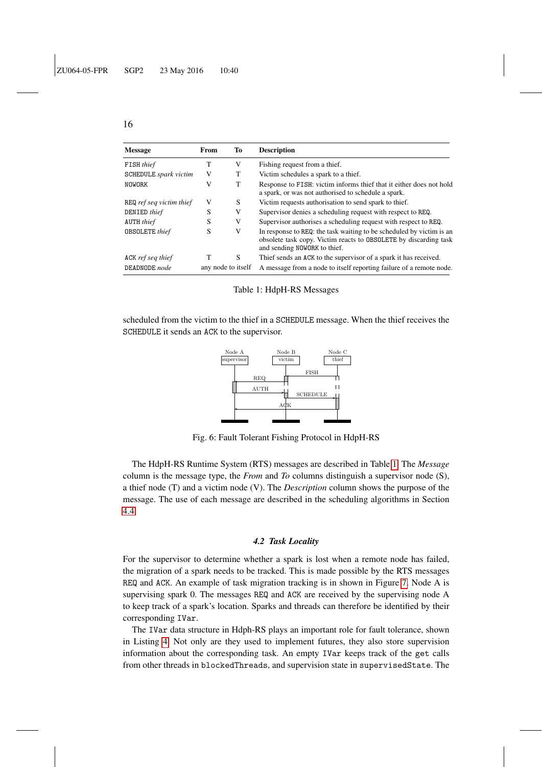| Message | From | To | Description |
|---|---|---|---|
| FISH *thief* | T | V | Fishing request from a thief. |
| SCHEDULE *spark victim* | V | T | Victim schedules a spark to a thief. |
| NOWORK | V | T | Response to FISH: victim informs thief that it either does not hold a spark, or was not authorised to schedule a spark. |
| REQ *ref seq victim thief* | V | S | Victim requests authorisation to send spark to thief. |
| DENIED *thief* | S | V | Supervisor denies a scheduling request with respect to REQ. |
| AUTH *thief* | S | V | Supervisor authorises a scheduling request with respect to REQ. |
| OBSOLETE *thief* | S | V | In response to REQ: the task waiting to be scheduled by victim is an obsolete task copy. Victim reacts to OBSOLETE by discarding task and sending NOWORK to thief. |
| ACK *ref seq thief* | T | S | Thief sends an ACK to the supervisor of a spark it has received. |
| DEADNODE *node* | any node to itself | | A message from a node to itself reporting failure of a remote node. |

Table 1: HdpH-RS Messages

scheduled from the victim to the thief in a SCHEDULE message. When the thief receives the SCHEDULE it sends an ACK to the supervisor.

Fig. 6: Fault Tolerant Fishing Protocol in HdpH-RS

The HdpH-RS Runtime System (RTS) messages are described in Table 1. The *Message* column is the message type, the *From* and *To* columns distinguish a supervisor node (S), a thief node (T) and a victim node (V). The *Description* column shows the purpose of the message. The use of each message are described in the scheduling algorithms in Section 4.4.

### *4.2 Task Locality*

For the supervisor to determine whether a spark is lost when a remote node has failed, the migration of a spark needs to be tracked. This is made possible by the RTS messages REQ and ACK. An example of task migration tracking is in shown in Figure 7. Node A is supervising spark 0. The messages REQ and ACK are received by the supervising node A to keep track of a spark's location. Sparks and threads can therefore be identified by their corresponding IVar.

The IVar data structure in Hdph-RS plays an important role for fault tolerance, shown in Listing 4. Not only are they used to implement futures, they also store supervision information about the corresponding task. An empty IVar keeps track of the get calls from other threads in blockedThreads, and supervision state in supervisedState. The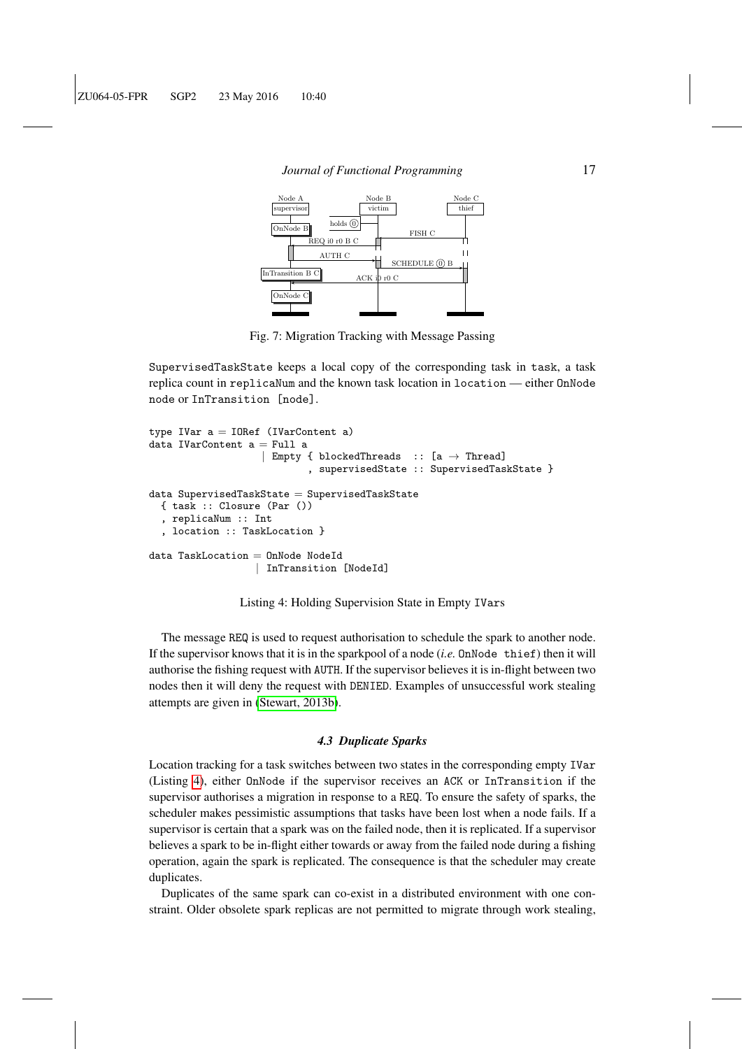Fig. 7: Migration Tracking with Message Passing

SupervisedTaskState keeps a local copy of the corresponding task in task, a task replica count in replicaNum and the known task location in location — either OnNode node or InTransition [node].

```
type IVar a = IORef (IVarContent a)
data IVarContent a = Full a
                   | Empty { blockedThreads  :: [a → Thread]
                           , supervisedState :: SupervisedTaskState }

data SupervisedTaskState = SupervisedTaskState
  { task :: Closure (Par ())
  , replicaNum :: Int
  , location :: TaskLocation }

data TaskLocation = OnNode NodeId
                  | InTransition [NodeId]
```

Listing 4: Holding Supervision State in Empty IVars

The message REQ is used to request authorisation to schedule the spark to another node. If the supervisor knows that it is in the sparkpool of a node (*i.e.* OnNode thief) then it will authorise the fishing request with AUTH. If the supervisor believes it is in-flight between two nodes then it will deny the request with DENIED. Examples of unsuccessful work stealing attempts are given in (Stewart, 2013b).

### *4.3 Duplicate Sparks*

Location tracking for a task switches between two states in the corresponding empty IVar (Listing 4), either OnNode if the supervisor receives an ACK or InTransition if the supervisor authorises a migration in response to a REQ. To ensure the safety of sparks, the scheduler makes pessimistic assumptions that tasks have been lost when a node fails. If a supervisor is certain that a spark was on the failed node, then it is replicated. If a supervisor believes a spark to be in-flight either towards or away from the failed node during a fishing operation, again the spark is replicated. The consequence is that the scheduler may create duplicates.

Duplicates of the same spark can co-exist in a distributed environment with one constraint. Older obsolete spark replicas are not permitted to migrate through work stealing,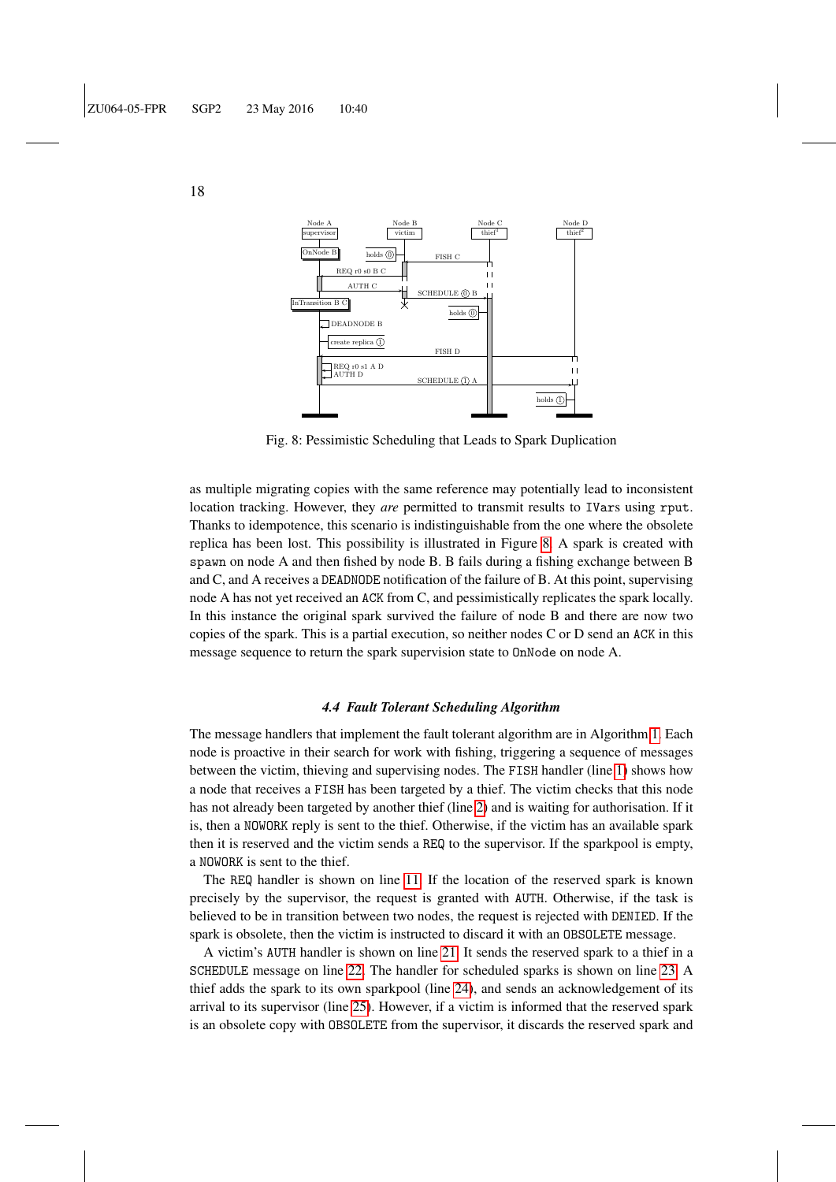Fig. 8: Pessimistic Scheduling that Leads to Spark Duplication

as multiple migrating copies with the same reference may potentially lead to inconsistent location tracking. However, they *are* permitted to transmit results to IVars using rput. Thanks to idempotence, this scenario is indistinguishable from the one where the obsolete replica has been lost. This possibility is illustrated in Figure 8. A spark is created with spawn on node A and then fished by node B. B fails during a fishing exchange between B and C, and A receives a DEADNODE notification of the failure of B. At this point, supervising node A has not yet received an ACK from C, and pessimistically replicates the spark locally. In this instance the original spark survived the failure of node B and there are now two copies of the spark. This is a partial execution, so neither nodes C or D send an ACK in this message sequence to return the spark supervision state to OnNode on node A.

### *4.4 Fault Tolerant Scheduling Algorithm*

The message handlers that implement the fault tolerant algorithm are in Algorithm 1. Each node is proactive in their search for work with fishing, triggering a sequence of messages between the victim, thieving and supervising nodes. The FISH handler (line 1) shows how a node that receives a FISH has been targeted by a thief. The victim checks that this node has not already been targeted by another thief (line 2) and is waiting for authorisation. If it is, then a NOWORK reply is sent to the thief. Otherwise, if the victim has an available spark then it is reserved and the victim sends a REQ to the supervisor. If the sparkpool is empty, a NOWORK is sent to the thief.

The REQ handler is shown on line 11. If the location of the reserved spark is known precisely by the supervisor, the request is granted with AUTH. Otherwise, if the task is believed to be in transition between two nodes, the request is rejected with DENIED. If the spark is obsolete, then the victim is instructed to discard it with an OBSOLETE message.

A victim's AUTH handler is shown on line 21. It sends the reserved spark to a thief in a SCHEDULE message on line 22. The handler for scheduled sparks is shown on line 23. A thief adds the spark to its own sparkpool (line 24), and sends an acknowledgement of its arrival to its supervisor (line 25). However, if a victim is informed that the reserved spark is an obsolete copy with OBSOLETE from the supervisor, it discards the reserved spark and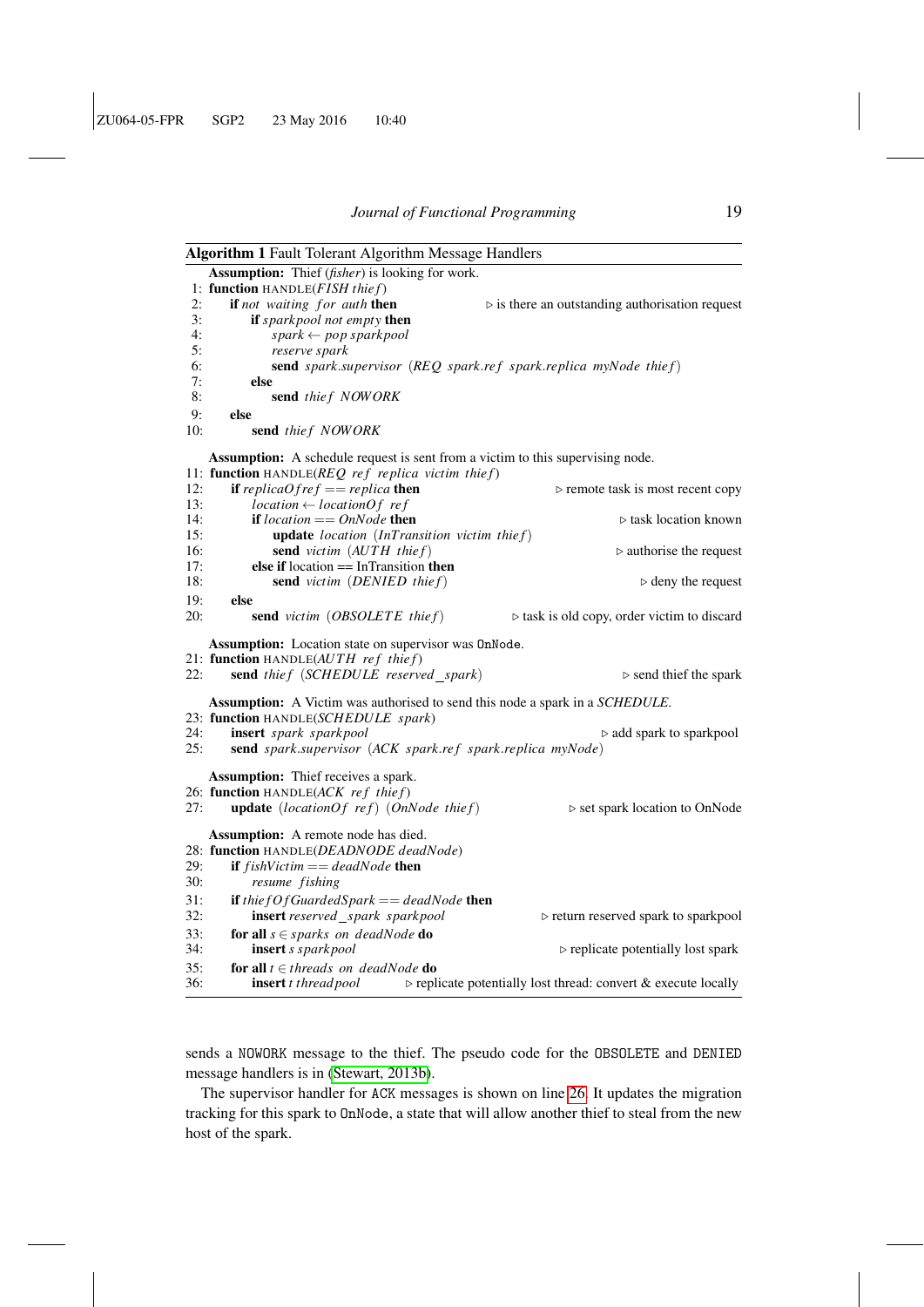**Algorithm 1** Fault Tolerant Algorithm Message Handlers

```
    Assumption: Thief (fisher) is looking for work.
 1: function HANDLE(FISH thief)
 2:     if not waiting_for_auth then          ▷ is there an outstanding authorisation request
 3:         if sparkpool not empty then
 4:             spark ← pop sparkpool
 5:             reserve spark
 6:             send spark.supervisor (REQ spark.ref spark.replica myNode thief)
 7:         else
 8:             send thief NOWORK
 9:     else
10:         send thief NOWORK

    Assumption: A schedule request is sent from a victim to this supervising node.
11: function HANDLE(REQ ref replica victim thief)
12:     if replicaOf ref == replica then                  ▷ remote task is most recent copy
13:         location ← locationOf ref
14:         if location == OnNode then                     ▷ task location known
15:             update location (InTransition victim thief)
16:             send victim (AUTH thief)                   ▷ authorise the request
17:         else if location == InTransition then
18:             send victim (DENIED thief)                 ▷ deny the request
19:     else
20:         send victim (OBSOLETE thief)     ▷ task is old copy, order victim to discard

    Assumption: Location state on supervisor was OnNode.
21: function HANDLE(AUTH ref thief)
22:     send thief (SCHEDULE reserved_spark)              ▷ send thief the spark

    Assumption: A Victim was authorised to send this node a spark in a SCHEDULE.
23: function HANDLE(SCHEDULE spark)
24:     insert spark sparkpool                            ▷ add spark to sparkpool
25:     send spark.supervisor (ACK spark.ref spark.replica myNode)

    Assumption: Thief receives a spark.
26: function HANDLE(ACK ref thief)
27:     update (locationOf ref) (OnNode thief)        ▷ set spark location to OnNode

    Assumption: A remote node has died.
28: function HANDLE(DEADNODE deadNode)
29:     if fishVictim == deadNode then
30:         resume fishing
31:     if thiefOfGuardedSpark == deadNode then
32:         insert reserved_spark sparkpool         ▷ return reserved spark to sparkpool
33:     for all s ∈ sparks on deadNode do
34:         insert s sparkpool                       ▷ replicate potentially lost spark
35:     for all t ∈ threads on deadNode do
36:         insert t threadpool    ▷ replicate potentially lost thread: convert & execute locally
```

sends a `NOWORK` message to the thief. The pseudo code for the `OBSOLETE` and `DENIED` message handlers is in (Stewart, 2013b).

The supervisor handler for `ACK` messages is shown on line 26. It updates the migration tracking for this spark to `OnNode`, a state that will allow another thief to steal from the new host of the spark.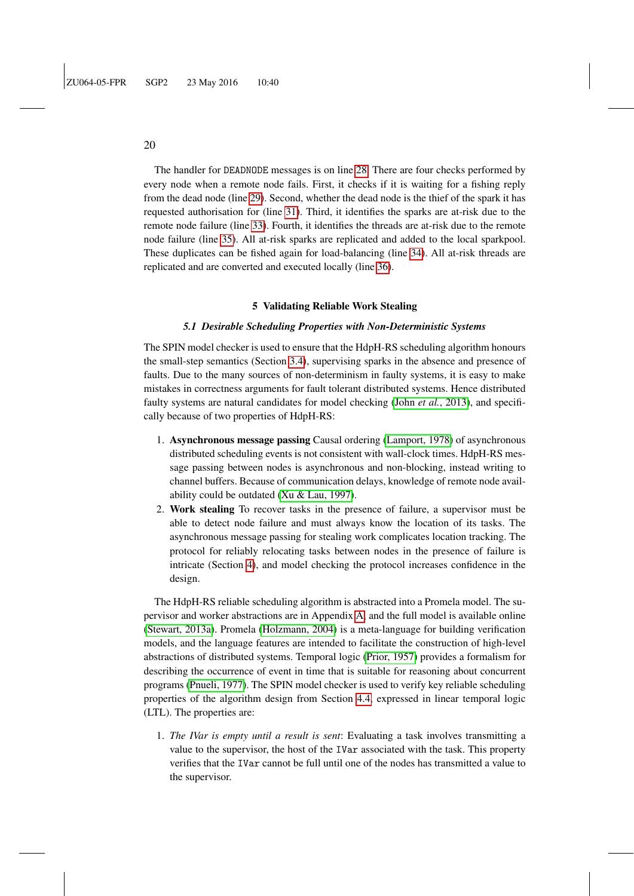The handler for DEADNODE messages is on line 28. There are four checks performed by every node when a remote node fails. First, it checks if it is waiting for a fishing reply from the dead node (line 29). Second, whether the dead node is the thief of the spark it has requested authorisation for (line 31). Third, it identifies the sparks are at-risk due to the remote node failure (line 33). Fourth, it identifies the threads are at-risk due to the remote node failure (line 35). All at-risk sparks are replicated and added to the local sparkpool. These duplicates can be fished again for load-balancing (line 34). All at-risk threads are replicated and are converted and executed locally (line 36).

## 5 Validating Reliable Work Stealing

### *5.1 Desirable Scheduling Properties with Non-Deterministic Systems*

The SPIN model checker is used to ensure that the HdpH-RS scheduling algorithm honours the small-step semantics (Section 3.4), supervising sparks in the absence and presence of faults. Due to the many sources of non-determinism in faulty systems, it is easy to make mistakes in correctness arguments for fault tolerant distributed systems. Hence distributed faulty systems are natural candidates for model checking (John *et al.*, 2013), and specifically because of two properties of HdpH-RS:

1. **Asynchronous message passing** Causal ordering (Lamport, 1978) of asynchronous distributed scheduling events is not consistent with wall-clock times. HdpH-RS message passing between nodes is asynchronous and non-blocking, instead writing to channel buffers. Because of communication delays, knowledge of remote node availability could be outdated (Xu & Lau, 1997).
2. **Work stealing** To recover tasks in the presence of failure, a supervisor must be able to detect node failure and must always know the location of its tasks. The asynchronous message passing for stealing work complicates location tracking. The protocol for reliably relocating tasks between nodes in the presence of failure is intricate (Section 4), and model checking the protocol increases confidence in the design.

The HdpH-RS reliable scheduling algorithm is abstracted into a Promela model. The supervisor and worker abstractions are in Appendix A, and the full model is available online (Stewart, 2013a). Promela (Holzmann, 2004) is a meta-language for building verification models, and the language features are intended to facilitate the construction of high-level abstractions of distributed systems. Temporal logic (Prior, 1957) provides a formalism for describing the occurrence of event in time that is suitable for reasoning about concurrent programs (Pnueli, 1977). The SPIN model checker is used to verify key reliable scheduling properties of the algorithm design from Section 4.4, expressed in linear temporal logic (LTL). The properties are:

1. *The IVar is empty until a result is sent*: Evaluating a task involves transmitting a value to the supervisor, the host of the IVar associated with the task. This property verifies that the IVar cannot be full until one of the nodes has transmitted a value to the supervisor.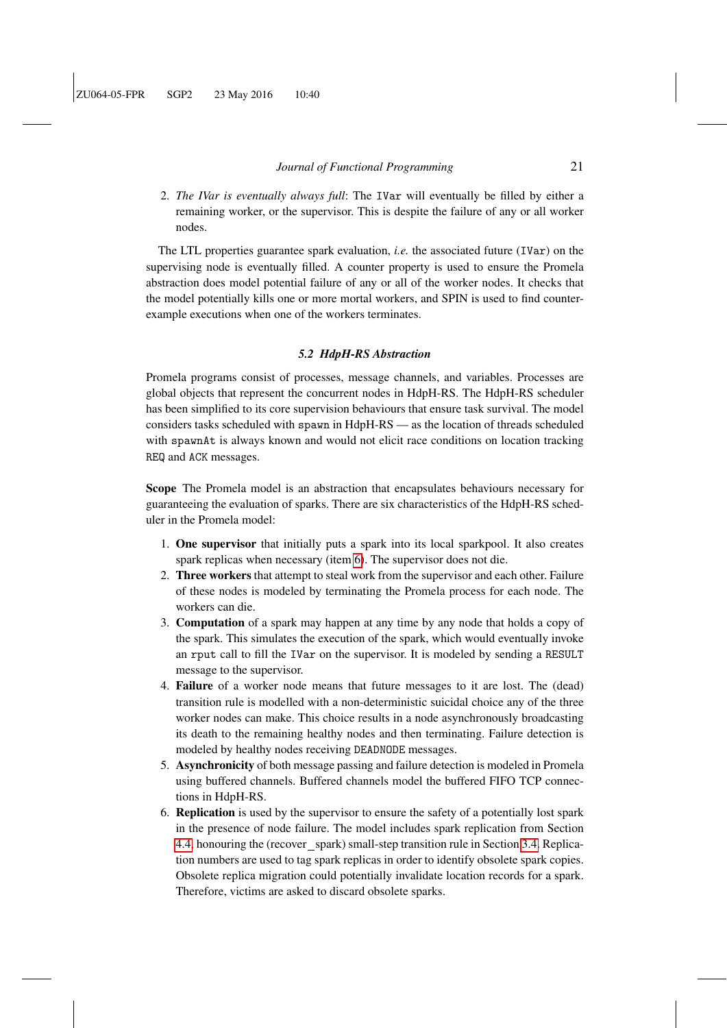2. *The IVar is eventually always full*: The IVar will eventually be filled by either a remaining worker, or the supervisor. This is despite the failure of any or all worker nodes.

The LTL properties guarantee spark evaluation, *i.e.* the associated future (IVar) on the supervising node is eventually filled. A counter property is used to ensure the Promela abstraction does model potential failure of any or all of the worker nodes. It checks that the model potentially kills one or more mortal workers, and SPIN is used to find counter-example executions when one of the workers terminates.

### 5.2 HdpH-RS Abstraction

Promela programs consist of processes, message channels, and variables. Processes are global objects that represent the concurrent nodes in HdpH-RS. The HdpH-RS scheduler has been simplified to its core supervision behaviours that ensure task survival. The model considers tasks scheduled with spawn in HdpH-RS — as the location of threads scheduled with spawnAt is always known and would not elicit race conditions on location tracking REQ and ACK messages.

**Scope** The Promela model is an abstraction that encapsulates behaviours necessary for guaranteeing the evaluation of sparks. There are six characteristics of the HdpH-RS scheduler in the Promela model:

1. **One supervisor** that initially puts a spark into its local sparkpool. It also creates spark replicas when necessary (item 6). The supervisor does not die.
2. **Three workers** that attempt to steal work from the supervisor and each other. Failure of these nodes is modeled by terminating the Promela process for each node. The workers can die.
3. **Computation** of a spark may happen at any time by any node that holds a copy of the spark. This simulates the execution of the spark, which would eventually invoke an rput call to fill the IVar on the supervisor. It is modeled by sending a RESULT message to the supervisor.
4. **Failure** of a worker node means that future messages to it are lost. The (dead) transition rule is modelled with a non-deterministic suicidal choice any of the three worker nodes can make. This choice results in a node asynchronously broadcasting its death to the remaining healthy nodes and then terminating. Failure detection is modeled by healthy nodes receiving DEADNODE messages.
5. **Asynchronicity** of both message passing and failure detection is modeled in Promela using buffered channels. Buffered channels model the buffered FIFO TCP connections in HdpH-RS.
6. **Replication** is used by the supervisor to ensure the safety of a potentially lost spark in the presence of node failure. The model includes spark replication from Section 4.4, honouring the (recover_spark) small-step transition rule in Section 3.4. Replication numbers are used to tag spark replicas in order to identify obsolete spark copies. Obsolete replica migration could potentially invalidate location records for a spark. Therefore, victims are asked to discard obsolete sparks.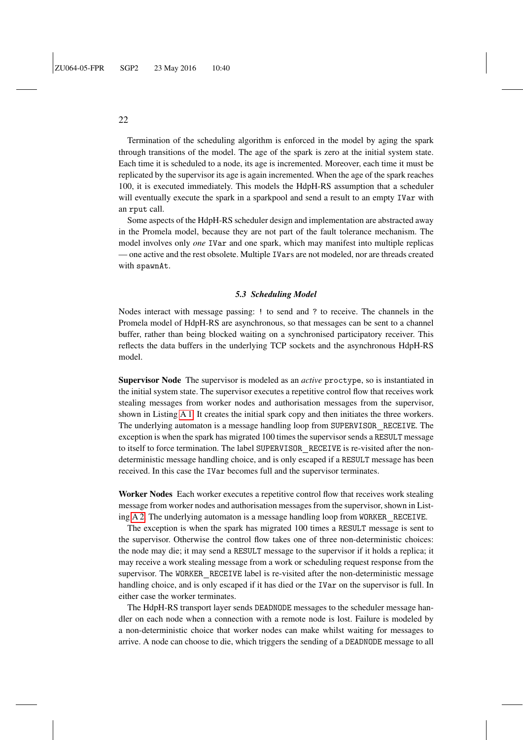Termination of the scheduling algorithm is enforced in the model by aging the spark through transitions of the model. The age of the spark is zero at the initial system state. Each time it is scheduled to a node, its age is incremented. Moreover, each time it must be replicated by the supervisor its age is again incremented. When the age of the spark reaches 100, it is executed immediately. This models the HdpH-RS assumption that a scheduler will eventually execute the spark in a sparkpool and send a result to an empty `IVar` with an `rput` call.

Some aspects of the HdpH-RS scheduler design and implementation are abstracted away in the Promela model, because they are not part of the fault tolerance mechanism. The model involves only *one* `IVar` and one spark, which may manifest into multiple replicas — one active and the rest obsolete. Multiple `IVars` are not modeled, nor are threads created with `spawnAt`.

### *5.3 Scheduling Model*

Nodes interact with message passing: `!` to send and `?` to receive. The channels in the Promela model of HdpH-RS are asynchronous, so that messages can be sent to a channel buffer, rather than being blocked waiting on a synchronised participatory receiver. This reflects the data buffers in the underlying TCP sockets and the asynchronous HdpH-RS model.

**Supervisor Node** The supervisor is modeled as an *active* `proctype`, so is instantiated in the initial system state. The supervisor executes a repetitive control flow that receives work stealing messages from worker nodes and authorisation messages from the supervisor, shown in Listing A.1. It creates the initial spark copy and then initiates the three workers. The underlying automaton is a message handling loop from `SUPERVISOR_RECEIVE`. The exception is when the spark has migrated 100 times the supervisor sends a `RESULT` message to itself to force termination. The label `SUPERVISOR_RECEIVE` is re-visited after the non-deterministic message handling choice, and is only escaped if a `RESULT` message has been received. In this case the `IVar` becomes full and the supervisor terminates.

**Worker Nodes** Each worker executes a repetitive control flow that receives work stealing message from worker nodes and authorisation messages from the supervisor, shown in Listing A.2. The underlying automaton is a message handling loop from `WORKER_RECEIVE`.

The exception is when the spark has migrated 100 times a `RESULT` message is sent to the supervisor. Otherwise the control flow takes one of three non-deterministic choices: the node may die; it may send a `RESULT` message to the supervisor if it holds a replica; it may receive a work stealing message from a work or scheduling request response from the supervisor. The `WORKER_RECEIVE` label is re-visited after the non-deterministic message handling choice, and is only escaped if it has died or the `IVar` on the supervisor is full. In either case the worker terminates.

The HdpH-RS transport layer sends `DEADNODE` messages to the scheduler message handler on each node when a connection with a remote node is lost. Failure is modeled by a non-deterministic choice that worker nodes can make whilst waiting for messages to arrive. A node can choose to die, which triggers the sending of a `DEADNODE` message to all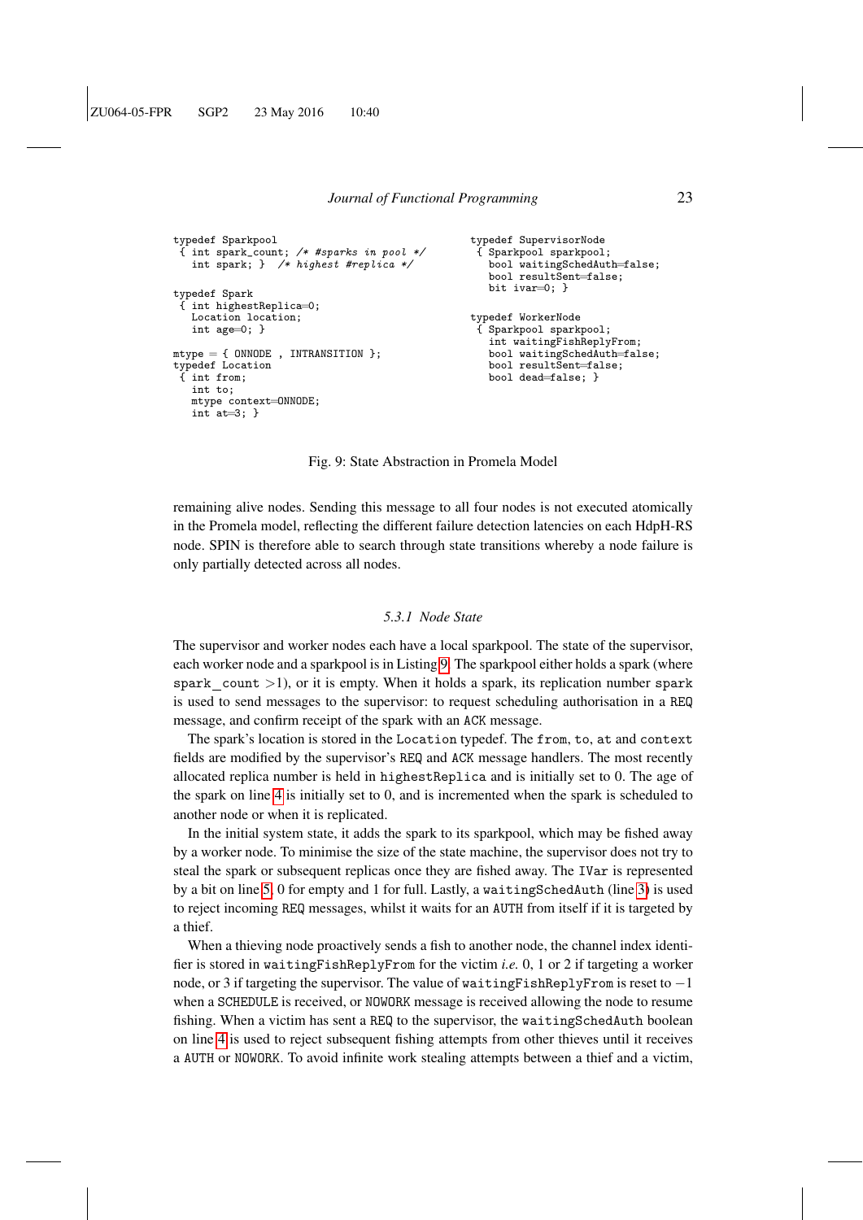```
typedef Sparkpool
 { int spark_count; /* #sparks in pool */
   int spark; }  /* highest #replica */

typedef Spark
 { int highestReplica=0;
   Location location;
   int age=0; }

mtype = { ONNODE , INTRANSITION };
typedef Location
 { int from;
   int to;
   mtype context=ONNODE;
   int at=3; }
```

```
typedef SupervisorNode
 { Sparkpool sparkpool;
   bool waitingSchedAuth=false;
   bool resultSent=false;
   bit ivar=0; }

typedef WorkerNode
 { Sparkpool sparkpool;
   int waitingFishReplyFrom;
   bool waitingSchedAuth=false;
   bool resultSent=false;
   bool dead=false; }
```

Fig. 9: State Abstraction in Promela Model

remaining alive nodes. Sending this message to all four nodes is not executed atomically in the Promela model, reflecting the different failure detection latencies on each HdpH-RS node. SPIN is therefore able to search through state transitions whereby a node failure is only partially detected across all nodes.

### 5.3.1 Node State

The supervisor and worker nodes each have a local sparkpool. The state of the supervisor, each worker node and a sparkpool is in Listing 9. The sparkpool either holds a spark (where `spark_count` $>1$), or it is empty. When it holds a spark, its replication number `spark` is used to send messages to the supervisor: to request scheduling authorisation in a `REQ` message, and confirm receipt of the spark with an `ACK` message.

The spark's location is stored in the `Location` typedef. The `from`, `to`, `at` and `context` fields are modified by the supervisor's `REQ` and `ACK` message handlers. The most recently allocated replica number is held in `highestReplica` and is initially set to 0. The age of the spark on line 4 is initially set to 0, and is incremented when the spark is scheduled to another node or when it is replicated.

In the initial system state, it adds the spark to its sparkpool, which may be fished away by a worker node. To minimise the size of the state machine, the supervisor does not try to steal the spark or subsequent replicas once they are fished away. The `IVar` is represented by a bit on line 5, 0 for empty and 1 for full. Lastly, a `waitingSchedAuth` (line 3) is used to reject incoming `REQ` messages, whilst it waits for an `AUTH` from itself if it is targeted by a thief.

When a thieving node proactively sends a fish to another node, the channel index identifier is stored in `waitingFishReplyFrom` for the victim *i.e.* 0, 1 or 2 if targeting a worker node, or 3 if targeting the supervisor. The value of `waitingFishReplyFrom` is reset to $-1$ when a `SCHEDULE` is received, or `NOWORK` message is received allowing the node to resume fishing. When a victim has sent a `REQ` to the supervisor, the `waitingSchedAuth` boolean on line 4 is used to reject subsequent fishing attempts from other thieves until it receives a `AUTH` or `NOWORK`. To avoid infinite work stealing attempts between a thief and a victim,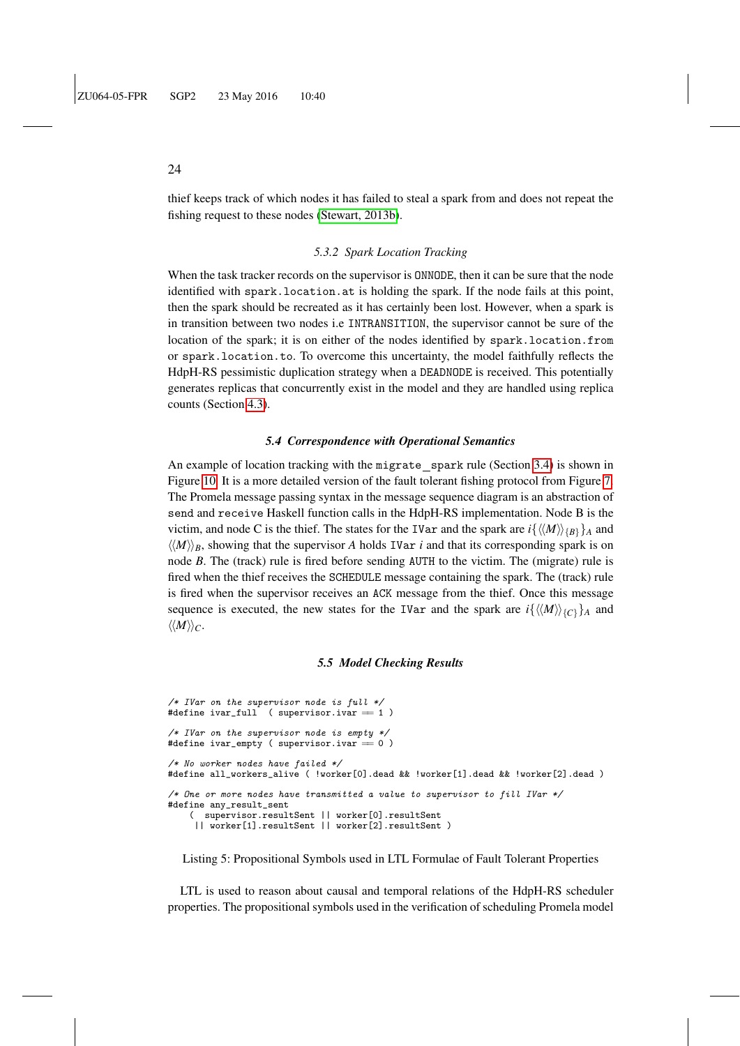thief keeps track of which nodes it has failed to steal a spark from and does not repeat the fishing request to these nodes (Stewart, 2013b).

#### 5.3.2 Spark Location Tracking

When the task tracker records on the supervisor is ONNODE, then it can be sure that the node identified with `spark.location.at` is holding the spark. If the node fails at this point, then the spark should be recreated as it has certainly been lost. However, when a spark is in transition between two nodes i.e INTRANSITION, the supervisor cannot be sure of the location of the spark; it is on either of the nodes identified by `spark.location.from` or `spark.location.to`. To overcome this uncertainty, the model faithfully reflects the HdpH-RS pessimistic duplication strategy when a DEADNODE is received. This potentially generates replicas that concurrently exist in the model and they are handled using replica counts (Section 4.3).

### 5.4 Correspondence with Operational Semantics

An example of location tracking with the `migrate_spark` rule (Section 3.4) is shown in Figure 10. It is a more detailed version of the fault tolerant fishing protocol from Figure 7. The Promela message passing syntax in the message sequence diagram is an abstraction of `send` and `receive` Haskell function calls in the HdpH-RS implementation. Node B is the victim, and node C is the thief. The states for the `IVar` and the spark are $i\{\langle\langle M\rangle\rangle_{\{B\}}\}_A$ and $\langle\langle M\rangle\rangle_B$, showing that the supervisor $A$ holds `IVar` $i$ and that its corresponding spark is on node $B$. The (track) rule is fired before sending AUTH to the victim. The (migrate) rule is fired when the thief receives the SCHEDULE message containing the spark. The (track) rule is fired when the supervisor receives an ACK message from the thief. Once this message sequence is executed, the new states for the `IVar` and the spark are $i\{\langle\langle M\rangle\rangle_{\{C\}}\}_A$ and $\langle\langle M\rangle\rangle_C$.

### 5.5 Model Checking Results

```
/* IVar on the supervisor node is full */
#define ivar_full  ( supervisor.ivar == 1 )

/* IVar on the supervisor node is empty */
#define ivar_empty ( supervisor.ivar == 0 )

/* No worker nodes have failed */
#define all_workers_alive ( !worker[0].dead && !worker[1].dead && !worker[2].dead )

/* One or more nodes have transmitted a value to supervisor to fill IVar */
#define any_result_sent
    (  supervisor.resultSent || worker[0].resultSent
     || worker[1].resultSent || worker[2].resultSent )
```

Listing 5: Propositional Symbols used in LTL Formulae of Fault Tolerant Properties

LTL is used to reason about causal and temporal relations of the HdpH-RS scheduler properties. The propositional symbols used in the verification of scheduling Promela model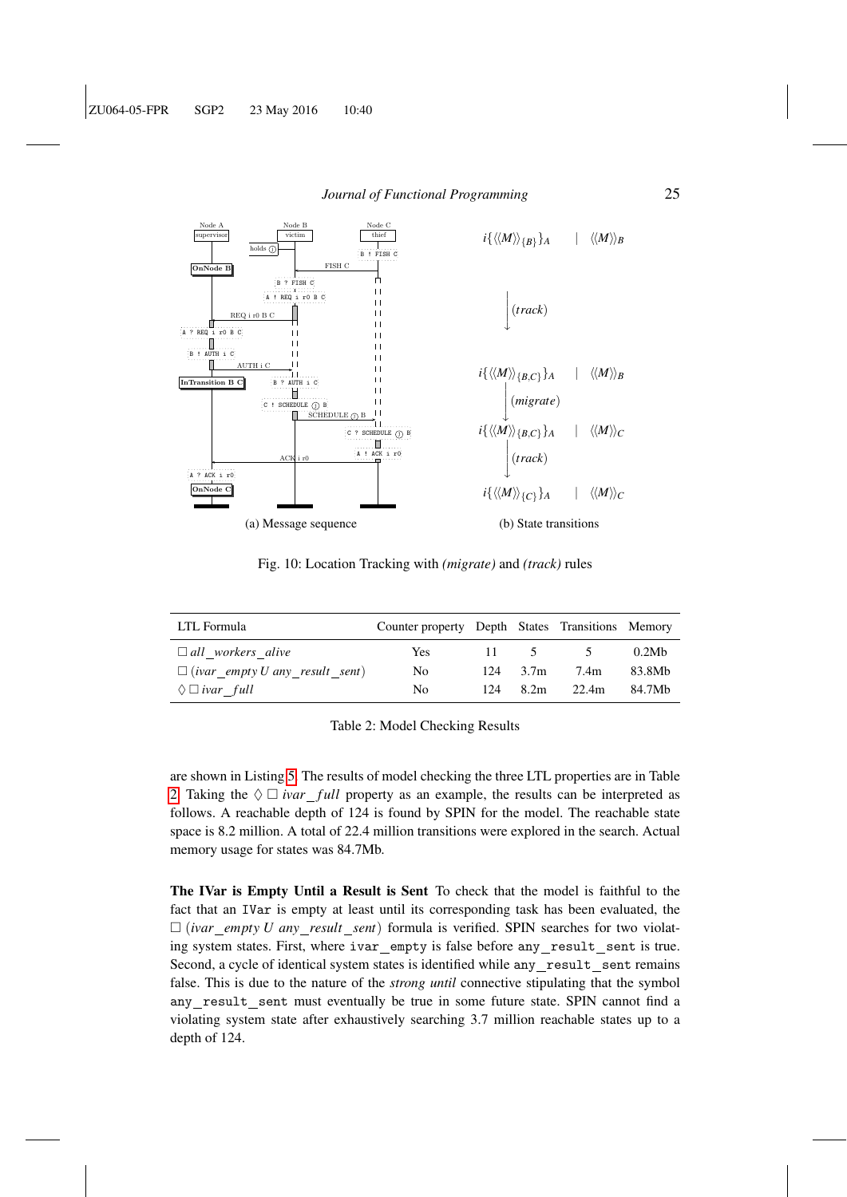Fig. 10: Location Tracking with *(migrate)* and *(track)* rules

| LTL Formula | Counter property | Depth | States | Transitions | Memory |
|---|---|---|---|---|---|
| $\square$ *all_workers_alive* | Yes | 11 | 5 | 5 | 0.2Mb |
| $\square$ (*ivar_empty U any_result_sent*) | No | 124 | 3.7m | 7.4m | 83.8Mb |
| $\lozenge \square$ *ivar_full* | No | 124 | 8.2m | 22.4m | 84.7Mb |

Table 2: Model Checking Results

are shown in Listing 5. The results of model checking the three LTL properties are in Table 2. Taking the $\lozenge \square$ *ivar_full* property as an example, the results can be interpreted as follows. A reachable depth of 124 is found by SPIN for the model. The reachable state space is 8.2 million. A total of 22.4 million transitions were explored in the search. Actual memory usage for states was 84.7Mb.

**The IVar is Empty Until a Result is Sent** To check that the model is faithful to the fact that an `IVar` is empty at least until its corresponding task has been evaluated, the $\square$ (*ivar_empty U any_result_sent*) formula is verified. SPIN searches for two violating system states. First, where `ivar_empty` is false before `any_result_sent` is true. Second, a cycle of identical system states is identified while `any_result_sent` remains false. This is due to the nature of the *strong until* connective stipulating that the symbol `any_result_sent` must eventually be true in some future state. SPIN cannot find a violating system state after exhaustively searching 3.7 million reachable states up to a depth of 124.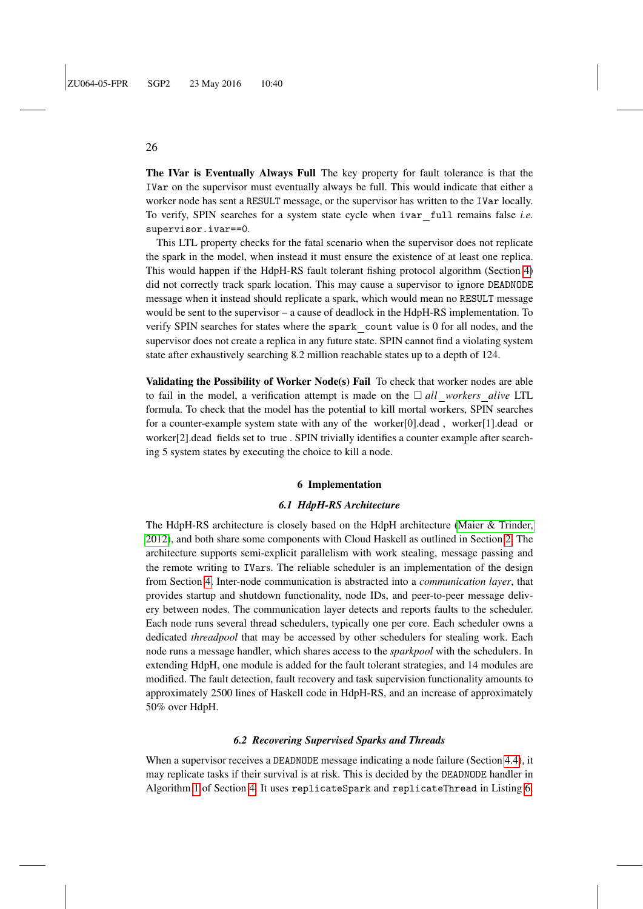**The IVar is Eventually Always Full** The key property for fault tolerance is that the `IVar` on the supervisor must eventually always be full. This would indicate that either a worker node has sent a `RESULT` message, or the supervisor has written to the `IVar` locally. To verify, SPIN searches for a system state cycle when `ivar_full` remains false *i.e.* `supervisor.ivar==0`.

This LTL property checks for the fatal scenario when the supervisor does not replicate the spark in the model, when instead it must ensure the existence of at least one replica. This would happen if the HdpH-RS fault tolerant fishing protocol algorithm (Section 4) did not correctly track spark location. This may cause a supervisor to ignore `DEADNODE` message when it instead should replicate a spark, which would mean no `RESULT` message would be sent to the supervisor – a cause of deadlock in the HdpH-RS implementation. To verify SPIN searches for states where the `spark_count` value is 0 for all nodes, and the supervisor does not create a replica in any future state. SPIN cannot find a violating system state after exhaustively searching 8.2 million reachable states up to a depth of 124.

**Validating the Possibility of Worker Node(s) Fail** To check that worker nodes are able to fail in the model, a verification attempt is made on the $\Box$ *all_workers_alive* LTL formula. To check that the model has the potential to kill mortal workers, SPIN searches for a counter-example system state with any of the worker[0].dead , worker[1].dead or worker[2].dead fields set to true . SPIN trivially identifies a counter example after searching 5 system states by executing the choice to kill a node.

## 6 Implementation

### 6.1 HdpH-RS Architecture

The HdpH-RS architecture is closely based on the HdpH architecture (Maier & Trinder, 2012), and both share some components with Cloud Haskell as outlined in Section 2. The architecture supports semi-explicit parallelism with work stealing, message passing and the remote writing to `IVars`. The reliable scheduler is an implementation of the design from Section 4. Inter-node communication is abstracted into a *communication layer*, that provides startup and shutdown functionality, node IDs, and peer-to-peer message delivery between nodes. The communication layer detects and reports faults to the scheduler. Each node runs several thread schedulers, typically one per core. Each scheduler owns a dedicated *threadpool* that may be accessed by other schedulers for stealing work. Each node runs a message handler, which shares access to the *sparkpool* with the schedulers. In extending HdpH, one module is added for the fault tolerant strategies, and 14 modules are modified. The fault detection, fault recovery and task supervision functionality amounts to approximately 2500 lines of Haskell code in HdpH-RS, and an increase of approximately 50% over HdpH.

### 6.2 Recovering Supervised Sparks and Threads

When a supervisor receives a `DEADNODE` message indicating a node failure (Section 4.4), it may replicate tasks if their survival is at risk. This is decided by the `DEADNODE` handler in Algorithm 1 of Section 4. It uses `replicateSpark` and `replicateThread` in Listing 6.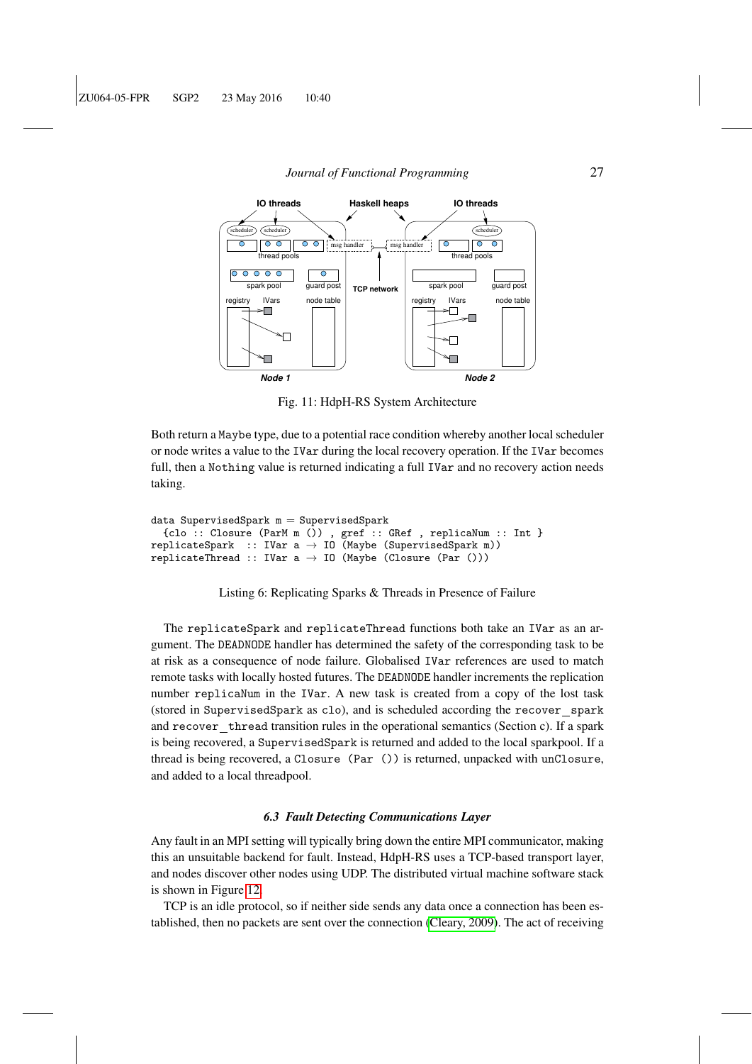Fig. 11: HdpH-RS System Architecture

Both return a `Maybe` type, due to a potential race condition whereby another local scheduler or node writes a value to the `IVar` during the local recovery operation. If the `IVar` becomes full, then a `Nothing` value is returned indicating a full `IVar` and no recovery action needs taking.

```
data SupervisedSpark m = SupervisedSpark
  {clo :: Closure (ParM m ()) , gref :: GRef , replicaNum :: Int }
replicateSpark   :: IVar a → IO (Maybe (SupervisedSpark m))
replicateThread :: IVar a → IO (Maybe (Closure (Par ()))
```

Listing 6: Replicating Sparks & Threads in Presence of Failure

The `replicateSpark` and `replicateThread` functions both take an `IVar` as an argument. The `DEADNODE` handler has determined the safety of the corresponding task to be at risk as a consequence of node failure. Globalised `IVar` references are used to match remote tasks with locally hosted futures. The `DEADNODE` handler increments the replication number `replicaNum` in the `IVar`. A new task is created from a copy of the lost task (stored in `SupervisedSpark` as `clo`), and is scheduled according the `recover_spark` and `recover_thread` transition rules in the operational semantics (Section c). If a spark is being recovered, a `SupervisedSpark` is returned and added to the local sparkpool. If a thread is being recovered, a `Closure (Par ())` is returned, unpacked with `unClosure`, and added to a local threadpool.

### 6.3 Fault Detecting Communications Layer

Any fault in an MPI setting will typically bring down the entire MPI communicator, making this an unsuitable backend for fault. Instead, HdpH-RS uses a TCP-based transport layer, and nodes discover other nodes using UDP. The distributed virtual machine software stack is shown in Figure 12.

TCP is an idle protocol, so if neither side sends any data once a connection has been established, then no packets are sent over the connection (Cleary, 2009). The act of receiving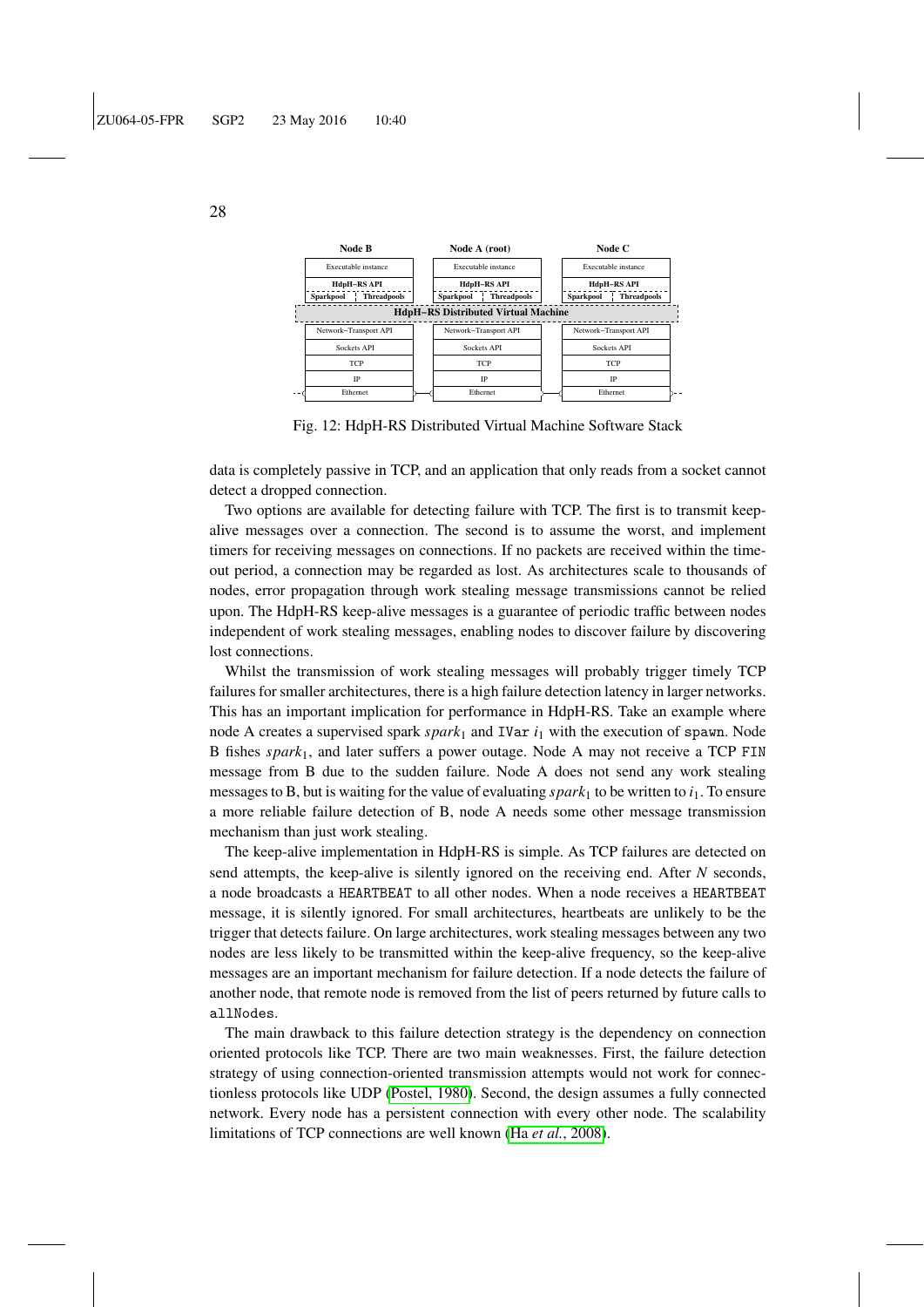Fig. 12: HdpH-RS Distributed Virtual Machine Software Stack

data is completely passive in TCP, and an application that only reads from a socket cannot detect a dropped connection.

Two options are available for detecting failure with TCP. The first is to transmit keep-alive messages over a connection. The second is to assume the worst, and implement timers for receiving messages on connections. If no packets are received within the time-out period, a connection may be regarded as lost. As architectures scale to thousands of nodes, error propagation through work stealing message transmissions cannot be relied upon. The HdpH-RS keep-alive messages is a guarantee of periodic traffic between nodes independent of work stealing messages, enabling nodes to discover failure by discovering lost connections.

Whilst the transmission of work stealing messages will probably trigger timely TCP failures for smaller architectures, there is a high failure detection latency in larger networks. This has an important implication for performance in HdpH-RS. Take an example where node A creates a supervised spark $spark_1$ and `IVar` $i_1$ with the execution of `spawn`. Node B fishes $spark_1$, and later suffers a power outage. Node A may not receive a TCP `FIN` message from B due to the sudden failure. Node A does not send any work stealing messages to B, but is waiting for the value of evaluating $spark_1$ to be written to $i_1$. To ensure a more reliable failure detection of B, node A needs some other message transmission mechanism than just work stealing.

The keep-alive implementation in HdpH-RS is simple. As TCP failures are detected on send attempts, the keep-alive is silently ignored on the receiving end. After $N$ seconds, a node broadcasts a `HEARTBEAT` to all other nodes. When a node receives a `HEARTBEAT` message, it is silently ignored. For small architectures, heartbeats are unlikely to be the trigger that detects failure. On large architectures, work stealing messages between any two nodes are less likely to be transmitted within the keep-alive frequency, so the keep-alive messages are an important mechanism for failure detection. If a node detects the failure of another node, that remote node is removed from the list of peers returned by future calls to `allNodes`.

The main drawback to this failure detection strategy is the dependency on connection oriented protocols like TCP. There are two main weaknesses. First, the failure detection strategy of using connection-oriented transmission attempts would not work for connectionless protocols like UDP (Postel, 1980). Second, the design assumes a fully connected network. Every node has a persistent connection with every other node. The scalability limitations of TCP connections are well known (Ha *et al.*, 2008).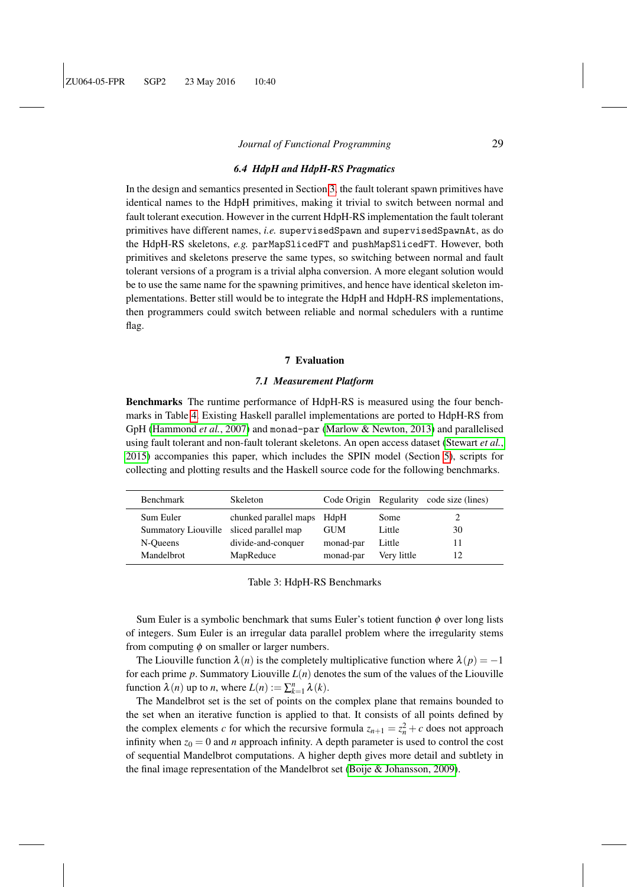### 6.4 HdpH and HdpH-RS Pragmatics

In the design and semantics presented in Section 3, the fault tolerant spawn primitives have identical names to the HdpH primitives, making it trivial to switch between normal and fault tolerant execution. However in the current HdpH-RS implementation the fault tolerant primitives have different names, *i.e.* `supervisedSpawn` and `supervisedSpawnAt`, as do the HdpH-RS skeletons, *e.g.* `parMapSlicedFT` and `pushMapSlicedFT`. However, both primitives and skeletons preserve the same types, so switching between normal and fault tolerant versions of a program is a trivial alpha conversion. A more elegant solution would be to use the same name for the spawning primitives, and hence have identical skeleton implementations. Better still would be to integrate the HdpH and HdpH-RS implementations, then programmers could switch between reliable and normal schedulers with a runtime flag.

## 7 Evaluation

### 7.1 Measurement Platform

**Benchmarks** The runtime performance of HdpH-RS is measured using the four benchmarks in Table 4. Existing Haskell parallel implementations are ported to HdpH-RS from GpH (Hammond *et al.*, 2007) and `monad-par` (Marlow & Newton, 2013) and parallelised using fault tolerant and non-fault tolerant skeletons. An open access dataset (Stewart *et al.*, 2015) accompanies this paper, which includes the SPIN model (Section 5), scripts for collecting and plotting results and the Haskell source code for the following benchmarks.

| Benchmark | Skeleton | Code Origin | Regularity | code size (lines) |
|---|---|---|---|---|
| Sum Euler | chunked parallel maps | HdpH | Some | 2 |
| Summatory Liouville | sliced parallel map | GUM | Little | 30 |
| N-Queens | divide-and-conquer | monad-par | Little | 11 |
| Mandelbrot | MapReduce | monad-par | Very little | 12 |

Table 3: HdpH-RS Benchmarks

Sum Euler is a symbolic benchmark that sums Euler's totient function $\phi$ over long lists of integers. Sum Euler is an irregular data parallel problem where the irregularity stems from computing $\phi$ on smaller or larger numbers.

The Liouville function $\lambda(n)$ is the completely multiplicative function where $\lambda(p) = -1$ for each prime $p$. Summatory Liouville $L(n)$ denotes the sum of the values of the Liouville function $\lambda(n)$ up to $n$, where $L(n) := \sum_{k=1}^{n} \lambda(k)$.

The Mandelbrot set is the set of points on the complex plane that remains bounded to the set when an iterative function is applied to that. It consists of all points defined by the complex elements $c$ for which the recursive formula $z_{n+1} = z_n^2 + c$ does not approach infinity when $z_0 = 0$ and $n$ approach infinity. A depth parameter is used to control the cost of sequential Mandelbrot computations. A higher depth gives more detail and subtlety in the final image representation of the Mandelbrot set (Boije & Johansson, 2009).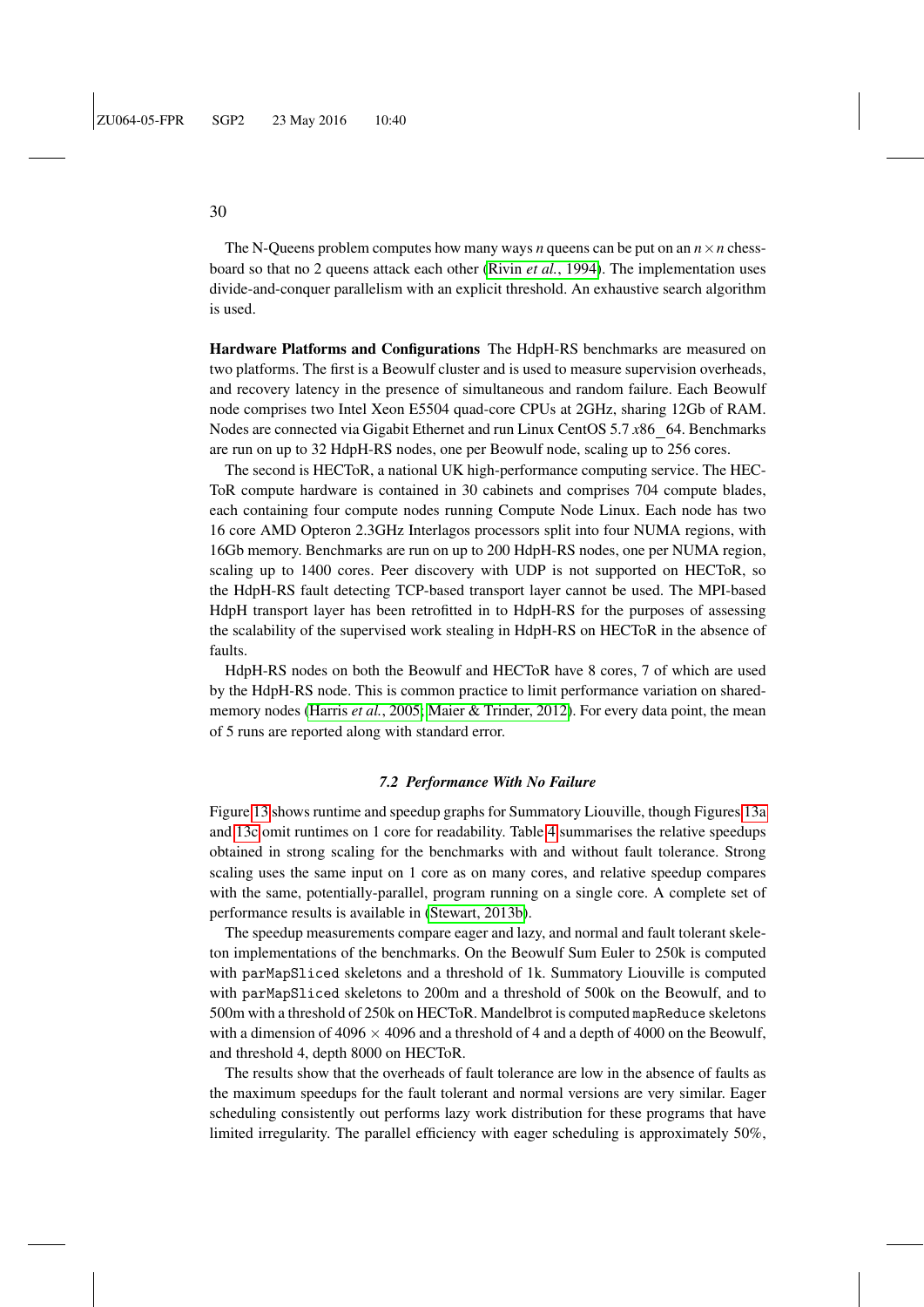The N-Queens problem computes how many ways $n$ queens can be put on an $n \times n$ chessboard so that no 2 queens attack each other (Rivin *et al.*, 1994). The implementation uses divide-and-conquer parallelism with an explicit threshold. An exhaustive search algorithm is used.

**Hardware Platforms and Configurations** The HdpH-RS benchmarks are measured on two platforms. The first is a Beowulf cluster and is used to measure supervision overheads, and recovery latency in the presence of simultaneous and random failure. Each Beowulf node comprises two Intel Xeon E5504 quad-core CPUs at 2GHz, sharing 12Gb of RAM. Nodes are connected via Gigabit Ethernet and run Linux CentOS 5.7 *x*86_64. Benchmarks are run on up to 32 HdpH-RS nodes, one per Beowulf node, scaling up to 256 cores.

The second is HECToR, a national UK high-performance computing service. The HECToR compute hardware is contained in 30 cabinets and comprises 704 compute blades, each containing four compute nodes running Compute Node Linux. Each node has two 16 core AMD Opteron 2.3GHz Interlagos processors split into four NUMA regions, with 16Gb memory. Benchmarks are run on up to 200 HdpH-RS nodes, one per NUMA region, scaling up to 1400 cores. Peer discovery with UDP is not supported on HECToR, so the HdpH-RS fault detecting TCP-based transport layer cannot be used. The MPI-based HdpH transport layer has been retrofitted in to HdpH-RS for the purposes of assessing the scalability of the supervised work stealing in HdpH-RS on HECToR in the absence of faults.

HdpH-RS nodes on both the Beowulf and HECToR have 8 cores, 7 of which are used by the HdpH-RS node. This is common practice to limit performance variation on shared-memory nodes (Harris *et al.*, 2005; Maier & Trinder, 2012). For every data point, the mean of 5 runs are reported along with standard error.

### *7.2 Performance With No Failure*

Figure 13 shows runtime and speedup graphs for Summatory Liouville, though Figures 13a and 13c omit runtimes on 1 core for readability. Table 4 summarises the relative speedups obtained in strong scaling for the benchmarks with and without fault tolerance. Strong scaling uses the same input on 1 core as on many cores, and relative speedup compares with the same, potentially-parallel, program running on a single core. A complete set of performance results is available in (Stewart, 2013b).

The speedup measurements compare eager and lazy, and normal and fault tolerant skeleton implementations of the benchmarks. On the Beowulf Sum Euler to 250k is computed with `parMapSliced` skeletons and a threshold of 1k. Summatory Liouville is computed with `parMapSliced` skeletons to 200m and a threshold of 500k on the Beowulf, and to 500m with a threshold of 250k on HECToR. Mandelbrot is computed `mapReduce` skeletons with a dimension of 4096 $\times$ 4096 and a threshold of 4 and a depth of 4000 on the Beowulf, and threshold 4, depth 8000 on HECToR.

The results show that the overheads of fault tolerance are low in the absence of faults as the maximum speedups for the fault tolerant and normal versions are very similar. Eager scheduling consistently out performs lazy work distribution for these programs that have limited irregularity. The parallel efficiency with eager scheduling is approximately 50%,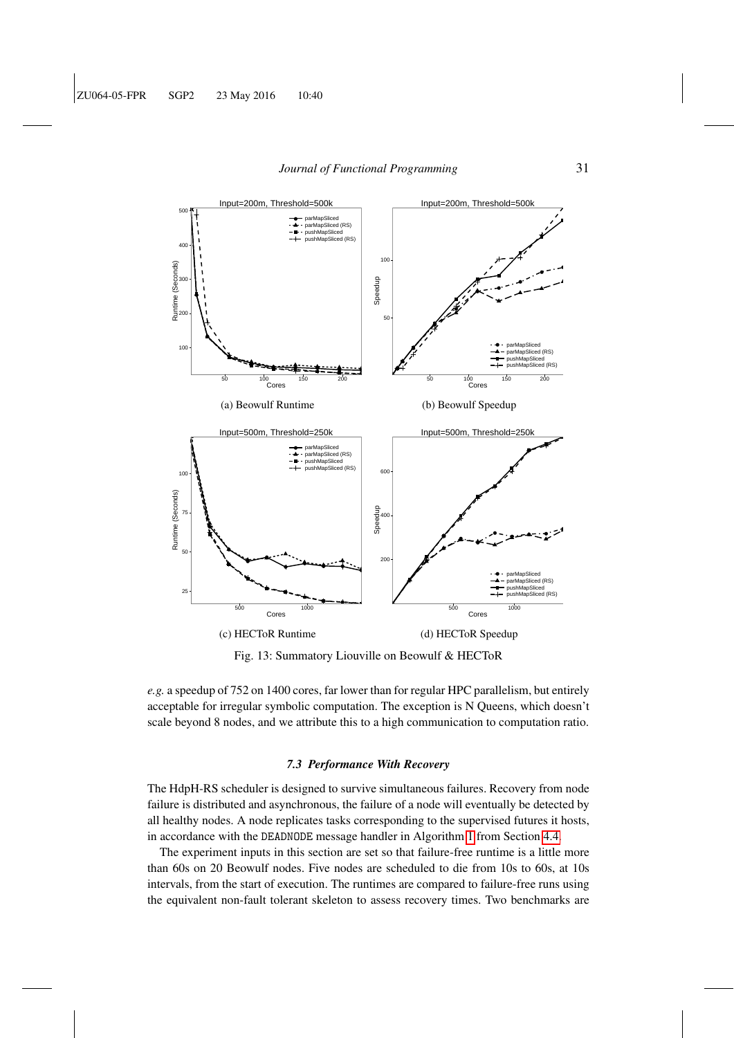Fig. 13: Summatory Liouville on Beowulf & HECToR

(a) Beowulf Runtime

(b) Beowulf Speedup

(c) HECToR Runtime

(d) HECToR Speedup

*e.g.* a speedup of 752 on 1400 cores, far lower than for regular HPC parallelism, but entirely acceptable for irregular symbolic computation. The exception is N Queens, which doesn't scale beyond 8 nodes, and we attribute this to a high communication to computation ratio.

### 7.3 Performance With Recovery

The HdpH-RS scheduler is designed to survive simultaneous failures. Recovery from node failure is distributed and asynchronous, the failure of a node will eventually be detected by all healthy nodes. A node replicates tasks corresponding to the supervised futures it hosts, in accordance with the DEADNODE message handler in Algorithm 1 from Section 4.4.

The experiment inputs in this section are set so that failure-free runtime is a little more than 60s on 20 Beowulf nodes. Five nodes are scheduled to die from 10s to 60s, at 10s intervals, from the start of execution. The runtimes are compared to failure-free runs using the equivalent non-fault tolerant skeleton to assess recovery times. Two benchmarks are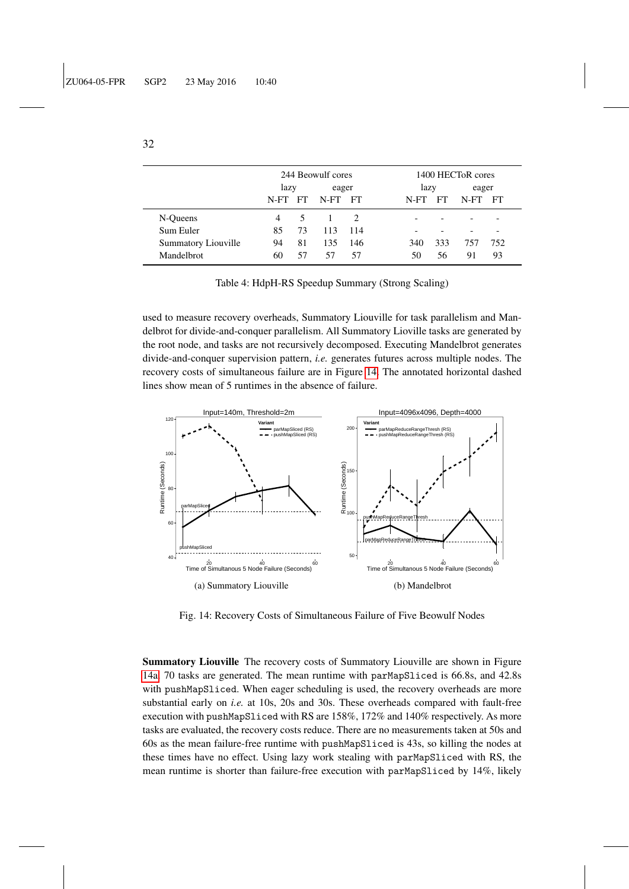| | 244 Beowulf cores | | | | 1400 HECToR cores | | | |
|---|---|---|---|---|---|---|---|---|
| | lazy | | eager | | lazy | | eager | |
| | N-FT | FT | N-FT | FT | N-FT | FT | N-FT | FT |
| N-Queens | 4 | 5 | 1 | 2 | - | - | - | - |
| Sum Euler | 85 | 73 | 113 | 114 | - | - | - | - |
| Summatory Liouville | 94 | 81 | 135 | 146 | 340 | 333 | 757 | 752 |
| Mandelbrot | 60 | 57 | 57 | 57 | 50 | 56 | 91 | 93 |

Table 4: HdpH-RS Speedup Summary (Strong Scaling)

used to measure recovery overheads, Summatory Liouville for task parallelism and Mandelbrot for divide-and-conquer parallelism. All Summatory Lioville tasks are generated by the root node, and tasks are not recursively decomposed. Executing Mandelbrot generates divide-and-conquer supervision pattern, *i.e.* generates futures across multiple nodes. The recovery costs of simultaneous failure are in Figure 14. The annotated horizontal dashed lines show mean of 5 runtimes in the absence of failure.

(a) Summatory Liouville

(b) Mandelbrot

Fig. 14: Recovery Costs of Simultaneous Failure of Five Beowulf Nodes

**Summatory Liouville** The recovery costs of Summatory Liouville are shown in Figure 14a. 70 tasks are generated. The mean runtime with `parMapSliced` is 66.8s, and 42.8s with `pushMapSliced`. When eager scheduling is used, the recovery overheads are more substantial early on *i.e.* at 10s, 20s and 30s. These overheads compared with fault-free execution with `pushMapSliced` with RS are 158%, 172% and 140% respectively. As more tasks are evaluated, the recovery costs reduce. There are no measurements taken at 50s and 60s as the mean failure-free runtime with `pushMapSliced` is 43s, so killing the nodes at these times have no effect. Using lazy work stealing with `parMapSliced` with RS, the mean runtime is shorter than failure-free execution with `parMapSliced` by 14%, likely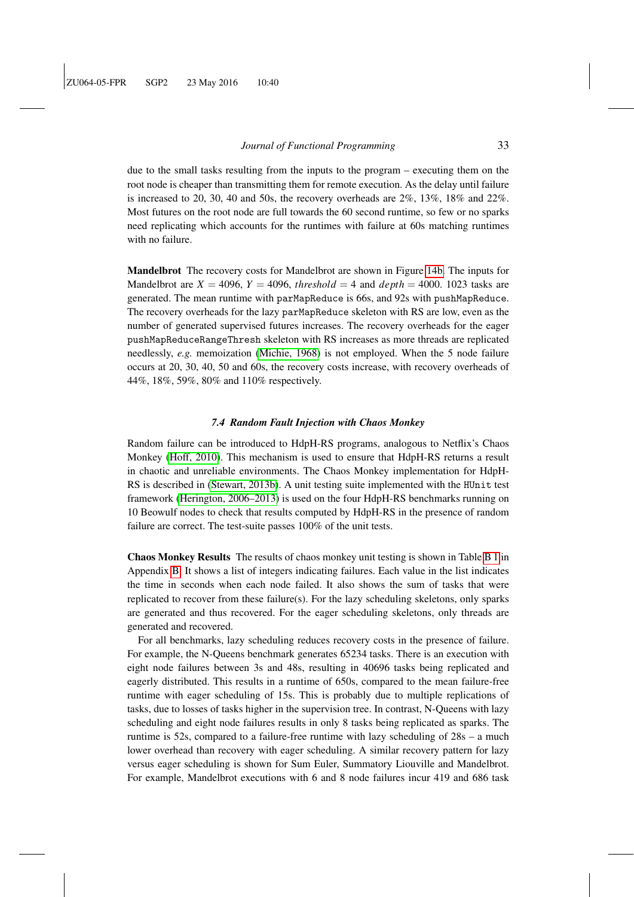due to the small tasks resulting from the inputs to the program – executing them on the root node is cheaper than transmitting them for remote execution. As the delay until failure is increased to 20, 30, 40 and 50s, the recovery overheads are 2%, 13%, 18% and 22%. Most futures on the root node are full towards the 60 second runtime, so few or no sparks need replicating which accounts for the runtimes with failure at 60s matching runtimes with no failure.

**Mandelbrot** The recovery costs for Mandelbrot are shown in Figure 14b. The inputs for Mandelbrot are $X = 4096$, $Y = 4096$, $threshold = 4$ and $depth = 4000$. 1023 tasks are generated. The mean runtime with `parMapReduce` is 66s, and 92s with `pushMapReduce`. The recovery overheads for the lazy `parMapReduce` skeleton with RS are low, even as the number of generated supervised futures increases. The recovery overheads for the eager `pushMapReduceRangeThresh` skeleton with RS increases as more threads are replicated needlessly, *e.g.* memoization (Michie, 1968) is not employed. When the 5 node failure occurs at 20, 30, 40, 50 and 60s, the recovery costs increase, with recovery overheads of 44%, 18%, 59%, 80% and 110% respectively.

### *7.4 Random Fault Injection with Chaos Monkey*

Random failure can be introduced to HdpH-RS programs, analogous to Netflix's Chaos Monkey (Hoff, 2010). This mechanism is used to ensure that HdpH-RS returns a result in chaotic and unreliable environments. The Chaos Monkey implementation for HdpH-RS is described in (Stewart, 2013b). A unit testing suite implemented with the `HUnit` test framework (Herington, 2006–2013) is used on the four HdpH-RS benchmarks running on 10 Beowulf nodes to check that results computed by HdpH-RS in the presence of random failure are correct. The test-suite passes 100% of the unit tests.

**Chaos Monkey Results** The results of chaos monkey unit testing is shown in Table B 1 in Appendix B. It shows a list of integers indicating failures. Each value in the list indicates the time in seconds when each node failed. It also shows the sum of tasks that were replicated to recover from these failure(s). For the lazy scheduling skeletons, only sparks are generated and thus recovered. For the eager scheduling skeletons, only threads are generated and recovered.

For all benchmarks, lazy scheduling reduces recovery costs in the presence of failure. For example, the N-Queens benchmark generates 65234 tasks. There is an execution with eight node failures between 3s and 48s, resulting in 40696 tasks being replicated and eagerly distributed. This results in a runtime of 650s, compared to the mean failure-free runtime with eager scheduling of 15s. This is probably due to multiple replications of tasks, due to losses of tasks higher in the supervision tree. In contrast, N-Queens with lazy scheduling and eight node failures results in only 8 tasks being replicated as sparks. The runtime is 52s, compared to a failure-free runtime with lazy scheduling of 28s – a much lower overhead than recovery with eager scheduling. A similar recovery pattern for lazy versus eager scheduling is shown for Sum Euler, Summatory Liouville and Mandelbrot. For example, Mandelbrot executions with 6 and 8 node failures incur 419 and 686 task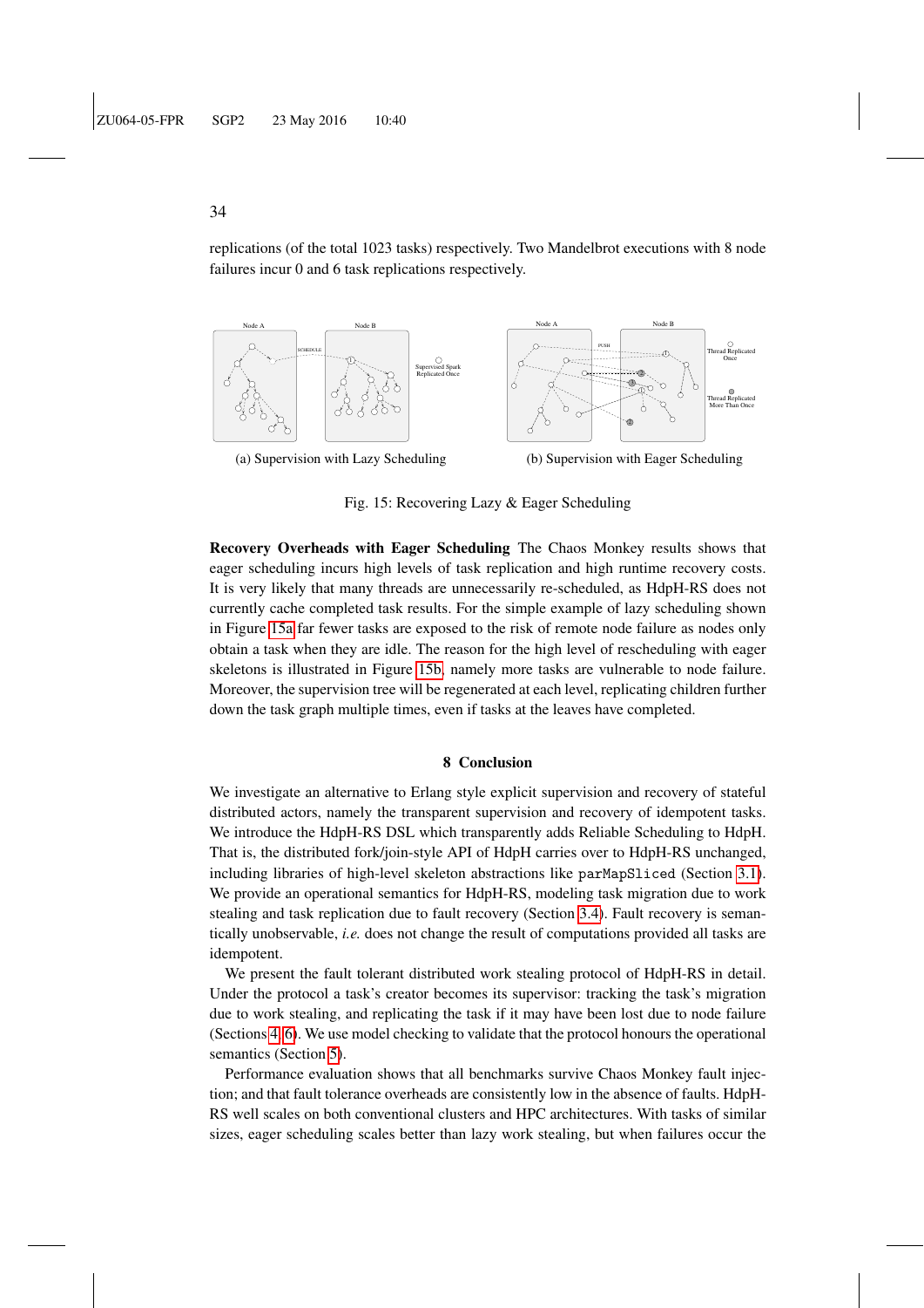replications (of the total 1023 tasks) respectively. Two Mandelbrot executions with 8 node failures incur 0 and 6 task replications respectively.

(a) Supervision with Lazy Scheduling

(b) Supervision with Eager Scheduling

Fig. 15: Recovering Lazy & Eager Scheduling

**Recovery Overheads with Eager Scheduling** The Chaos Monkey results shows that eager scheduling incurs high levels of task replication and high runtime recovery costs. It is very likely that many threads are unnecessarily re-scheduled, as HdpH-RS does not currently cache completed task results. For the simple example of lazy scheduling shown in Figure 15a far fewer tasks are exposed to the risk of remote node failure as nodes only obtain a task when they are idle. The reason for the high level of rescheduling with eager skeletons is illustrated in Figure 15b, namely more tasks are vulnerable to node failure. Moreover, the supervision tree will be regenerated at each level, replicating children further down the task graph multiple times, even if tasks at the leaves have completed.

## 8 Conclusion

We investigate an alternative to Erlang style explicit supervision and recovery of stateful distributed actors, namely the transparent supervision and recovery of idempotent tasks. We introduce the HdpH-RS DSL which transparently adds Reliable Scheduling to HdpH. That is, the distributed fork/join-style API of HdpH carries over to HdpH-RS unchanged, including libraries of high-level skeleton abstractions like `parMapSliced` (Section 3.1). We provide an operational semantics for HdpH-RS, modeling task migration due to work stealing and task replication due to fault recovery (Section 3.4). Fault recovery is semantically unobservable, *i.e.* does not change the result of computations provided all tasks are idempotent.

We present the fault tolerant distributed work stealing protocol of HdpH-RS in detail. Under the protocol a task's creator becomes its supervisor: tracking the task's migration due to work stealing, and replicating the task if it may have been lost due to node failure (Sections 4, 6). We use model checking to validate that the protocol honours the operational semantics (Section 5).

Performance evaluation shows that all benchmarks survive Chaos Monkey fault injection; and that fault tolerance overheads are consistently low in the absence of faults. HdpH-RS well scales on both conventional clusters and HPC architectures. With tasks of similar sizes, eager scheduling scales better than lazy work stealing, but when failures occur the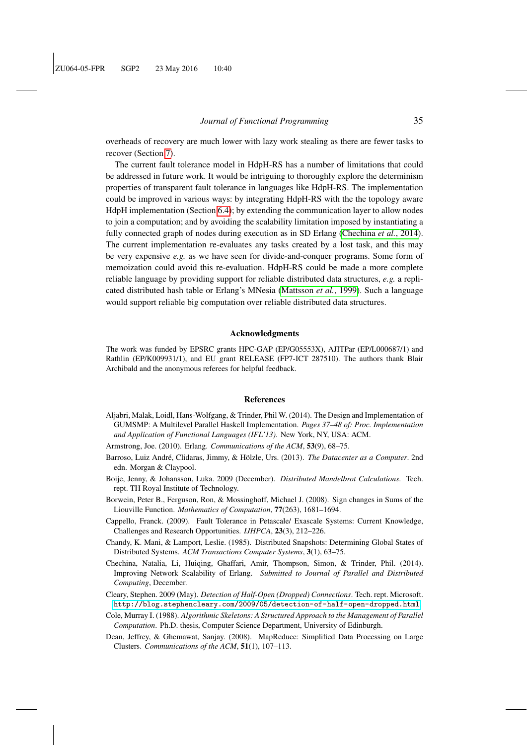overheads of recovery are much lower with lazy work stealing as there are fewer tasks to recover (Section 7).

The current fault tolerance model in HdpH-RS has a number of limitations that could be addressed in future work. It would be intriguing to thoroughly explore the determinism properties of transparent fault tolerance in languages like HdpH-RS. The implementation could be improved in various ways: by integrating HdpH-RS with the the topology aware HdpH implementation (Section 6.4); by extending the communication layer to allow nodes to join a computation; and by avoiding the scalability limitation imposed by instantiating a fully connected graph of nodes during execution as in SD Erlang (Chechina *et al.*, 2014). The current implementation re-evaluates any tasks created by a lost task, and this may be very expensive *e.g.* as we have seen for divide-and-conquer programs. Some form of memoization could avoid this re-evaluation. HdpH-RS could be made a more complete reliable language by providing support for reliable distributed data structures, *e.g.* a replicated distributed hash table or Erlang's MNesia (Mattsson *et al.*, 1999). Such a language would support reliable big computation over reliable distributed data structures.

## Acknowledgments

The work was funded by EPSRC grants HPC-GAP (EP/G05553X), AJITPar (EP/L000687/1) and Rathlin (EP/K009931/1), and EU grant RELEASE (FP7-ICT 287510). The authors thank Blair Archibald and the anonymous referees for helpful feedback.

## References

Aljabri, Malak, Loidl, Hans-Wolfgang, & Trinder, Phil W. (2014). The Design and Implementation of GUMSMP: A Multilevel Parallel Haskell Implementation. *Pages 37–48 of: Proc. Implementation and Application of Functional Languages (IFL'13)*. New York, NY, USA: ACM.

Armstrong, Joe. (2010). Erlang. *Communications of the ACM*, **53**(9), 68–75.

Barroso, Luiz André, Clidaras, Jimmy, & Hölzle, Urs. (2013). *The Datacenter as a Computer*. 2nd edn. Morgan & Claypool.

Boije, Jenny, & Johansson, Luka. 2009 (December). *Distributed Mandelbrot Calculations*. Tech. rept. TH Royal Institute of Technology.

Borwein, Peter B., Ferguson, Ron, & Mossinghoff, Michael J. (2008). Sign changes in Sums of the Liouville Function. *Mathematics of Computation*, **77**(263), 1681–1694.

Cappello, Franck. (2009). Fault Tolerance in Petascale/ Exascale Systems: Current Knowledge, Challenges and Research Opportunities. *IJHPCA*, **23**(3), 212–226.

Chandy, K. Mani, & Lamport, Leslie. (1985). Distributed Snapshots: Determining Global States of Distributed Systems. *ACM Transactions Computer Systems*, **3**(1), 63–75.

Chechina, Natalia, Li, Huiqing, Ghaffari, Amir, Thompson, Simon, & Trinder, Phil. (2014). Improving Network Scalability of Erlang. *Submitted to Journal of Parallel and Distributed Computing*, December.

Cleary, Stephen. 2009 (May). *Detection of Half-Open (Dropped) Connections*. Tech. rept. Microsoft. `http://blog.stephencleary.com/2009/05/detection-of-half-open-dropped.html`.

Cole, Murray I. (1988). *Algorithmic Skeletons: A Structured Approach to the Management of Parallel Computation*. Ph.D. thesis, Computer Science Department, University of Edinburgh.

Dean, Jeffrey, & Ghemawat, Sanjay. (2008). MapReduce: Simplified Data Processing on Large Clusters. *Communications of the ACM*, **51**(1), 107–113.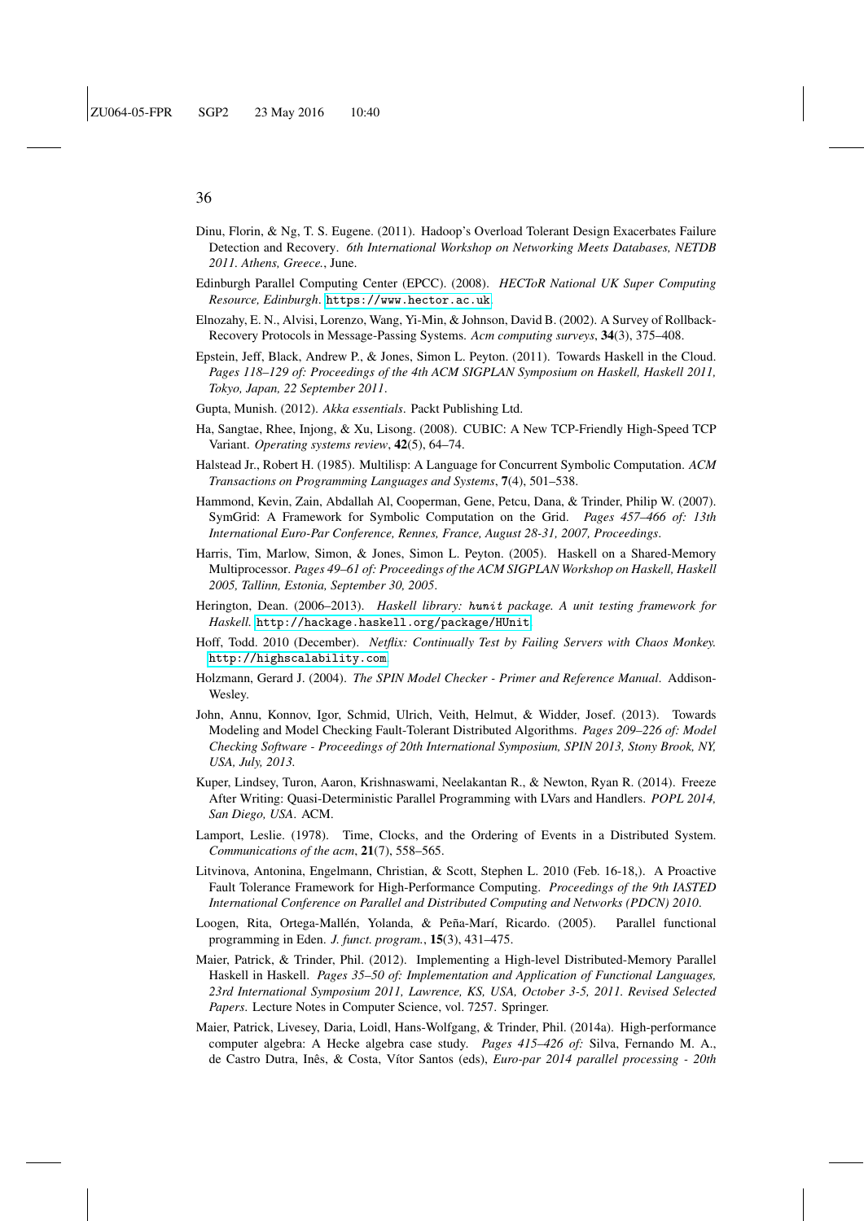Dinu, Florin, & Ng, T. S. Eugene. (2011). Hadoop's Overload Tolerant Design Exacerbates Failure Detection and Recovery. *6th International Workshop on Networking Meets Databases, NETDB 2011. Athens, Greece.*, June.

Edinburgh Parallel Computing Center (EPCC). (2008). *HECToR National UK Super Computing Resource, Edinburgh*. https://www.hector.ac.uk.

Elnozahy, E. N., Alvisi, Lorenzo, Wang, Yi-Min, & Johnson, David B. (2002). A Survey of Rollback-Recovery Protocols in Message-Passing Systems. *Acm computing surveys*, **34**(3), 375–408.

Epstein, Jeff, Black, Andrew P., & Jones, Simon L. Peyton. (2011). Towards Haskell in the Cloud. *Pages 118–129 of: Proceedings of the 4th ACM SIGPLAN Symposium on Haskell, Haskell 2011, Tokyo, Japan, 22 September 2011*.

Gupta, Munish. (2012). *Akka essentials*. Packt Publishing Ltd.

Ha, Sangtae, Rhee, Injong, & Xu, Lisong. (2008). CUBIC: A New TCP-Friendly High-Speed TCP Variant. *Operating systems review*, **42**(5), 64–74.

Halstead Jr., Robert H. (1985). Multilisp: A Language for Concurrent Symbolic Computation. *ACM Transactions on Programming Languages and Systems*, **7**(4), 501–538.

Hammond, Kevin, Zain, Abdallah Al, Cooperman, Gene, Petcu, Dana, & Trinder, Philip W. (2007). SymGrid: A Framework for Symbolic Computation on the Grid. *Pages 457–466 of: 13th International Euro-Par Conference, Rennes, France, August 28-31, 2007, Proceedings*.

Harris, Tim, Marlow, Simon, & Jones, Simon L. Peyton. (2005). Haskell on a Shared-Memory Multiprocessor. *Pages 49–61 of: Proceedings of the ACM SIGPLAN Workshop on Haskell, Haskell 2005, Tallinn, Estonia, September 30, 2005*.

Herington, Dean. (2006–2013). *Haskell library: `hunit` package. A unit testing framework for Haskell*. http://hackage.haskell.org/package/HUnit.

Hoff, Todd. 2010 (December). *Netflix: Continually Test by Failing Servers with Chaos Monkey*. http://highscalability.com.

Holzmann, Gerard J. (2004). *The SPIN Model Checker - Primer and Reference Manual*. Addison-Wesley.

John, Annu, Konnov, Igor, Schmid, Ulrich, Veith, Helmut, & Widder, Josef. (2013). Towards Modeling and Model Checking Fault-Tolerant Distributed Algorithms. *Pages 209–226 of: Model Checking Software - Proceedings of 20th International Symposium, SPIN 2013, Stony Brook, NY, USA, July, 2013.*

Kuper, Lindsey, Turon, Aaron, Krishnaswami, Neelakantan R., & Newton, Ryan R. (2014). Freeze After Writing: Quasi-Deterministic Parallel Programming with LVars and Handlers. *POPL 2014, San Diego, USA*. ACM.

Lamport, Leslie. (1978). Time, Clocks, and the Ordering of Events in a Distributed System. *Communications of the acm*, **21**(7), 558–565.

Litvinova, Antonina, Engelmann, Christian, & Scott, Stephen L. 2010 (Feb. 16-18,). A Proactive Fault Tolerance Framework for High-Performance Computing. *Proceedings of the 9th IASTED International Conference on Parallel and Distributed Computing and Networks (PDCN) 2010*.

Loogen, Rita, Ortega-Mallén, Yolanda, & Peña-Marí, Ricardo. (2005). Parallel functional programming in Eden. *J. funct. program.*, **15**(3), 431–475.

Maier, Patrick, & Trinder, Phil. (2012). Implementing a High-level Distributed-Memory Parallel Haskell in Haskell. *Pages 35–50 of: Implementation and Application of Functional Languages, 23rd International Symposium 2011, Lawrence, KS, USA, October 3-5, 2011. Revised Selected Papers*. Lecture Notes in Computer Science, vol. 7257. Springer.

Maier, Patrick, Livesey, Daria, Loidl, Hans-Wolfgang, & Trinder, Phil. (2014a). High-performance computer algebra: A Hecke algebra case study. *Pages 415–426 of:* Silva, Fernando M. A., de Castro Dutra, Inês, & Costa, Vítor Santos (eds), *Euro-par 2014 parallel processing - 20th*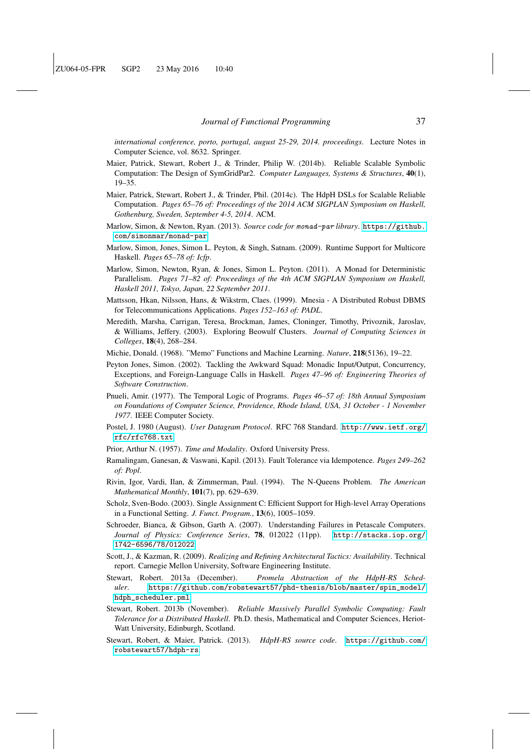*international conference, porto, portugal, august 25-29, 2014. proceedings*. Lecture Notes in Computer Science, vol. 8632. Springer.

Maier, Patrick, Stewart, Robert J., & Trinder, Philip W. (2014b). Reliable Scalable Symbolic Computation: The Design of SymGridPar2. *Computer Languages, Systems & Structures*, **40**(1), 19–35.

Maier, Patrick, Stewart, Robert J., & Trinder, Phil. (2014c). The HdpH DSLs for Scalable Reliable Computation. *Pages 65–76 of: Proceedings of the 2014 ACM SIGPLAN Symposium on Haskell, Gothenburg, Sweden, September 4-5, 2014*. ACM.

Marlow, Simon, & Newton, Ryan. (2013). *Source code for monad-par library*. https://github.com/simonmar/monad-par

Marlow, Simon, Jones, Simon L. Peyton, & Singh, Satnam. (2009). Runtime Support for Multicore Haskell. *Pages 65–78 of: Icfp*.

Marlow, Simon, Newton, Ryan, & Jones, Simon L. Peyton. (2011). A Monad for Deterministic Parallelism. *Pages 71–82 of: Proceedings of the 4th ACM SIGPLAN Symposium on Haskell, Haskell 2011, Tokyo, Japan, 22 September 2011*.

Mattsson, Hkan, Nilsson, Hans, & Wikstrm, Claes. (1999). Mnesia - A Distributed Robust DBMS for Telecommunications Applications. *Pages 152–163 of: PADL*.

Meredith, Marsha, Carrigan, Teresa, Brockman, James, Cloninger, Timothy, Privoznik, Jaroslav, & Williams, Jeffery. (2003). Exploring Beowulf Clusters. *Journal of Computing Sciences in Colleges*, **18**(4), 268–284.

Michie, Donald. (1968). "Memo" Functions and Machine Learning. *Nature*, **218**(5136), 19–22.

Peyton Jones, Simon. (2002). Tackling the Awkward Squad: Monadic Input/Output, Concurrency, Exceptions, and Foreign-Language Calls in Haskell. *Pages 47–96 of: Engineering Theories of Software Construction*.

Pnueli, Amir. (1977). The Temporal Logic of Programs. *Pages 46–57 of: 18th Annual Symposium on Foundations of Computer Science, Providence, Rhode Island, USA, 31 October - 1 November 1977*. IEEE Computer Society.

Postel, J. 1980 (August). *User Datagram Protocol*. RFC 768 Standard. http://www.ietf.org/rfc/rfc768.txt

Prior, Arthur N. (1957). *Time and Modality*. Oxford University Press.

Ramalingam, Ganesan, & Vaswani, Kapil. (2013). Fault Tolerance via Idempotence. *Pages 249–262 of: Popl*.

Rivin, Igor, Vardi, Ilan, & Zimmerman, Paul. (1994). The N-Queens Problem. *The American Mathematical Monthly*, **101**(7), pp. 629–639.

Scholz, Sven-Bodo. (2003). Single Assignment C: Efficient Support for High-level Array Operations in a Functional Setting. *J. Funct. Program.*, **13**(6), 1005–1059.

Schroeder, Bianca, & Gibson, Garth A. (2007). Understanding Failures in Petascale Computers. *Journal of Physics: Conference Series*, **78**, 012022 (11pp). http://stacks.iop.org/1742-6596/78/012022

Scott, J., & Kazman, R. (2009). *Realizing and Refining Architectural Tactics: Availability*. Technical report. Carnegie Mellon University, Software Engineering Institute.

Stewart, Robert. 2013a (December). *Promela Abstraction of the HdpH-RS Scheduler*. https://github.com/robstewart57/phd-thesis/blob/master/spin_model/hdph_scheduler.pml

Stewart, Robert. 2013b (November). *Reliable Massively Parallel Symbolic Computing: Fault Tolerance for a Distributed Haskell*. Ph.D. thesis, Mathematical and Computer Sciences, Heriot-Watt University, Edinburgh, Scotland.

Stewart, Robert, & Maier, Patrick. (2013). *HdpH-RS source code*. https://github.com/robstewart57/hdph-rs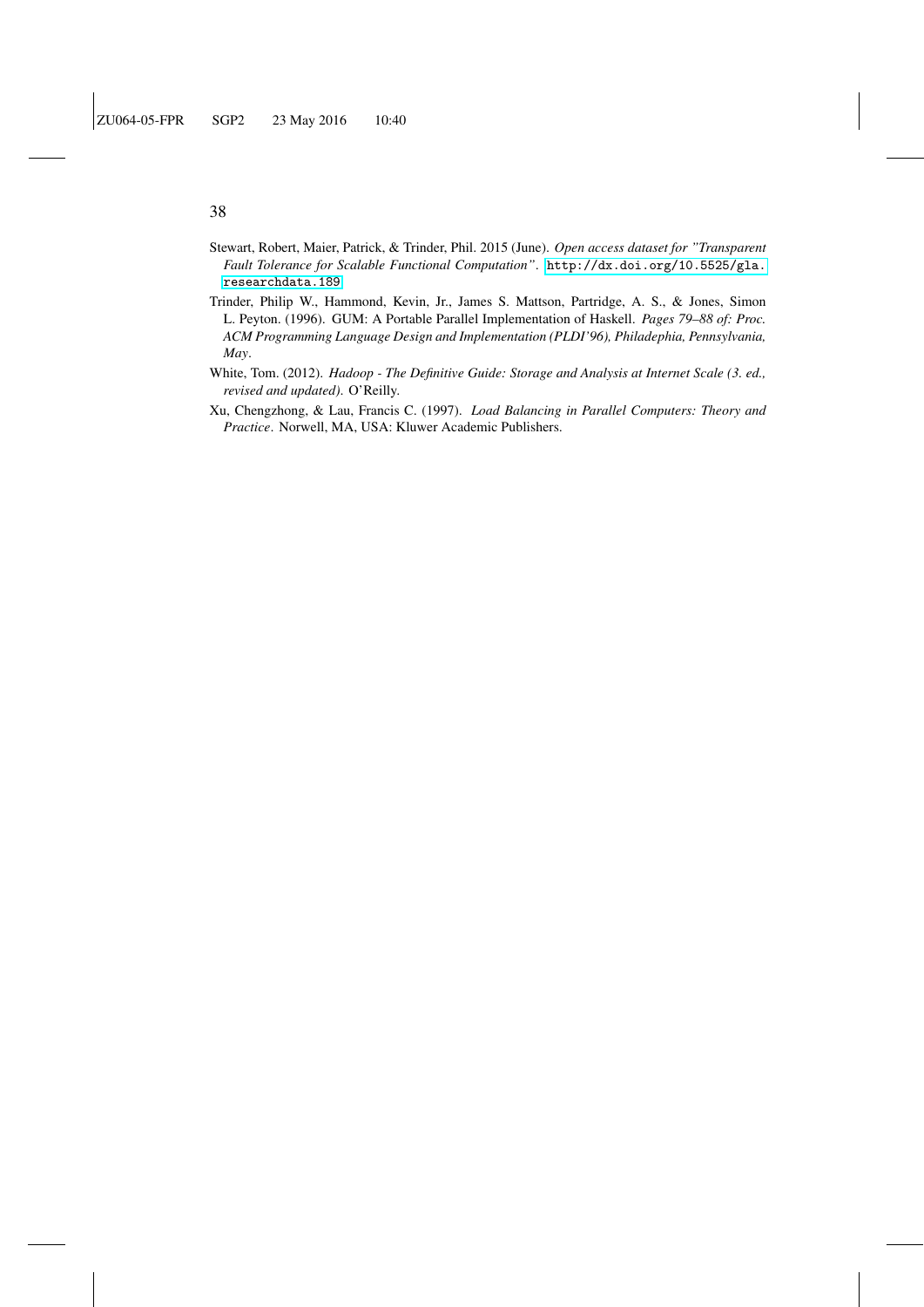Stewart, Robert, Maier, Patrick, & Trinder, Phil. 2015 (June). *Open access dataset for "Transparent Fault Tolerance for Scalable Functional Computation"*. http://dx.doi.org/10.5525/gla.researchdata.189

Trinder, Philip W., Hammond, Kevin, Jr., James S. Mattson, Partridge, A. S., & Jones, Simon L. Peyton. (1996). GUM: A Portable Parallel Implementation of Haskell. *Pages 79–88 of: Proc. ACM Programming Language Design and Implementation (PLDI'96), Philadephia, Pennsylvania, May*.

White, Tom. (2012). *Hadoop - The Definitive Guide: Storage and Analysis at Internet Scale (3. ed., revised and updated)*. O'Reilly.

Xu, Chengzhong, & Lau, Francis C. (1997). *Load Balancing in Parallel Computers: Theory and Practice*. Norwell, MA, USA: Kluwer Academic Publishers.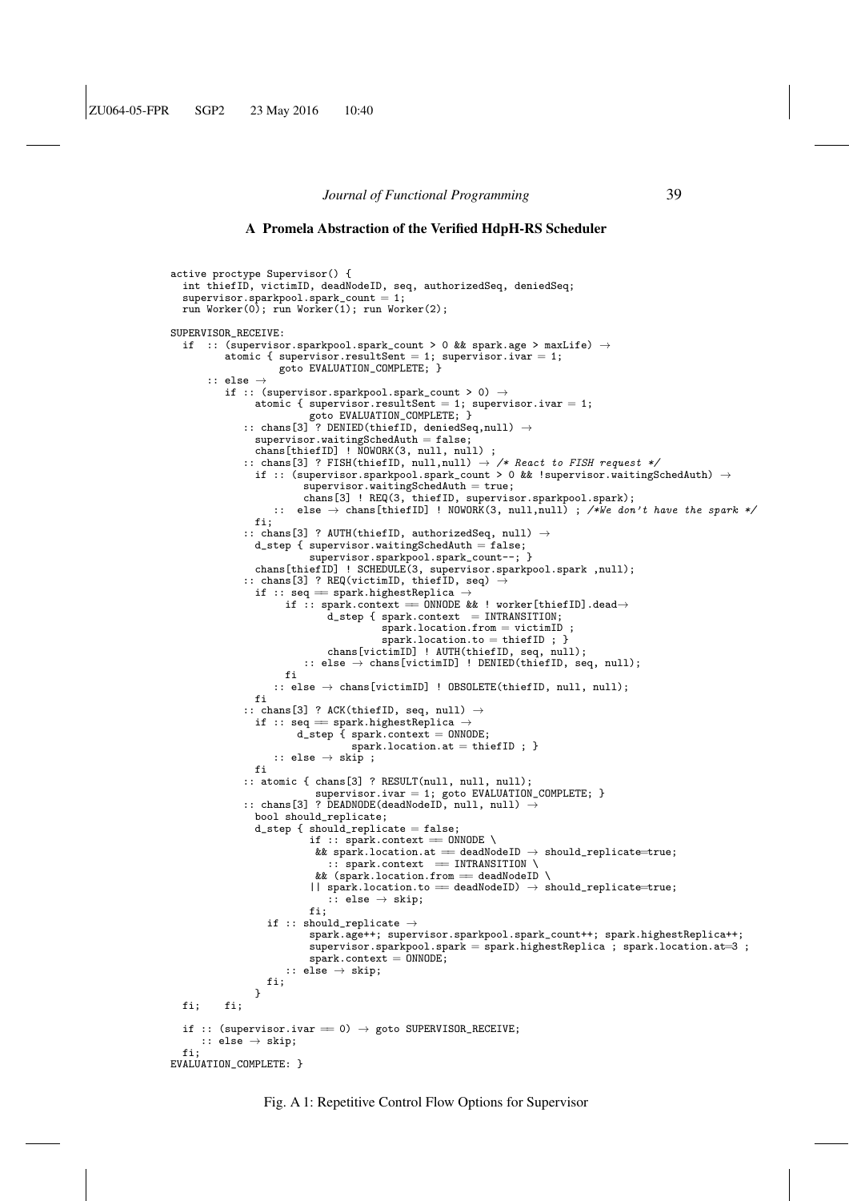## A Promela Abstraction of the Verified HdpH-RS Scheduler

```
active proctype Supervisor() {
  int thiefID, victimID, deadNodeID, seq, authorizedSeq, deniedSeq;
  supervisor.sparkpool.spark_count = 1;
  run Worker(0); run Worker(1); run Worker(2);

SUPERVISOR_RECEIVE:
  if  :: (supervisor.sparkpool.spark_count > 0 && spark.age > maxLife) →
         atomic { supervisor.resultSent = 1; supervisor.ivar = 1;
                  goto EVALUATION_COMPLETE; }
      :: else →
         if :: (supervisor.sparkpool.spark_count > 0) →
               atomic { supervisor.resultSent = 1; supervisor.ivar = 1;
                        goto EVALUATION_COMPLETE; }
            :: chans[3] ? DENIED(thiefID, deniedSeq,null) →
               supervisor.waitingSchedAuth = false;
               chans[thiefID] ! NOWORK(3, null, null) ;
            :: chans[3] ? FISH(thiefID, null,null) → /* React to FISH request */
               if :: (supervisor.sparkpool.spark_count > 0 && !supervisor.waitingSchedAuth) →
                        supervisor.waitingSchedAuth = true;
                        chans[3] ! REQ(3, thiefID, supervisor.sparkpool.spark);
                  ::  else → chans[thiefID] ! NOWORK(3, null,null) ; /*We don't have the spark */
               fi;
            :: chans[3] ? AUTH(thiefID, authorizedSeq, null) →
               d_step { supervisor.waitingSchedAuth = false;
                        supervisor.sparkpool.spark_count--; }
               chans[thiefID] ! SCHEDULE(3, supervisor.sparkpool.spark ,null);
            :: chans[3] ? REQ(victimID, thiefID, seq) →
               if :: seq == spark.highestReplica →
                     if :: spark.context == ONNODE && ! worker[thiefID].dead→
                             d_step { spark.context  = INTRANSITION;
                                      spark.location.from = victimID ;
                                      spark.location.to = thiefID ; }
                             chans[victimID] ! AUTH(thiefID, seq, null);
                        :: else → chans[victimID] ! DENIED(thiefID, seq, null);
                     fi
                  :: else → chans[victimID] ! OBSOLETE(thiefID, null, null);
               fi
            :: chans[3] ? ACK(thiefID, seq, null) →
               if :: seq == spark.highestReplica →
                       d_step { spark.context = ONNODE;
                                spark.location.at = thiefID ; }
                  :: else → skip ;
               fi
            :: atomic { chans[3] ? RESULT(null, null, null);
                        supervisor.ivar = 1; goto EVALUATION_COMPLETE; }
            :: chans[3] ? DEADNODE(deadNodeID, null, null) →
               bool should_replicate;
               d_step { should_replicate = false;
                        if :: spark.context == ONNODE \
                            && spark.location.at == deadNodeID → should_replicate=true;
                           :: spark.context  == INTRANSITION \
                            && (spark.location.from == deadNodeID \
                           || spark.location.to == deadNodeID) → should_replicate=true;
                           :: else → skip;
                        fi;
                 if :: should_replicate →
                        spark.age++; supervisor.sparkpool.spark_count++; spark.highestReplica++;
                        supervisor.sparkpool.spark = spark.highestReplica ; spark.location.at=3 ;
                        spark.context = ONNODE;
                    :: else → skip;
                 fi;
               }
  fi;    fi;

  if :: (supervisor.ivar == 0) → goto SUPERVISOR_RECEIVE;
     :: else → skip;
  fi;
EVALUATION_COMPLETE: }
```

Fig. A 1: Repetitive Control Flow Options for Supervisor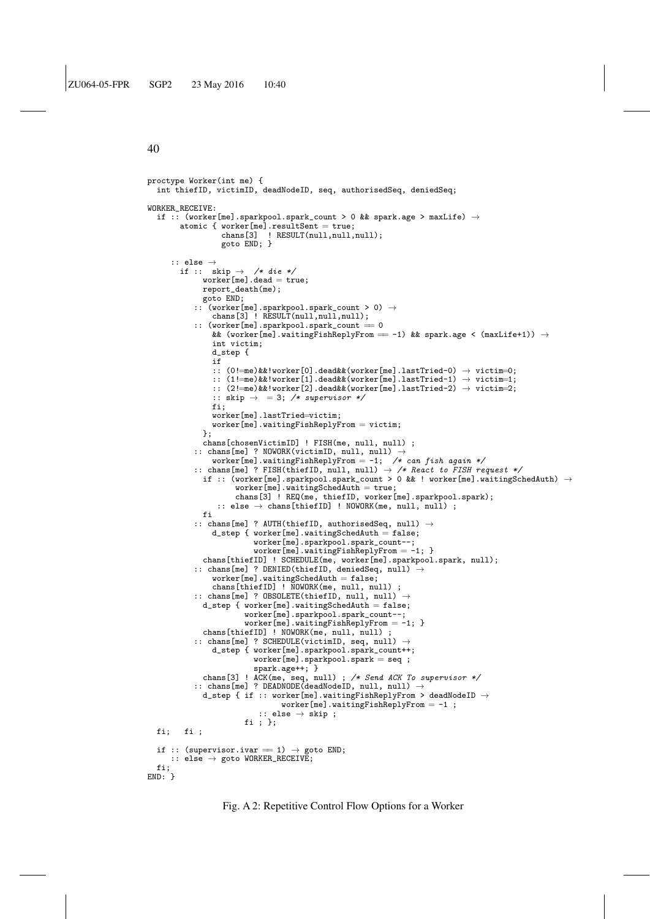```
proctype Worker(int me) {
  int thiefID, victimID, deadNodeID, seq, authorisedSeq, deniedSeq;

WORKER_RECEIVE:
  if :: (worker[me].sparkpool.spark_count > 0 && spark.age > maxLife) →
       atomic { worker[me].resultSent = true;
                chans[3]  ! RESULT(null,null,null);
                goto END; }

     :: else →
       if ::  skip →  /* die */
            worker[me].dead = true;
            report_death(me);
            goto END;
          :: (worker[me].sparkpool.spark_count > 0) →
              chans[3] ! RESULT(null,null,null);
          :: (worker[me].sparkpool.spark_count == 0
              && (worker[me].waitingFishReplyFrom == -1) && spark.age < (maxLife+1)) →
              int victim;
              d_step {
              if
              :: (0!=me)&&!worker[0].dead&&(worker[me].lastTried-0) → victim=0;
              :: (1!=me)&&!worker[1].dead&&(worker[me].lastTried-1) → victim=1;
              :: (2!=me)&&!worker[2].dead&&(worker[me].lastTried-2) → victim=2;
              :: skip →  = 3; /* supervisor */
              fi;
              worker[me].lastTried=victim;
              worker[me].waitingFishReplyFrom = victim;
             };
            chans[chosenVictimID] ! FISH(me, null, null) ;
          :: chans[me] ? NOWORK(victimID, null, null) →
              worker[me].waitingFishReplyFrom = -1;  /* can fish again */
          :: chans[me] ? FISH(thiefID, null, null) → /* React to FISH request */
            if :: (worker[me].sparkpool.spark_count > 0 && ! worker[me].waitingSchedAuth) →
                   worker[me].waitingSchedAuth = true;
                   chans[3] ! REQ(me, thiefID, worker[me].sparkpool.spark);
               :: else → chans[thiefID] ! NOWORK(me, null, null) ;
            fi
          :: chans[me] ? AUTH(thiefID, authorisedSeq, null) →
              d_step { worker[me].waitingSchedAuth = false;
                       worker[me].sparkpool.spark_count--;
                       worker[me].waitingFishReplyFrom = -1; }
            chans[thiefID] ! SCHEDULE(me, worker[me].sparkpool.spark, null);
          :: chans[me] ? DENIED(thiefID, deniedSeq, null) →
              worker[me].waitingSchedAuth = false;
              chans[thiefID] ! NOWORK(me, null, null) ;
          :: chans[me] ? OBSOLETE(thiefID, null, null) →
            d_step { worker[me].waitingSchedAuth = false;
                     worker[me].sparkpool.spark_count--;
                     worker[me].waitingFishReplyFrom = -1; }
            chans[thiefID] ! NOWORK(me, null, null) ;
          :: chans[me] ? SCHEDULE(victimID, seq, null) →
              d_step { worker[me].sparkpool.spark_count++;
                       worker[me].sparkpool.spark = seq ;
                       spark.age++; }
            chans[3] ! ACK(me, seq, null) ; /* Send ACK To supervisor */
          :: chans[me] ? DEADNODE(deadNodeID, null, null) →
            d_step { if :: worker[me].waitingFishReplyFrom > deadNodeID →
                           worker[me].waitingFishReplyFrom = -1 ;
                        :: else → skip ;
                     fi ; };
  fi;   fi ;

  if :: (supervisor.ivar == 1) → goto END;
     :: else → goto WORKER_RECEIVE;
  fi;
END: }
```

Fig. A 2: Repetitive Control Flow Options for a Worker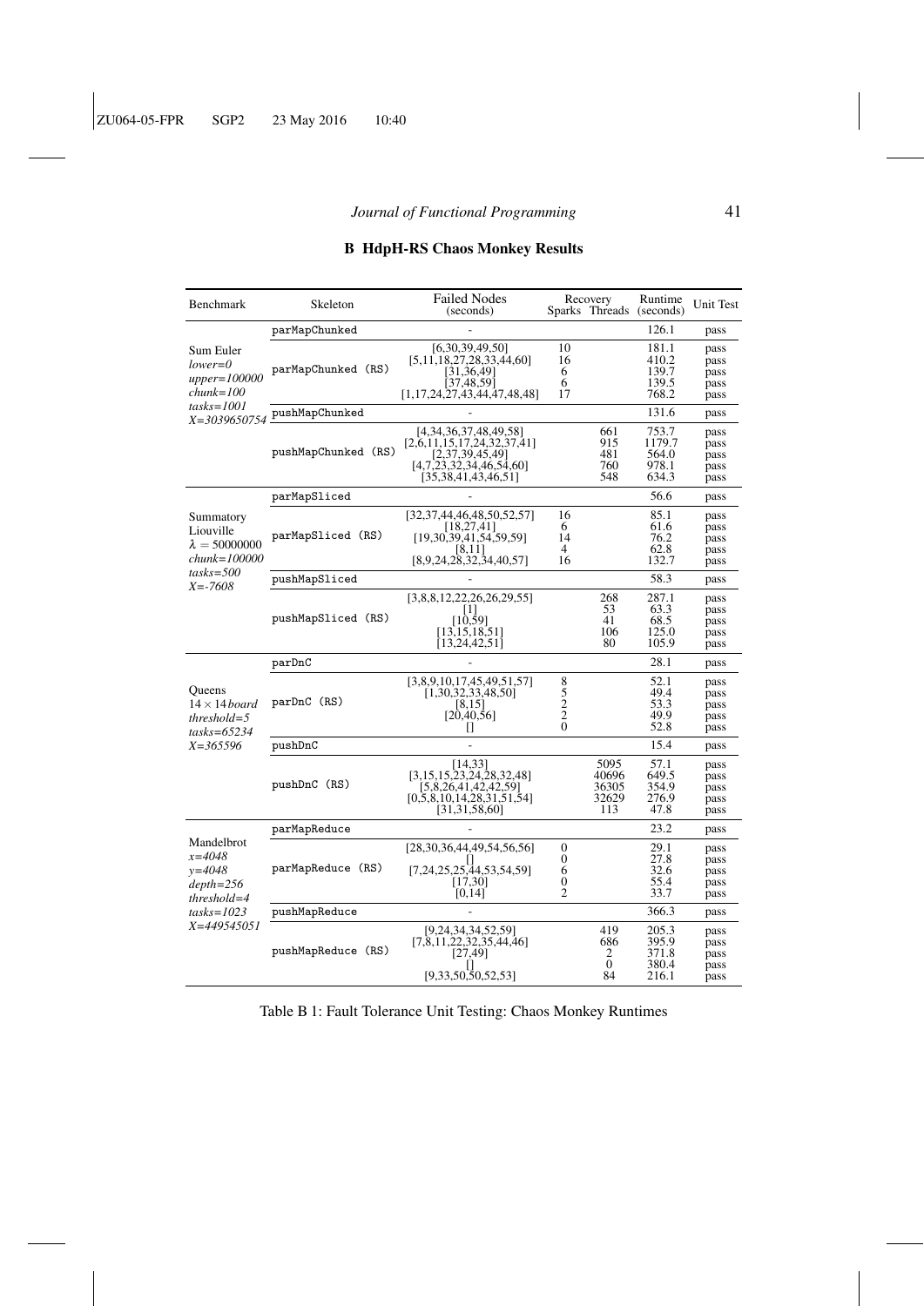## B HdpH-RS Chaos Monkey Results

| Benchmark | Skeleton | Failed Nodes (seconds) | Recovery | | Runtime (seconds) | Unit Test |
|---|---|---|---|---|---|---|
| | | | Sparks | Threads | | |
| Sum Euler *lower=0* *upper=100000* *chunk=100* *tasks=1001* *X=3039650754* | `parMapChunked` | - | | | 126.1 | pass |
| | `parMapChunked (RS)` | [6,30,39,49,50] | 10 | | 181.1 | pass |
| | | [5,11,18,27,28,33,44,60] | 16 | | 410.2 | pass |
| | | [31,36,49] | 6 | | 139.7 | pass |
| | | [37,48,59] | 6 | | 139.5 | pass |
| | | [1,17,24,27,43,44,47,48,48] | 17 | | 768.2 | pass |
| | `pushMapChunked` | - | | | 131.6 | pass |
| | `pushMapChunked (RS)` | [4,34,36,37,48,49,58] | | 661 | 753.7 | pass |
| | | [2,6,11,15,17,24,32,37,41] | | 915 | 1179.7 | pass |
| | | [2,37,39,45,49] | | 481 | 564.0 | pass |
| | | [4,7,23,32,34,46,54,60] | | 760 | 978.1 | pass |
| | | [35,38,41,43,46,51] | | 548 | 634.3 | pass |
| Summatory Liouville $\lambda = 50000000$ *chunk=100000* *tasks=500* *X=-7608* | `parMapSliced` | - | | | 56.6 | pass |
| | `parMapSliced (RS)` | [32,37,44,46,48,50,52,57] | 16 | | 85.1 | pass |
| | | [18,27,41] | 6 | | 61.6 | pass |
| | | [19,30,39,41,54,59,59] | 14 | | 76.2 | pass |
| | | [8,11] | 4 | | 62.8 | pass |
| | | [8,9,24,28,32,34,40,57] | 16 | | 132.7 | pass |
| | `pushMapSliced` | - | | | 58.3 | pass |
| | `pushMapSliced (RS)` | [3,8,8,12,22,26,26,29,55] | | 268 | 287.1 | pass |
| | | [1] | | 53 | 63.3 | pass |
| | | [10,59] | | 41 | 68.5 | pass |
| | | [13,15,18,51] | | 106 | 125.0 | pass |
| | | [13,24,42,51] | | 80 | 105.9 | pass |
| Queens $14 \times 14$ *board* *threshold=5* *tasks=65234* *X=365596* | `parDnC` | - | | | 28.1 | pass |
| | `parDnC (RS)` | [3,8,9,10,17,45,49,51,57] | 8 | | 52.1 | pass |
| | | [1,30,32,33,48,50] | 5 | | 49.4 | pass |
| | | [8,15] | 2 | | 53.3 | pass |
| | | [20,40,56] | 2 | | 49.9 | pass |
| | | [] | 0 | | 52.8 | pass |
| | `pushDnC` | - | | | 15.4 | pass |
| | `pushDnC (RS)` | [14,33] | | 5095 | 57.1 | pass |
| | | [3,15,15,23,24,28,32,48] | | 40696 | 649.5 | pass |
| | | [5,8,26,41,42,42,59] | | 36305 | 354.9 | pass |
| | | [0,5,8,10,14,28,31,51,54] | | 32629 | 276.9 | pass |
| | | [31,31,58,60] | | 113 | 47.8 | pass |
| Mandelbrot *x=4048* *y=4048* *depth=256* *threshold=4* *tasks=1023* *X=449545051* | `parMapReduce` | - | | | 23.2 | pass |
| | `parMapReduce (RS)` | [28,30,36,44,49,54,56,56] | 0 | | 29.1 | pass |
| | | [] | 0 | | 27.8 | pass |
| | | [7,24,25,25,44,53,54,59] | 6 | | 32.6 | pass |
| | | [17,30] | 0 | | 55.4 | pass |
| | | [0,14] | 2 | | 33.7 | pass |
| | `pushMapReduce` | - | | | 366.3 | pass |
| | `pushMapReduce (RS)` | [9,24,34,34,52,59] | | 419 | 205.3 | pass |
| | | [7,8,11,22,32,35,44,46] | | 686 | 395.9 | pass |
| | | [27,49] | | 2 | 371.8 | pass |
| | | [] | | 0 | 380.4 | pass |
| | | [9,33,50,50,52,53] | | 84 | 216.1 | pass |

Table B 1: Fault Tolerance Unit Testing: Chaos Monkey Runtimes